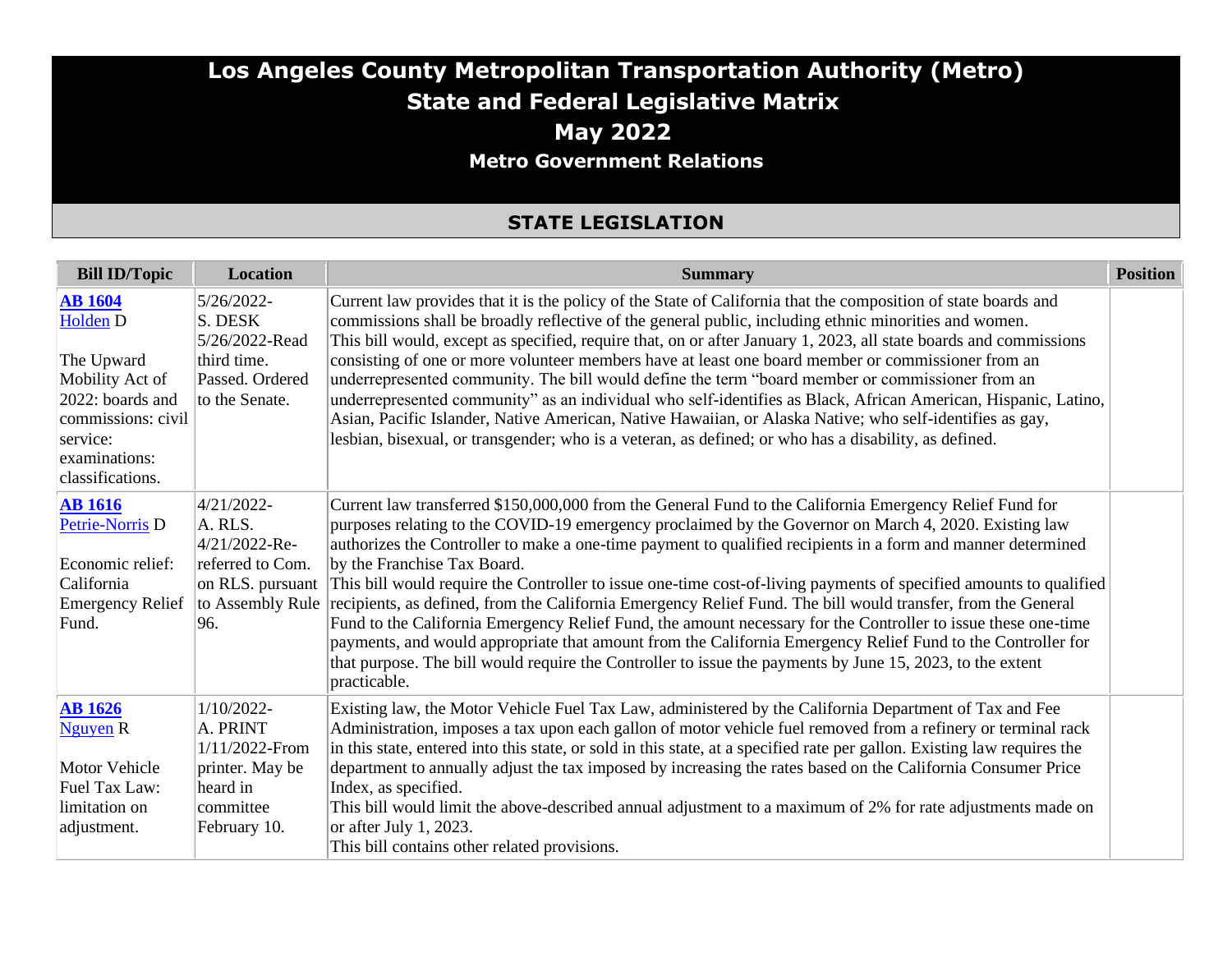# Los Angeles County Metropolitan Transportation Authority (Metro)
# State and Federal Legislative Matrix
# May 2022
## Metro Government Relations

## STATE LEGISLATION

| Bill ID/Topic | Location | Summary | Position |
|---|---|---|---|
| **AB 1604** Holden D<br><br>The Upward Mobility Act of 2022: boards and commissions: civil service: examinations: classifications. | 5/26/2022-S. DESK 5/26/2022-Read third time. Passed. Ordered to the Senate. | Current law provides that it is the policy of the State of California that the composition of state boards and commissions shall be broadly reflective of the general public, including ethnic minorities and women.<br>This bill would, except as specified, require that, on or after January 1, 2023, all state boards and commissions consisting of one or more volunteer members have at least one board member or commissioner from an underrepresented community. The bill would define the term "board member or commissioner from an underrepresented community" as an individual who self-identifies as Black, African American, Hispanic, Latino, Asian, Pacific Islander, Native American, Native Hawaiian, or Alaska Native; who self-identifies as gay, lesbian, bisexual, or transgender; who is a veteran, as defined; or who has a disability, as defined. | |
| **AB 1616** Petrie-Norris D<br><br>Economic relief: California Emergency Relief Fund. | 4/21/2022-A. RLS. 4/21/2022-Re-referred to Com. on RLS. pursuant to Assembly Rule 96. | Current law transferred $150,000,000 from the General Fund to the California Emergency Relief Fund for purposes relating to the COVID-19 emergency proclaimed by the Governor on March 4, 2020. Existing law authorizes the Controller to make a one-time payment to qualified recipients in a form and manner determined by the Franchise Tax Board.<br>This bill would require the Controller to issue one-time cost-of-living payments of specified amounts to qualified recipients, as defined, from the California Emergency Relief Fund. The bill would transfer, from the General Fund to the California Emergency Relief Fund, the amount necessary for the Controller to issue these one-time payments, and would appropriate that amount from the California Emergency Relief Fund to the Controller for that purpose. The bill would require the Controller to issue the payments by June 15, 2023, to the extent practicable. | |
| **AB 1626** Nguyen R<br><br>Motor Vehicle Fuel Tax Law: limitation on adjustment. | 1/10/2022-A. PRINT 1/11/2022-From printer. May be heard in committee February 10. | Existing law, the Motor Vehicle Fuel Tax Law, administered by the California Department of Tax and Fee Administration, imposes a tax upon each gallon of motor vehicle fuel removed from a refinery or terminal rack in this state, entered into this state, or sold in this state, at a specified rate per gallon. Existing law requires the department to annually adjust the tax imposed by increasing the rates based on the California Consumer Price Index, as specified.<br>This bill would limit the above-described annual adjustment to a maximum of 2% for rate adjustments made on or after July 1, 2023.<br>This bill contains other related provisions. | |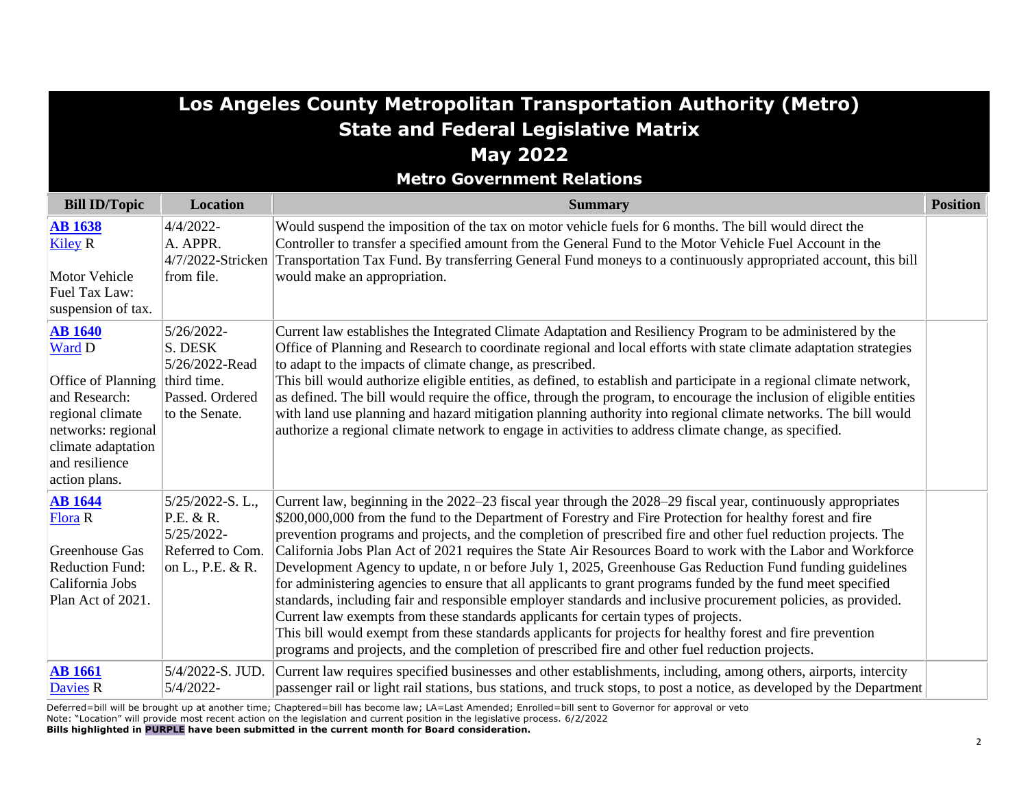# Los Angeles County Metropolitan Transportation Authority (Metro)
## State and Federal Legislative Matrix
## May 2022
### Metro Government Relations

| Bill ID/Topic | Location | Summary | Position |
|---|---|---|---|
| **AB 1638** Kiley R<br><br>Motor Vehicle Fuel Tax Law: suspension of tax. | 4/4/2022-A. APPR.<br>4/7/2022-Stricken from file. | Would suspend the imposition of the tax on motor vehicle fuels for 6 months. The bill would direct the Controller to transfer a specified amount from the General Fund to the Motor Vehicle Fuel Account in the Transportation Tax Fund. By transferring General Fund moneys to a continuously appropriated account, this bill would make an appropriation. | |
| **AB 1640** Ward D<br><br>Office of Planning and Research: regional climate networks: regional climate adaptation and resilience action plans. | 5/26/2022-S. DESK<br>5/26/2022-Read third time. Passed. Ordered to the Senate. | Current law establishes the Integrated Climate Adaptation and Resiliency Program to be administered by the Office of Planning and Research to coordinate regional and local efforts with state climate adaptation strategies to adapt to the impacts of climate change, as prescribed.<br>This bill would authorize eligible entities, as defined, to establish and participate in a regional climate network, as defined. The bill would require the office, through the program, to encourage the inclusion of eligible entities with land use planning and hazard mitigation planning authority into regional climate networks. The bill would authorize a regional climate network to engage in activities to address climate change, as specified. | |
| **AB 1644** Flora R<br><br>Greenhouse Gas Reduction Fund: California Jobs Plan Act of 2021. | 5/25/2022-S. L., P.E. & R.<br>5/25/2022-Referred to Com. on L., P.E. & R. | Current law, beginning in the 2022–23 fiscal year through the 2028–29 fiscal year, continuously appropriates $200,000,000 from the fund to the Department of Forestry and Fire Protection for healthy forest and fire prevention programs and projects, and the completion of prescribed fire and other fuel reduction projects. The California Jobs Plan Act of 2021 requires the State Air Resources Board to work with the Labor and Workforce Development Agency to update, n or before July 1, 2025, Greenhouse Gas Reduction Fund funding guidelines for administering agencies to ensure that all applicants to grant programs funded by the fund meet specified standards, including fair and responsible employer standards and inclusive procurement policies, as provided. Current law exempts from these standards applicants for certain types of projects.<br>This bill would exempt from these standards applicants for projects for healthy forest and fire prevention programs and projects, and the completion of prescribed fire and other fuel reduction projects. | |
| **AB 1661** Davies R | 5/4/2022-S. JUD.<br>5/4/2022- | Current law requires specified businesses and other establishments, including, among others, airports, intercity passenger rail or light rail stations, bus stations, and truck stops, to post a notice, as developed by the Department | |

Deferred=bill will be brought up at another time; Chaptered=bill has become law; LA=Last Amended; Enrolled=bill sent to Governor for approval or veto
Note: "Location" will provide most recent action on the legislation and current position in the legislative process. 6/2/2022
**Bills highlighted in PURPLE have been submitted in the current month for Board consideration.**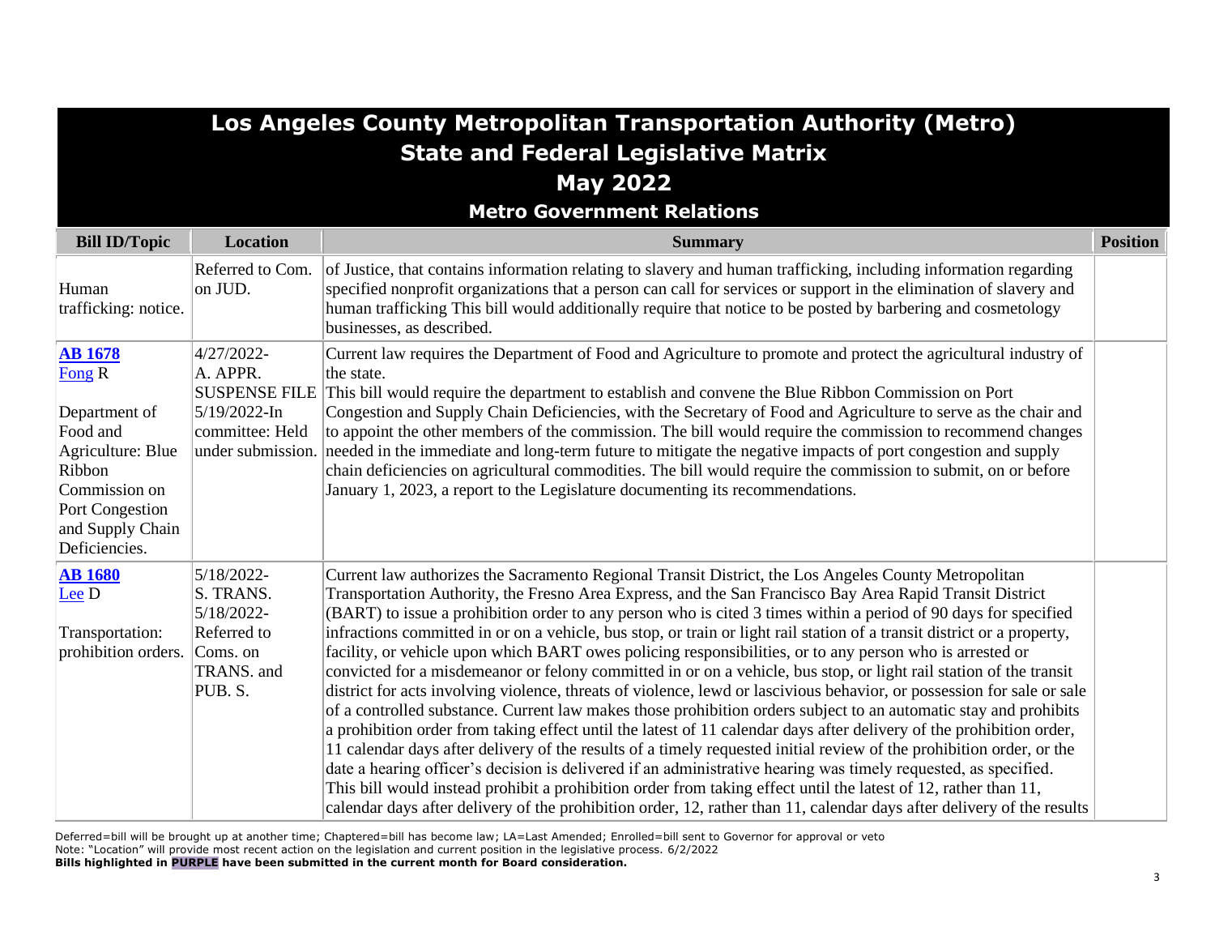# Los Angeles County Metropolitan Transportation Authority (Metro)
## State and Federal Legislative Matrix
## May 2022
### Metro Government Relations

| Bill ID/Topic | Location | Summary | Position |
|---|---|---|---|
| Human trafficking: notice. | Referred to Com. on JUD. | of Justice, that contains information relating to slavery and human trafficking, including information regarding specified nonprofit organizations that a person can call for services or support in the elimination of slavery and human trafficking This bill would additionally require that notice to be posted by barbering and cosmetology businesses, as described. | |
| **AB 1678** Fong R<br><br>Department of Food and Agriculture: Blue Ribbon Commission on Port Congestion and Supply Chain Deficiencies. | 4/27/2022-A. APPR. SUSPENSE FILE 5/19/2022-In committee: Held under submission. | Current law requires the Department of Food and Agriculture to promote and protect the agricultural industry of the state.<br>This bill would require the department to establish and convene the Blue Ribbon Commission on Port Congestion and Supply Chain Deficiencies, with the Secretary of Food and Agriculture to serve as the chair and to appoint the other members of the commission. The bill would require the commission to recommend changes needed in the immediate and long-term future to mitigate the negative impacts of port congestion and supply chain deficiencies on agricultural commodities. The bill would require the commission to submit, on or before January 1, 2023, a report to the Legislature documenting its recommendations. | |
| **AB 1680** Lee D<br><br>Transportation: prohibition orders. | 5/18/2022-S. TRANS. 5/18/2022-Referred to Coms. on TRANS. and PUB. S. | Current law authorizes the Sacramento Regional Transit District, the Los Angeles County Metropolitan Transportation Authority, the Fresno Area Express, and the San Francisco Bay Area Rapid Transit District (BART) to issue a prohibition order to any person who is cited 3 times within a period of 90 days for specified infractions committed in or on a vehicle, bus stop, or train or light rail station of a transit district or a property, facility, or vehicle upon which BART owes policing responsibilities, or to any person who is arrested or convicted for a misdemeanor or felony committed in or on a vehicle, bus stop, or light rail station of the transit district for acts involving violence, threats of violence, lewd or lascivious behavior, or possession for sale or sale of a controlled substance. Current law makes those prohibition orders subject to an automatic stay and prohibits a prohibition order from taking effect until the latest of 11 calendar days after delivery of the prohibition order, 11 calendar days after delivery of the results of a timely requested initial review of the prohibition order, or the date a hearing officer's decision is delivered if an administrative hearing was timely requested, as specified. This bill would instead prohibit a prohibition order from taking effect until the latest of 12, rather than 11, calendar days after delivery of the prohibition order, 12, rather than 11, calendar days after delivery of the results | |

Deferred=bill will be brought up at another time; Chaptered=bill has become law; LA=Last Amended; Enrolled=bill sent to Governor for approval or veto
Note: "Location" will provide most recent action on the legislation and current position in the legislative process. 6/2/2022
**Bills highlighted in PURPLE have been submitted in the current month for Board consideration.**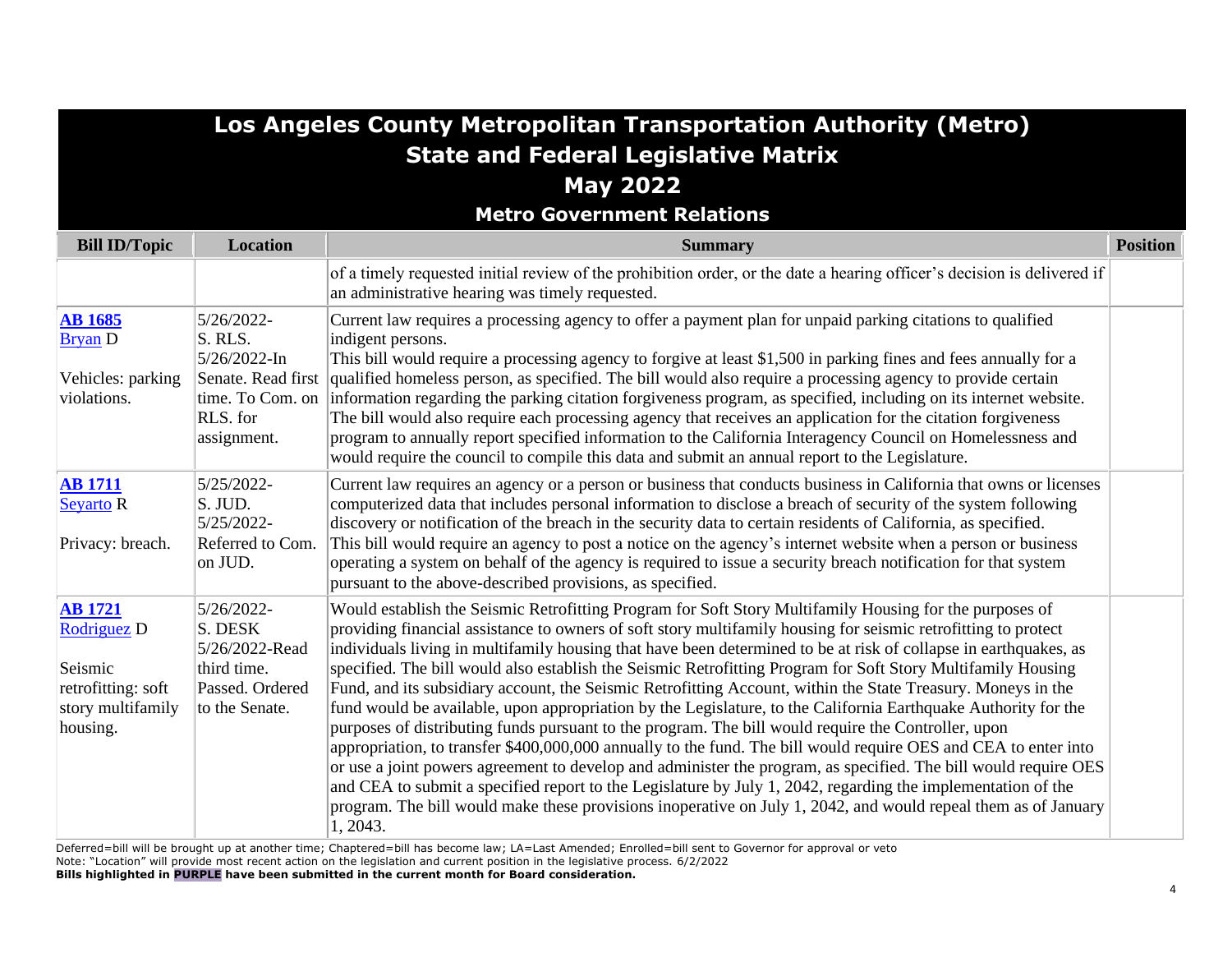# Los Angeles County Metropolitan Transportation Authority (Metro)
## State and Federal Legislative Matrix
## May 2022
### Metro Government Relations

| Bill ID/Topic | Location | Summary | Position |
|---|---|---|---|
| | | of a timely requested initial review of the prohibition order, or the date a hearing officer's decision is delivered if an administrative hearing was timely requested. | |
| **AB 1685** Bryan D Vehicles: parking violations. | 5/26/2022- S. RLS. 5/26/2022-In Senate. Read first time. To Com. on RLS. for assignment. | Current law requires a processing agency to offer a payment plan for unpaid parking citations to qualified indigent persons. This bill would require a processing agency to forgive at least $1,500 in parking fines and fees annually for a qualified homeless person, as specified. The bill would also require a processing agency to provide certain information regarding the parking citation forgiveness program, as specified, including on its internet website. The bill would also require each processing agency that receives an application for the citation forgiveness program to annually report specified information to the California Interagency Council on Homelessness and would require the council to compile this data and submit an annual report to the Legislature. | |
| **AB 1711** Seyarto R Privacy: breach. | 5/25/2022- S. JUD. 5/25/2022- Referred to Com. on JUD. | Current law requires an agency or a person or business that conducts business in California that owns or licenses computerized data that includes personal information to disclose a breach of security of the system following discovery or notification of the breach in the security data to certain residents of California, as specified. This bill would require an agency to post a notice on the agency's internet website when a person or business operating a system on behalf of the agency is required to issue a security breach notification for that system pursuant to the above-described provisions, as specified. | |
| **AB 1721** Rodriguez D Seismic retrofitting: soft story multifamily housing. | 5/26/2022- S. DESK 5/26/2022-Read third time. Passed. Ordered to the Senate. | Would establish the Seismic Retrofitting Program for Soft Story Multifamily Housing for the purposes of providing financial assistance to owners of soft story multifamily housing for seismic retrofitting to protect individuals living in multifamily housing that have been determined to be at risk of collapse in earthquakes, as specified. The bill would also establish the Seismic Retrofitting Program for Soft Story Multifamily Housing Fund, and its subsidiary account, the Seismic Retrofitting Account, within the State Treasury. Moneys in the fund would be available, upon appropriation by the Legislature, to the California Earthquake Authority for the purposes of distributing funds pursuant to the program. The bill would require the Controller, upon appropriation, to transfer $400,000,000 annually to the fund. The bill would require OES and CEA to enter into or use a joint powers agreement to develop and administer the program, as specified. The bill would require OES and CEA to submit a specified report to the Legislature by July 1, 2042, regarding the implementation of the program. The bill would make these provisions inoperative on July 1, 2042, and would repeal them as of January 1, 2043. | |

Deferred=bill will be brought up at another time; Chaptered=bill has become law; LA=Last Amended; Enrolled=bill sent to Governor for approval or veto
Note: "Location" will provide most recent action on the legislation and current position in the legislative process. 6/2/2022
**Bills highlighted in PURPLE have been submitted in the current month for Board consideration.**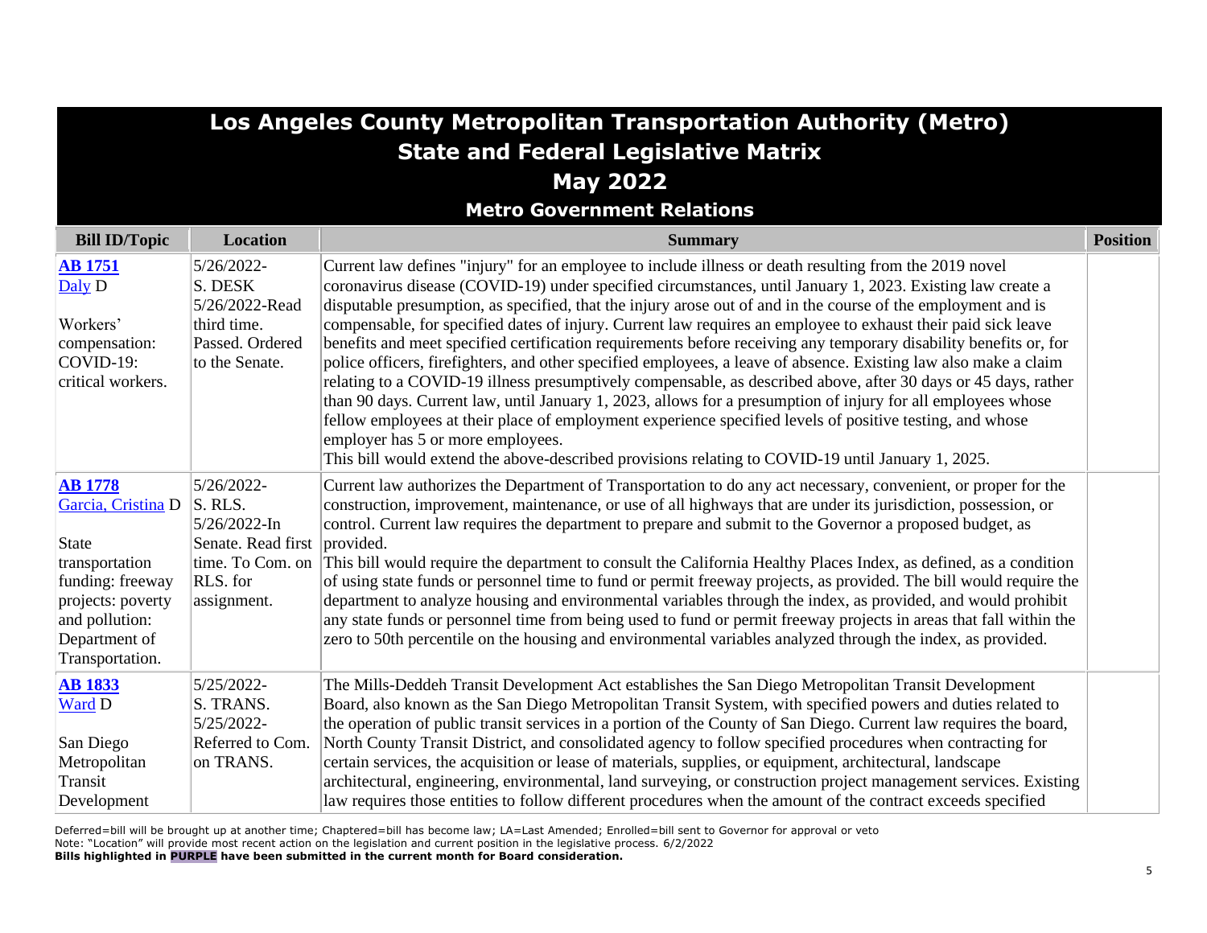# Los Angeles County Metropolitan Transportation Authority (Metro)
## State and Federal Legislative Matrix
## May 2022
### Metro Government Relations

| Bill ID/Topic | Location | Summary | Position |
|---|---|---|---|
| **AB 1751** Daly D Workers' compensation: COVID-19: critical workers. | 5/26/2022- S. DESK 5/26/2022-Read third time. Passed. Ordered to the Senate. | Current law defines "injury" for an employee to include illness or death resulting from the 2019 novel coronavirus disease (COVID-19) under specified circumstances, until January 1, 2023. Existing law create a disputable presumption, as specified, that the injury arose out of and in the course of the employment and is compensable, for specified dates of injury. Current law requires an employee to exhaust their paid sick leave benefits and meet specified certification requirements before receiving any temporary disability benefits or, for police officers, firefighters, and other specified employees, a leave of absence. Existing law also make a claim relating to a COVID-19 illness presumptively compensable, as described above, after 30 days or 45 days, rather than 90 days. Current law, until January 1, 2023, allows for a presumption of injury for all employees whose fellow employees at their place of employment experience specified levels of positive testing, and whose employer has 5 or more employees.<br>This bill would extend the above-described provisions relating to COVID-19 until January 1, 2025. | |
| **AB 1778** Garcia, Cristina D State transportation funding: freeway projects: poverty and pollution: Department of Transportation. | 5/26/2022- S. RLS. 5/26/2022-In Senate. Read first time. To Com. on RLS. for assignment. | Current law authorizes the Department of Transportation to do any act necessary, convenient, or proper for the construction, improvement, maintenance, or use of all highways that are under its jurisdiction, possession, or control. Current law requires the department to prepare and submit to the Governor a proposed budget, as provided.<br>This bill would require the department to consult the California Healthy Places Index, as defined, as a condition of using state funds or personnel time to fund or permit freeway projects, as provided. The bill would require the department to analyze housing and environmental variables through the index, as provided, and would prohibit any state funds or personnel time from being used to fund or permit freeway projects in areas that fall within the zero to 50th percentile on the housing and environmental variables analyzed through the index, as provided. | |
| **AB 1833** Ward D San Diego Metropolitan Transit Development | 5/25/2022- S. TRANS. 5/25/2022- Referred to Com. on TRANS. | The Mills-Deddeh Transit Development Act establishes the San Diego Metropolitan Transit Development Board, also known as the San Diego Metropolitan Transit System, with specified powers and duties related to the operation of public transit services in a portion of the County of San Diego. Current law requires the board, North County Transit District, and consolidated agency to follow specified procedures when contracting for certain services, the acquisition or lease of materials, supplies, or equipment, architectural, landscape architectural, engineering, environmental, land surveying, or construction project management services. Existing law requires those entities to follow different procedures when the amount of the contract exceeds specified | |

Deferred=bill will be brought up at another time; Chaptered=bill has become law; LA=Last Amended; Enrolled=bill sent to Governor for approval or veto
Note: "Location" will provide most recent action on the legislation and current position in the legislative process. 6/2/2022
**Bills highlighted in PURPLE have been submitted in the current month for Board consideration.**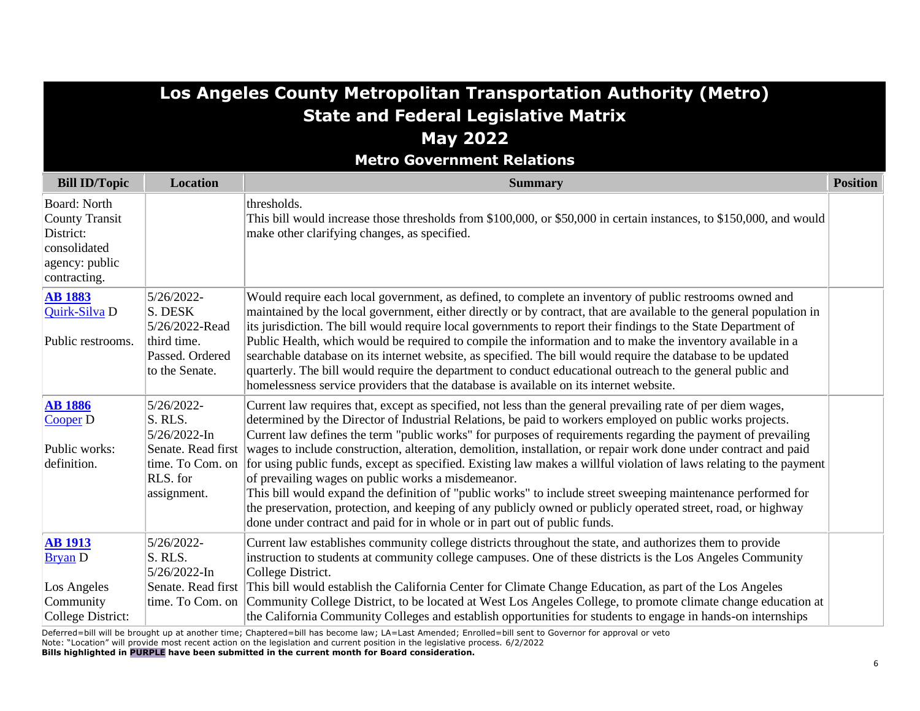# Los Angeles County Metropolitan Transportation Authority (Metro)
## State and Federal Legislative Matrix
## May 2022
### Metro Government Relations

| Bill ID/Topic | Location | Summary | Position |
|---|---|---|---|
| Board: North County Transit District: consolidated agency: public contracting. | | thresholds.<br>This bill would increase those thresholds from $100,000, or $50,000 in certain instances, to $150,000, and would make other clarifying changes, as specified. | |
| **AB 1883**<br>Quirk-Silva D<br><br>Public restrooms. | 5/26/2022-<br>S. DESK<br>5/26/2022-Read third time. Passed. Ordered to the Senate. | Would require each local government, as defined, to complete an inventory of public restrooms owned and maintained by the local government, either directly or by contract, that are available to the general population in its jurisdiction. The bill would require local governments to report their findings to the State Department of Public Health, which would be required to compile the information and to make the inventory available in a searchable database on its internet website, as specified. The bill would require the database to be updated quarterly. The bill would require the department to conduct educational outreach to the general public and homelessness service providers that the database is available on its internet website. | |
| **AB 1886**<br>Cooper D<br><br>Public works: definition. | 5/26/2022-<br>S. RLS.<br>5/26/2022-In Senate. Read first time. To Com. on RLS. for assignment. | Current law requires that, except as specified, not less than the general prevailing rate of per diem wages, determined by the Director of Industrial Relations, be paid to workers employed on public works projects. Current law defines the term "public works" for purposes of requirements regarding the payment of prevailing wages to include construction, alteration, demolition, installation, or repair work done under contract and paid for using public funds, except as specified. Existing law makes a willful violation of laws relating to the payment of prevailing wages on public works a misdemeanor.<br>This bill would expand the definition of "public works" to include street sweeping maintenance performed for the preservation, protection, and keeping of any publicly owned or publicly operated street, road, or highway done under contract and paid for in whole or in part out of public funds. | |
| **AB 1913**<br>Bryan D<br><br>Los Angeles Community College District: | 5/26/2022-<br>S. RLS.<br>5/26/2022-In Senate. Read first time. To Com. on | Current law establishes community college districts throughout the state, and authorizes them to provide instruction to students at community college campuses. One of these districts is the Los Angeles Community College District.<br>This bill would establish the California Center for Climate Change Education, as part of the Los Angeles Community College District, to be located at West Los Angeles College, to promote climate change education at the California Community Colleges and establish opportunities for students to engage in hands-on internships | |

Deferred=bill will be brought up at another time; Chaptered=bill has become law; LA=Last Amended; Enrolled=bill sent to Governor for approval or veto
Note: "Location" will provide most recent action on the legislation and current position in the legislative process. 6/2/2022
**Bills highlighted in PURPLE have been submitted in the current month for Board consideration.**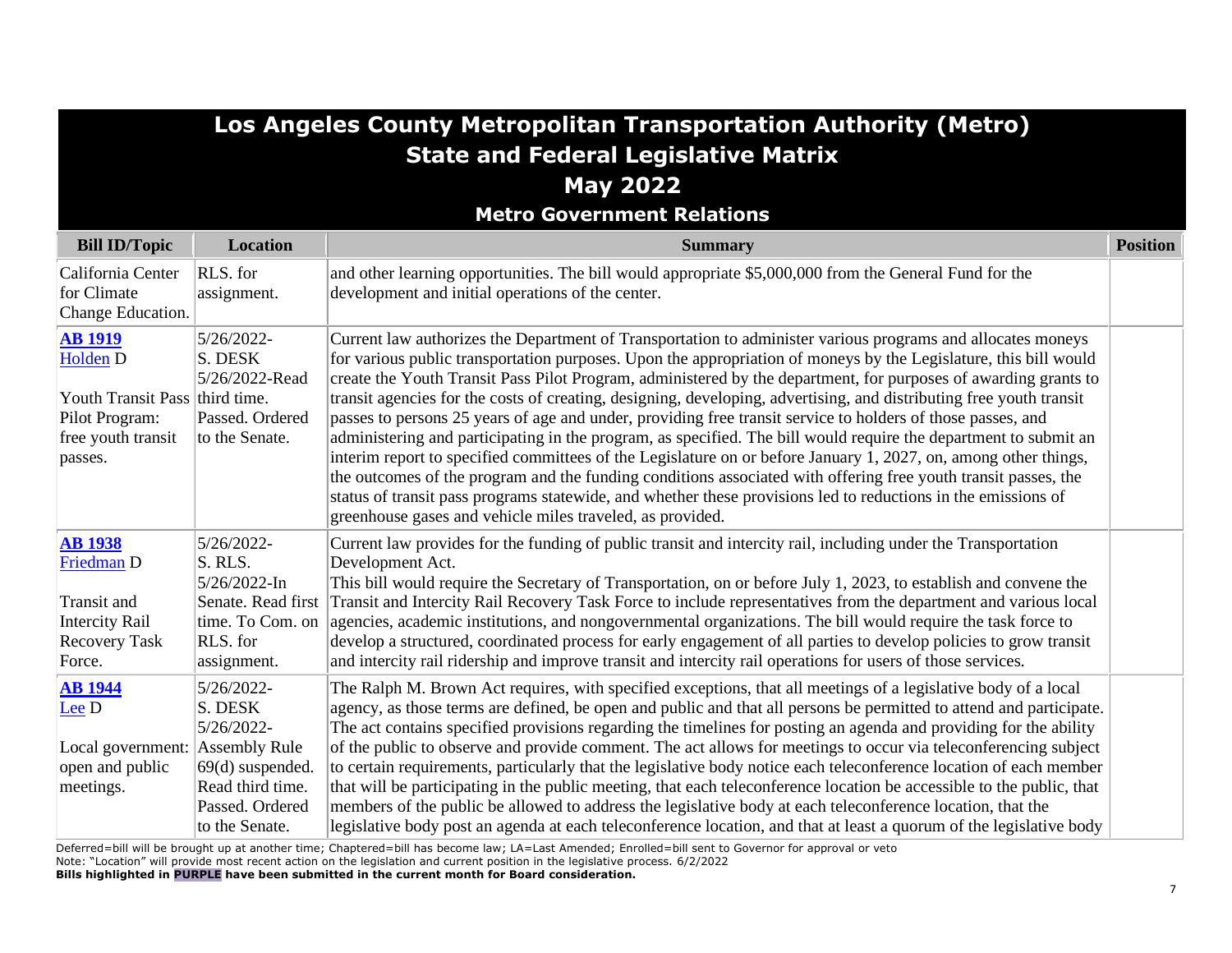# Los Angeles County Metropolitan Transportation Authority (Metro)
## State and Federal Legislative Matrix
## May 2022
### Metro Government Relations

| Bill ID/Topic | Location | Summary | Position |
|---|---|---|---|
| California Center for Climate Change Education. | RLS. for assignment. | and other learning opportunities. The bill would appropriate $5,000,000 from the General Fund for the development and initial operations of the center. | |
| **AB 1919** Holden D<br><br>Youth Transit Pass Pilot Program: free youth transit passes. | 5/26/2022- S. DESK 5/26/2022-Read third time. Passed. Ordered to the Senate. | Current law authorizes the Department of Transportation to administer various programs and allocates moneys for various public transportation purposes. Upon the appropriation of moneys by the Legislature, this bill would create the Youth Transit Pass Pilot Program, administered by the department, for purposes of awarding grants to transit agencies for the costs of creating, designing, developing, advertising, and distributing free youth transit passes to persons 25 years of age and under, providing free transit service to holders of those passes, and administering and participating in the program, as specified. The bill would require the department to submit an interim report to specified committees of the Legislature on or before January 1, 2027, on, among other things, the outcomes of the program and the funding conditions associated with offering free youth transit passes, the status of transit pass programs statewide, and whether these provisions led to reductions in the emissions of greenhouse gases and vehicle miles traveled, as provided. | |
| **AB 1938** Friedman D<br><br>Transit and Intercity Rail Recovery Task Force. | 5/26/2022- S. RLS. 5/26/2022-In Senate. Read first time. To Com. on RLS. for assignment. | Current law provides for the funding of public transit and intercity rail, including under the Transportation Development Act.<br>This bill would require the Secretary of Transportation, on or before July 1, 2023, to establish and convene the Transit and Intercity Rail Recovery Task Force to include representatives from the department and various local agencies, academic institutions, and nongovernmental organizations. The bill would require the task force to develop a structured, coordinated process for early engagement of all parties to develop policies to grow transit and intercity rail ridership and improve transit and intercity rail operations for users of those services. | |
| **AB 1944** Lee D<br><br>Local government: open and public meetings. | 5/26/2022- S. DESK 5/26/2022- Assembly Rule 69(d) suspended. Read third time. Passed. Ordered to the Senate. | The Ralph M. Brown Act requires, with specified exceptions, that all meetings of a legislative body of a local agency, as those terms are defined, be open and public and that all persons be permitted to attend and participate. The act contains specified provisions regarding the timelines for posting an agenda and providing for the ability of the public to observe and provide comment. The act allows for meetings to occur via teleconferencing subject to certain requirements, particularly that the legislative body notice each teleconference location of each member that will be participating in the public meeting, that each teleconference location be accessible to the public, that members of the public be allowed to address the legislative body at each teleconference location, that the legislative body post an agenda at each teleconference location, and that at least a quorum of the legislative body | |

Deferred=bill will be brought up at another time; Chaptered=bill has become law; LA=Last Amended; Enrolled=bill sent to Governor for approval or veto
Note: "Location" will provide most recent action on the legislation and current position in the legislative process. 6/2/2022
**Bills highlighted in PURPLE have been submitted in the current month for Board consideration.**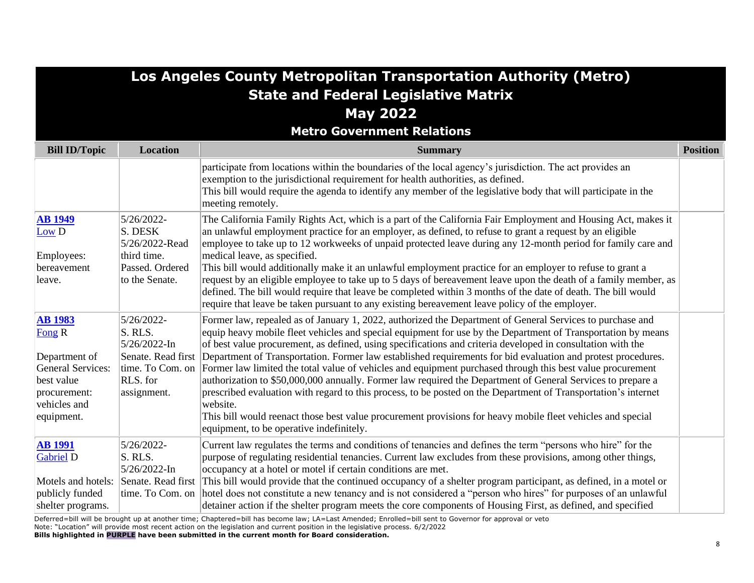# Los Angeles County Metropolitan Transportation Authority (Metro)
## State and Federal Legislative Matrix
## May 2022
### Metro Government Relations

| Bill ID/Topic | Location | Summary | Position |
|---|---|---|---|
| | | participate from locations within the boundaries of the local agency's jurisdiction. The act provides an exemption to the jurisdictional requirement for health authorities, as defined.<br>This bill would require the agenda to identify any member of the legislative body that will participate in the meeting remotely. | |
| **AB 1949**<br>Low D<br><br>Employees: bereavement leave. | 5/26/2022-S. DESK<br>5/26/2022-Read third time. Passed. Ordered to the Senate. | The California Family Rights Act, which is a part of the California Fair Employment and Housing Act, makes it an unlawful employment practice for an employer, as defined, to refuse to grant a request by an eligible employee to take up to 12 workweeks of unpaid protected leave during any 12-month period for family care and medical leave, as specified.<br>This bill would additionally make it an unlawful employment practice for an employer to refuse to grant a request by an eligible employee to take up to 5 days of bereavement leave upon the death of a family member, as defined. The bill would require that leave be completed within 3 months of the date of death. The bill would require that leave be taken pursuant to any existing bereavement leave policy of the employer. | |
| **AB 1983**<br>Fong R<br><br>Department of General Services: best value procurement: vehicles and equipment. | 5/26/2022-S. RLS.<br>5/26/2022-In Senate. Read first time. To Com. on RLS. for assignment. | Former law, repealed as of January 1, 2022, authorized the Department of General Services to purchase and equip heavy mobile fleet vehicles and special equipment for use by the Department of Transportation by means of best value procurement, as defined, using specifications and criteria developed in consultation with the Department of Transportation. Former law established requirements for bid evaluation and protest procedures. Former law limited the total value of vehicles and equipment purchased through this best value procurement authorization to $50,000,000 annually. Former law required the Department of General Services to prepare a prescribed evaluation with regard to this process, to be posted on the Department of Transportation's internet website.<br>This bill would reenact those best value procurement provisions for heavy mobile fleet vehicles and special equipment, to be operative indefinitely. | |
| **AB 1991**<br>Gabriel D<br><br>Motels and hotels: publicly funded shelter programs. | 5/26/2022-S. RLS.<br>5/26/2022-In Senate. Read first time. To Com. on | Current law regulates the terms and conditions of tenancies and defines the term "persons who hire" for the purpose of regulating residential tenancies. Current law excludes from these provisions, among other things, occupancy at a hotel or motel if certain conditions are met.<br>This bill would provide that the continued occupancy of a shelter program participant, as defined, in a motel or hotel does not constitute a new tenancy and is not considered a "person who hires" for purposes of an unlawful detainer action if the shelter program meets the core components of Housing First, as defined, and specified | |

Deferred=bill will be brought up at another time; Chaptered=bill has become law; LA=Last Amended; Enrolled=bill sent to Governor for approval or veto
Note: "Location" will provide most recent action on the legislation and current position in the legislative process. 6/2/2022
**Bills highlighted in PURPLE have been submitted in the current month for Board consideration.**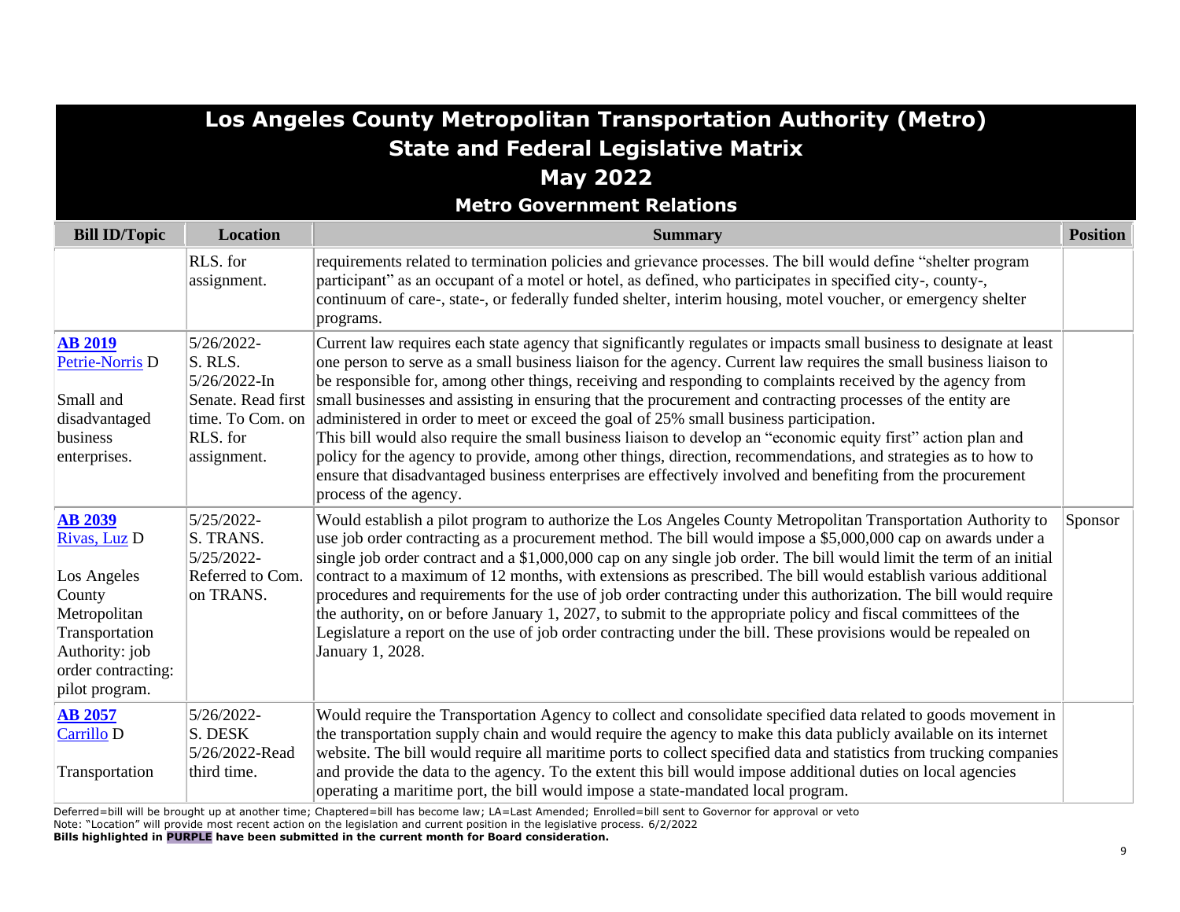# Los Angeles County Metropolitan Transportation Authority (Metro)
## State and Federal Legislative Matrix
## May 2022
### Metro Government Relations

| Bill ID/Topic | Location | Summary | Position |
|---|---|---|---|
| | RLS. for assignment. | requirements related to termination policies and grievance processes. The bill would define "shelter program participant" as an occupant of a motel or hotel, as defined, who participates in specified city-, county-, continuum of care-, state-, or federally funded shelter, interim housing, motel voucher, or emergency shelter programs. | |
| **AB 2019**<br>Petrie-Norris D<br><br>Small and disadvantaged business enterprises. | 5/26/2022-S. RLS.<br>5/26/2022-In Senate. Read first time. To Com. on RLS. for assignment. | Current law requires each state agency that significantly regulates or impacts small business to designate at least one person to serve as a small business liaison for the agency. Current law requires the small business liaison to be responsible for, among other things, receiving and responding to complaints received by the agency from small businesses and assisting in ensuring that the procurement and contracting processes of the entity are administered in order to meet or exceed the goal of 25% small business participation.<br>This bill would also require the small business liaison to develop an "economic equity first" action plan and policy for the agency to provide, among other things, direction, recommendations, and strategies as to how to ensure that disadvantaged business enterprises are effectively involved and benefiting from the procurement process of the agency. | |
| **AB 2039**<br>Rivas, Luz D<br><br>Los Angeles County Metropolitan Transportation Authority: job order contracting: pilot program. | 5/25/2022-S. TRANS.<br>5/25/2022-Referred to Com. on TRANS. | Would establish a pilot program to authorize the Los Angeles County Metropolitan Transportation Authority to use job order contracting as a procurement method. The bill would impose a $5,000,000 cap on awards under a single job order contract and a $1,000,000 cap on any single job order. The bill would limit the term of an initial contract to a maximum of 12 months, with extensions as prescribed. The bill would establish various additional procedures and requirements for the use of job order contracting under this authorization. The bill would require the authority, on or before January 1, 2027, to submit to the appropriate policy and fiscal committees of the Legislature a report on the use of job order contracting under the bill. These provisions would be repealed on January 1, 2028. | Sponsor |
| **AB 2057**<br>Carrillo D<br><br>Transportation | 5/26/2022-S. DESK<br>5/26/2022-Read third time. | Would require the Transportation Agency to collect and consolidate specified data related to goods movement in the transportation supply chain and would require the agency to make this data publicly available on its internet website. The bill would require all maritime ports to collect specified data and statistics from trucking companies and provide the data to the agency. To the extent this bill would impose additional duties on local agencies operating a maritime port, the bill would impose a state-mandated local program. | |

Deferred=bill will be brought up at another time; Chaptered=bill has become law; LA=Last Amended; Enrolled=bill sent to Governor for approval or veto
Note: "Location" will provide most recent action on the legislation and current position in the legislative process. 6/2/2022
**Bills highlighted in PURPLE have been submitted in the current month for Board consideration.**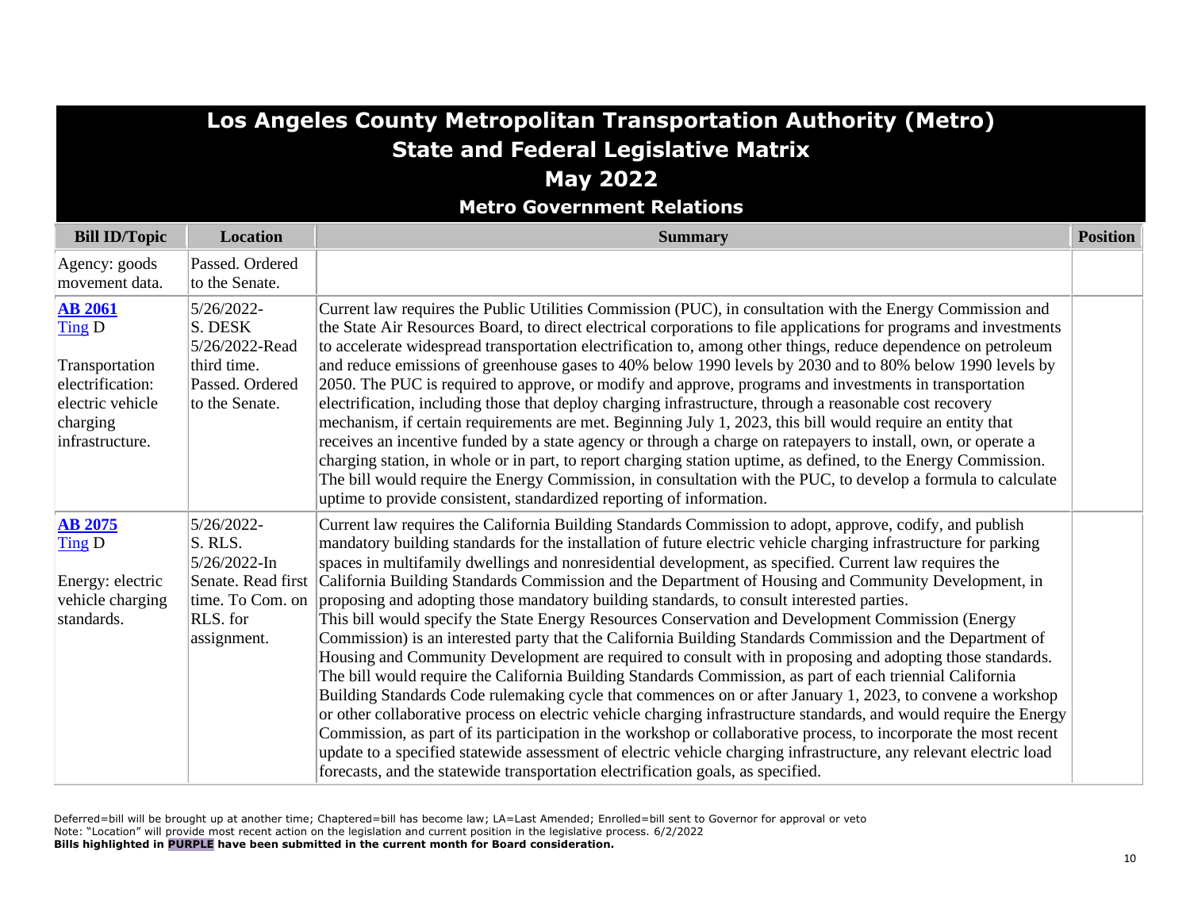# Los Angeles County Metropolitan Transportation Authority (Metro)
## State and Federal Legislative Matrix
## May 2022
### Metro Government Relations

| Bill ID/Topic | Location | Summary | Position |
|---|---|---|---|
| Agency: goods movement data. | Passed. Ordered to the Senate. | | |
| **AB 2061**<br>Ting D<br><br>Transportation electrification: electric vehicle charging infrastructure. | 5/26/2022-S. DESK<br>5/26/2022-Read third time. Passed. Ordered to the Senate. | Current law requires the Public Utilities Commission (PUC), in consultation with the Energy Commission and the State Air Resources Board, to direct electrical corporations to file applications for programs and investments to accelerate widespread transportation electrification to, among other things, reduce dependence on petroleum and reduce emissions of greenhouse gases to 40% below 1990 levels by 2030 and to 80% below 1990 levels by 2050. The PUC is required to approve, or modify and approve, programs and investments in transportation electrification, including those that deploy charging infrastructure, through a reasonable cost recovery mechanism, if certain requirements are met. Beginning July 1, 2023, this bill would require an entity that receives an incentive funded by a state agency or through a charge on ratepayers to install, own, or operate a charging station, in whole or in part, to report charging station uptime, as defined, to the Energy Commission. The bill would require the Energy Commission, in consultation with the PUC, to develop a formula to calculate uptime to provide consistent, standardized reporting of information. | |
| **AB 2075**<br>Ting D<br><br>Energy: electric vehicle charging standards. | 5/26/2022-S. RLS.<br>5/26/2022-In Senate. Read first time. To Com. on RLS. for assignment. | Current law requires the California Building Standards Commission to adopt, approve, codify, and publish mandatory building standards for the installation of future electric vehicle charging infrastructure for parking spaces in multifamily dwellings and nonresidential development, as specified. Current law requires the California Building Standards Commission and the Department of Housing and Community Development, in proposing and adopting those mandatory building standards, to consult interested parties.<br>This bill would specify the State Energy Resources Conservation and Development Commission (Energy Commission) is an interested party that the California Building Standards Commission and the Department of Housing and Community Development are required to consult with in proposing and adopting those standards. The bill would require the California Building Standards Commission, as part of each triennial California Building Standards Code rulemaking cycle that commences on or after January 1, 2023, to convene a workshop or other collaborative process on electric vehicle charging infrastructure standards, and would require the Energy Commission, as part of its participation in the workshop or collaborative process, to incorporate the most recent update to a specified statewide assessment of electric vehicle charging infrastructure, any relevant electric load forecasts, and the statewide transportation electrification goals, as specified. | |

Deferred=bill will be brought up at another time; Chaptered=bill has become law; LA=Last Amended; Enrolled=bill sent to Governor for approval or veto
Note: "Location" will provide most recent action on the legislation and current position in the legislative process. 6/2/2022
**Bills highlighted in PURPLE have been submitted in the current month for Board consideration.**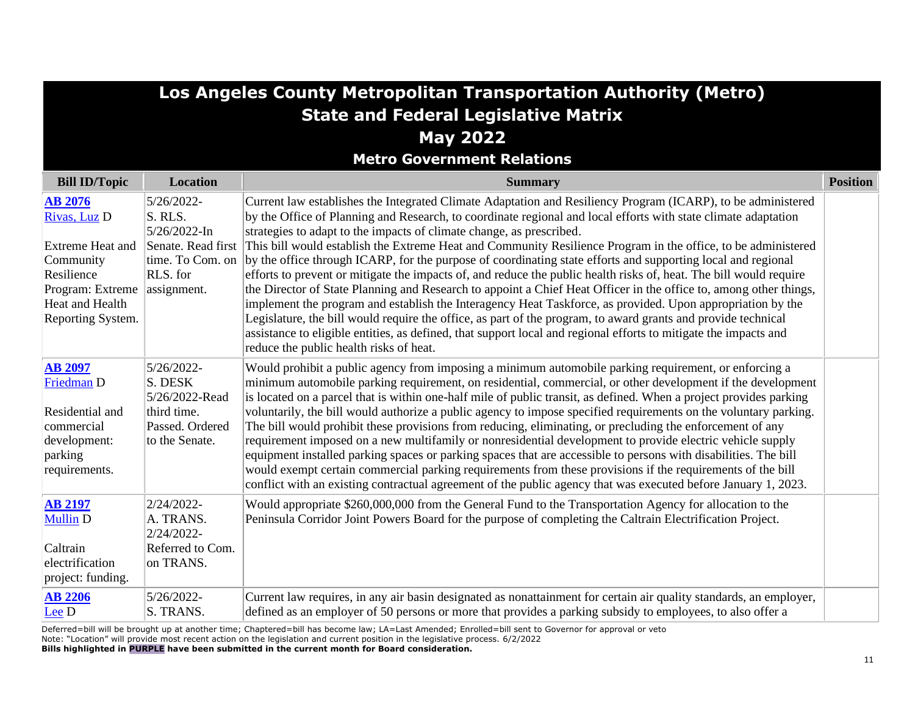# Los Angeles County Metropolitan Transportation Authority (Metro)
## State and Federal Legislative Matrix
## May 2022
### Metro Government Relations

| Bill ID/Topic | Location | Summary | Position |
|---|---|---|---|
| **AB 2076** Rivas, Luz D<br><br>Extreme Heat and Community Resilience Program: Extreme Heat and Health Reporting System. | 5/26/2022-S. RLS.<br>5/26/2022-In Senate. Read first time. To Com. on RLS. for assignment. | Current law establishes the Integrated Climate Adaptation and Resiliency Program (ICARP), to be administered by the Office of Planning and Research, to coordinate regional and local efforts with state climate adaptation strategies to adapt to the impacts of climate change, as prescribed. This bill would establish the Extreme Heat and Community Resilience Program in the office, to be administered by the office through ICARP, for the purpose of coordinating state efforts and supporting local and regional efforts to prevent or mitigate the impacts of, and reduce the public health risks of, heat. The bill would require the Director of State Planning and Research to appoint a Chief Heat Officer in the office to, among other things, implement the program and establish the Interagency Heat Taskforce, as provided. Upon appropriation by the Legislature, the bill would require the office, as part of the program, to award grants and provide technical assistance to eligible entities, as defined, that support local and regional efforts to mitigate the impacts and reduce the public health risks of heat. | |
| **AB 2097** Friedman D<br><br>Residential and commercial development: parking requirements. | 5/26/2022-S. DESK<br>5/26/2022-Read third time. Passed. Ordered to the Senate. | Would prohibit a public agency from imposing a minimum automobile parking requirement, or enforcing a minimum automobile parking requirement, on residential, commercial, or other development if the development is located on a parcel that is within one-half mile of public transit, as defined. When a project provides parking voluntarily, the bill would authorize a public agency to impose specified requirements on the voluntary parking. The bill would prohibit these provisions from reducing, eliminating, or precluding the enforcement of any requirement imposed on a new multifamily or nonresidential development to provide electric vehicle supply equipment installed parking spaces or parking spaces that are accessible to persons with disabilities. The bill would exempt certain commercial parking requirements from these provisions if the requirements of the bill conflict with an existing contractual agreement of the public agency that was executed before January 1, 2023. | |
| **AB 2197** Mullin D<br><br>Caltrain electrification project: funding. | 2/24/2022-A. TRANS.<br>2/24/2022-Referred to Com. on TRANS. | Would appropriate $260,000,000 from the General Fund to the Transportation Agency for allocation to the Peninsula Corridor Joint Powers Board for the purpose of completing the Caltrain Electrification Project. | |
| **AB 2206** Lee D | 5/26/2022-S. TRANS. | Current law requires, in any air basin designated as nonattainment for certain air quality standards, an employer, defined as an employer of 50 persons or more that provides a parking subsidy to employees, to also offer a | |

Deferred=bill will be brought up at another time; Chaptered=bill has become law; LA=Last Amended; Enrolled=bill sent to Governor for approval or veto
Note: "Location" will provide most recent action on the legislation and current position in the legislative process. 6/2/2022
**Bills highlighted in PURPLE have been submitted in the current month for Board consideration.**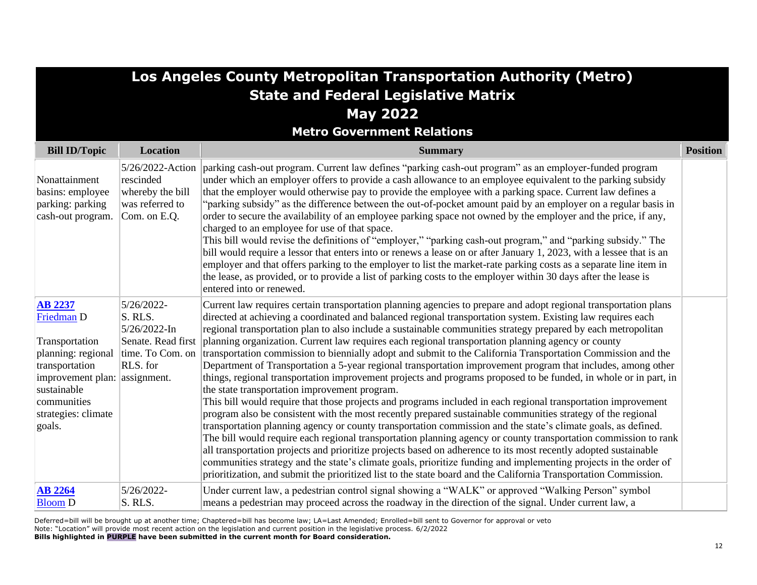# Los Angeles County Metropolitan Transportation Authority (Metro)
## State and Federal Legislative Matrix
## May 2022
### Metro Government Relations

| Bill ID/Topic | Location | Summary | Position |
|---|---|---|---|
| Nonattainment basins: employee parking: parking cash-out program. | 5/26/2022-Action rescinded whereby the bill was referred to Com. on E.Q. | parking cash-out program. Current law defines "parking cash-out program" as an employer-funded program under which an employer offers to provide a cash allowance to an employee equivalent to the parking subsidy that the employer would otherwise pay to provide the employee with a parking space. Current law defines a "parking subsidy" as the difference between the out-of-pocket amount paid by an employer on a regular basis in order to secure the availability of an employee parking space not owned by the employer and the price, if any, charged to an employee for use of that space.<br>This bill would revise the definitions of "employer," "parking cash-out program," and "parking subsidy." The bill would require a lessor that enters into or renews a lease on or after January 1, 2023, with a lessee that is an employer and that offers parking to the employer to list the market-rate parking costs as a separate line item in the lease, as provided, or to provide a list of parking costs to the employer within 30 days after the lease is entered into or renewed. | |
| **AB 2237**<br>Friedman D<br><br>Transportation planning: regional transportation improvement plan: sustainable communities strategies: climate goals. | 5/26/2022-S. RLS.<br>5/26/2022-In Senate. Read first time. To Com. on RLS. for assignment. | Current law requires certain transportation planning agencies to prepare and adopt regional transportation plans directed at achieving a coordinated and balanced regional transportation system. Existing law requires each regional transportation plan to also include a sustainable communities strategy prepared by each metropolitan planning organization. Current law requires each regional transportation planning agency or county transportation commission to biennially adopt and submit to the California Transportation Commission and the Department of Transportation a 5-year regional transportation improvement program that includes, among other things, regional transportation improvement projects and programs proposed to be funded, in whole or in part, in the state transportation improvement program.<br>This bill would require that those projects and programs included in each regional transportation improvement program also be consistent with the most recently prepared sustainable communities strategy of the regional transportation planning agency or county transportation commission and the state's climate goals, as defined. The bill would require each regional transportation planning agency or county transportation commission to rank all transportation projects and prioritize projects based on adherence to its most recently adopted sustainable communities strategy and the state's climate goals, prioritize funding and implementing projects in the order of prioritization, and submit the prioritized list to the state board and the California Transportation Commission. | |
| **AB 2264**<br>Bloom D | 5/26/2022-S. RLS. | Under current law, a pedestrian control signal showing a "WALK" or approved "Walking Person" symbol means a pedestrian may proceed across the roadway in the direction of the signal. Under current law, a | |

Deferred=bill will be brought up at another time; Chaptered=bill has become law; LA=Last Amended; Enrolled=bill sent to Governor for approval or veto
Note: "Location" will provide most recent action on the legislation and current position in the legislative process. 6/2/2022
**Bills highlighted in PURPLE have been submitted in the current month for Board consideration.**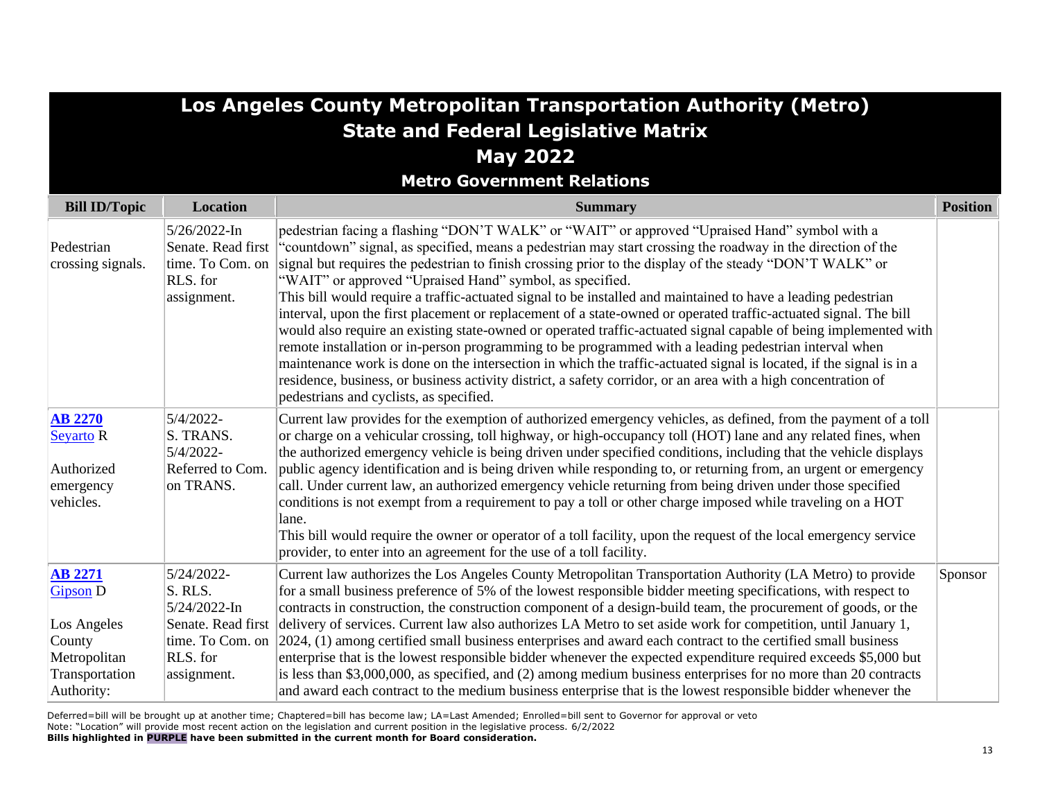# Los Angeles County Metropolitan Transportation Authority (Metro)
## State and Federal Legislative Matrix
## May 2022
### Metro Government Relations

| Bill ID/Topic | Location | Summary | Position |
|---|---|---|---|
| Pedestrian crossing signals. | 5/26/2022-In Senate. Read first time. To Com. on RLS. for assignment. | pedestrian facing a flashing “DON’T WALK” or “WAIT” or approved “Upraised Hand” symbol with a “countdown” signal, as specified, means a pedestrian may start crossing the roadway in the direction of the signal but requires the pedestrian to finish crossing prior to the display of the steady “DON’T WALK” or “WAIT” or approved “Upraised Hand” symbol, as specified.<br>This bill would require a traffic-actuated signal to be installed and maintained to have a leading pedestrian interval, upon the first placement or replacement of a state-owned or operated traffic-actuated signal. The bill would also require an existing state-owned or operated traffic-actuated signal capable of being implemented with remote installation or in-person programming to be programmed with a leading pedestrian interval when maintenance work is done on the intersection in which the traffic-actuated signal is located, if the signal is in a residence, business, or business activity district, a safety corridor, or an area with a high concentration of pedestrians and cyclists, as specified. | |
| **AB 2270**<br>Seyarto R<br><br>Authorized emergency vehicles. | 5/4/2022-S. TRANS.<br>5/4/2022-Referred to Com. on TRANS. | Current law provides for the exemption of authorized emergency vehicles, as defined, from the payment of a toll or charge on a vehicular crossing, toll highway, or high-occupancy toll (HOT) lane and any related fines, when the authorized emergency vehicle is being driven under specified conditions, including that the vehicle displays public agency identification and is being driven while responding to, or returning from, an urgent or emergency call. Under current law, an authorized emergency vehicle returning from being driven under those specified conditions is not exempt from a requirement to pay a toll or other charge imposed while traveling on a HOT lane.<br>This bill would require the owner or operator of a toll facility, upon the request of the local emergency service provider, to enter into an agreement for the use of a toll facility. | |
| **AB 2271**<br>Gipson D<br><br>Los Angeles County Metropolitan Transportation Authority: | 5/24/2022-S. RLS.<br>5/24/2022-In Senate. Read first time. To Com. on RLS. for assignment. | Current law authorizes the Los Angeles County Metropolitan Transportation Authority (LA Metro) to provide for a small business preference of 5% of the lowest responsible bidder meeting specifications, with respect to contracts in construction, the construction component of a design-build team, the procurement of goods, or the delivery of services. Current law also authorizes LA Metro to set aside work for competition, until January 1, 2024, (1) among certified small business enterprises and award each contract to the certified small business enterprise that is the lowest responsible bidder whenever the expected expenditure required exceeds $5,000 but is less than $3,000,000, as specified, and (2) among medium business enterprises for no more than 20 contracts and award each contract to the medium business enterprise that is the lowest responsible bidder whenever the | Sponsor |

Deferred=bill will be brought up at another time; Chaptered=bill has become law; LA=Last Amended; Enrolled=bill sent to Governor for approval or veto
Note: “Location” will provide most recent action on the legislation and current position in the legislative process. 6/2/2022
**Bills highlighted in PURPLE have been submitted in the current month for Board consideration.**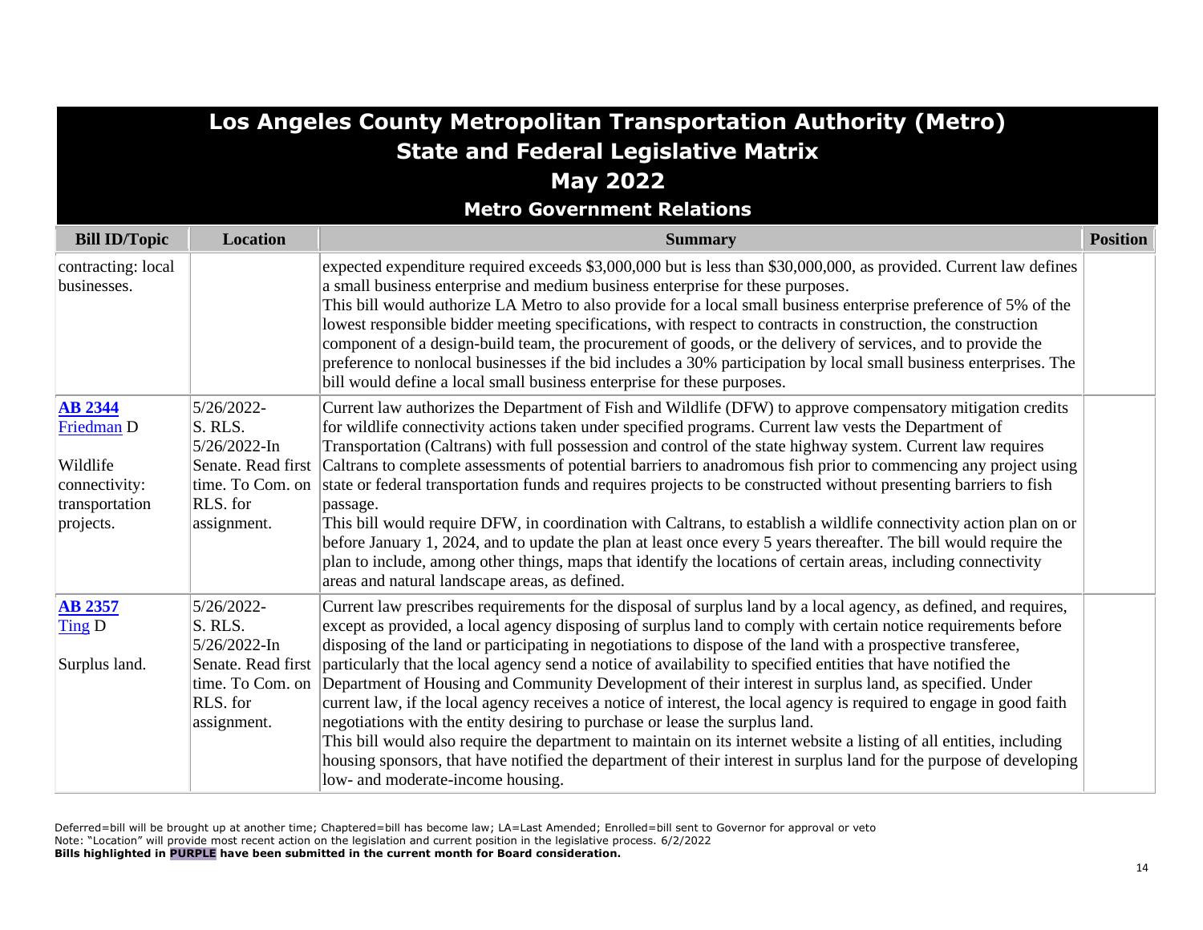# Los Angeles County Metropolitan Transportation Authority (Metro)
## State and Federal Legislative Matrix
## May 2022
### Metro Government Relations

| Bill ID/Topic | Location | Summary | Position |
|---|---|---|---|
| contracting: local businesses. | | expected expenditure required exceeds $3,000,000 but is less than $30,000,000, as provided. Current law defines a small business enterprise and medium business enterprise for these purposes.<br>This bill would authorize LA Metro to also provide for a local small business enterprise preference of 5% of the lowest responsible bidder meeting specifications, with respect to contracts in construction, the construction component of a design-build team, the procurement of goods, or the delivery of services, and to provide the preference to nonlocal businesses if the bid includes a 30% participation by local small business enterprises. The bill would define a local small business enterprise for these purposes. | |
| **AB 2344**<br>Friedman D<br><br>Wildlife connectivity: transportation projects. | 5/26/2022-S. RLS.<br>5/26/2022-In Senate. Read first time. To Com. on RLS. for assignment. | Current law authorizes the Department of Fish and Wildlife (DFW) to approve compensatory mitigation credits for wildlife connectivity actions taken under specified programs. Current law vests the Department of Transportation (Caltrans) with full possession and control of the state highway system. Current law requires Caltrans to complete assessments of potential barriers to anadromous fish prior to commencing any project using state or federal transportation funds and requires projects to be constructed without presenting barriers to fish passage.<br>This bill would require DFW, in coordination with Caltrans, to establish a wildlife connectivity action plan on or before January 1, 2024, and to update the plan at least once every 5 years thereafter. The bill would require the plan to include, among other things, maps that identify the locations of certain areas, including connectivity areas and natural landscape areas, as defined. | |
| **AB 2357**<br>Ting D<br><br>Surplus land. | 5/26/2022-S. RLS.<br>5/26/2022-In Senate. Read first time. To Com. on RLS. for assignment. | Current law prescribes requirements for the disposal of surplus land by a local agency, as defined, and requires, except as provided, a local agency disposing of surplus land to comply with certain notice requirements before disposing of the land or participating in negotiations to dispose of the land with a prospective transferee, particularly that the local agency send a notice of availability to specified entities that have notified the Department of Housing and Community Development of their interest in surplus land, as specified. Under current law, if the local agency receives a notice of interest, the local agency is required to engage in good faith negotiations with the entity desiring to purchase or lease the surplus land.<br>This bill would also require the department to maintain on its internet website a listing of all entities, including housing sponsors, that have notified the department of their interest in surplus land for the purpose of developing low- and moderate-income housing. | |

Deferred=bill will be brought up at another time; Chaptered=bill has become law; LA=Last Amended; Enrolled=bill sent to Governor for approval or veto
Note: "Location" will provide most recent action on the legislation and current position in the legislative process. 6/2/2022
**Bills highlighted in PURPLE have been submitted in the current month for Board consideration.**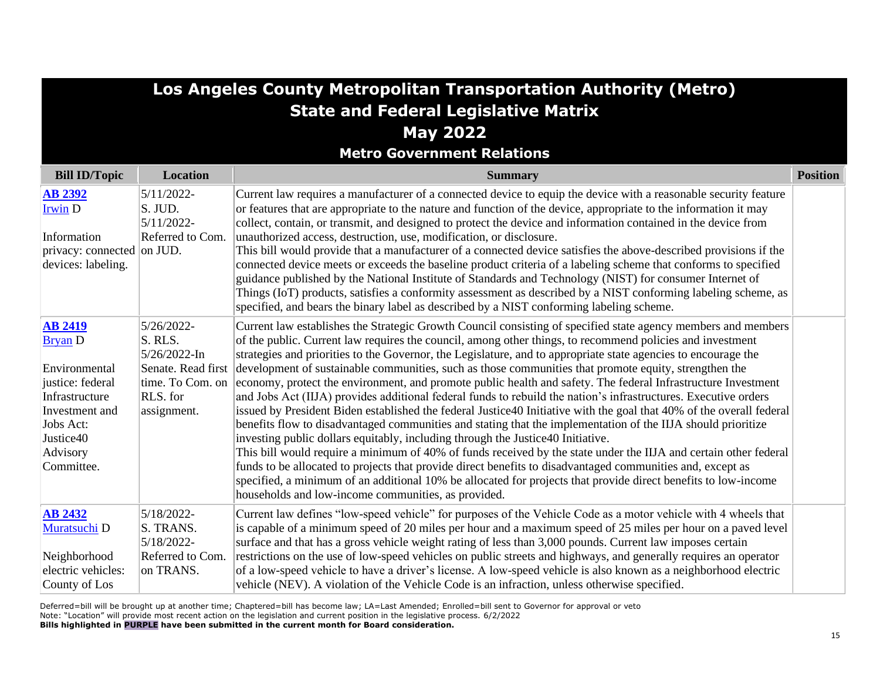# Los Angeles County Metropolitan Transportation Authority (Metro)
## State and Federal Legislative Matrix
## May 2022
### Metro Government Relations

| Bill ID/Topic | Location | Summary | Position |
|---|---|---|---|
| **AB 2392**<br>Irwin D<br><br>Information privacy: connected devices: labeling. | 5/11/2022-<br>S. JUD.<br>5/11/2022-<br>Referred to Com. on JUD. | Current law requires a manufacturer of a connected device to equip the device with a reasonable security feature or features that are appropriate to the nature and function of the device, appropriate to the information it may collect, contain, or transmit, and designed to protect the device and information contained in the device from unauthorized access, destruction, use, modification, or disclosure.<br>This bill would provide that a manufacturer of a connected device satisfies the above-described provisions if the connected device meets or exceeds the baseline product criteria of a labeling scheme that conforms to specified guidance published by the National Institute of Standards and Technology (NIST) for consumer Internet of Things (IoT) products, satisfies a conformity assessment as described by a NIST conforming labeling scheme, as specified, and bears the binary label as described by a NIST conforming labeling scheme. | |
| **AB 2419**<br>Bryan D<br><br>Environmental justice: federal Infrastructure Investment and Jobs Act: Justice40 Advisory Committee. | 5/26/2022-<br>S. RLS.<br>5/26/2022-In Senate. Read first time. To Com. on RLS. for assignment. | Current law establishes the Strategic Growth Council consisting of specified state agency members and members of the public. Current law requires the council, among other things, to recommend policies and investment strategies and priorities to the Governor, the Legislature, and to appropriate state agencies to encourage the development of sustainable communities, such as those communities that promote equity, strengthen the economy, protect the environment, and promote public health and safety. The federal Infrastructure Investment and Jobs Act (IIJA) provides additional federal funds to rebuild the nation's infrastructures. Executive orders issued by President Biden established the federal Justice40 Initiative with the goal that 40% of the overall federal benefits flow to disadvantaged communities and stating that the implementation of the IIJA should prioritize investing public dollars equitably, including through the Justice40 Initiative.<br>This bill would require a minimum of 40% of funds received by the state under the IIJA and certain other federal funds to be allocated to projects that provide direct benefits to disadvantaged communities and, except as specified, a minimum of an additional 10% be allocated for projects that provide direct benefits to low-income households and low-income communities, as provided. | |
| **AB 2432**<br>Muratsuchi D<br><br>Neighborhood electric vehicles: County of Los | 5/18/2022-<br>S. TRANS.<br>5/18/2022-<br>Referred to Com. on TRANS. | Current law defines "low-speed vehicle" for purposes of the Vehicle Code as a motor vehicle with 4 wheels that is capable of a minimum speed of 20 miles per hour and a maximum speed of 25 miles per hour on a paved level surface and that has a gross vehicle weight rating of less than 3,000 pounds. Current law imposes certain restrictions on the use of low-speed vehicles on public streets and highways, and generally requires an operator of a low-speed vehicle to have a driver's license. A low-speed vehicle is also known as a neighborhood electric vehicle (NEV). A violation of the Vehicle Code is an infraction, unless otherwise specified. | |

Deferred=bill will be brought up at another time; Chaptered=bill has become law; LA=Last Amended; Enrolled=bill sent to Governor for approval or veto
Note: "Location" will provide most recent action on the legislation and current position in the legislative process. 6/2/2022
**Bills highlighted in PURPLE have been submitted in the current month for Board consideration.**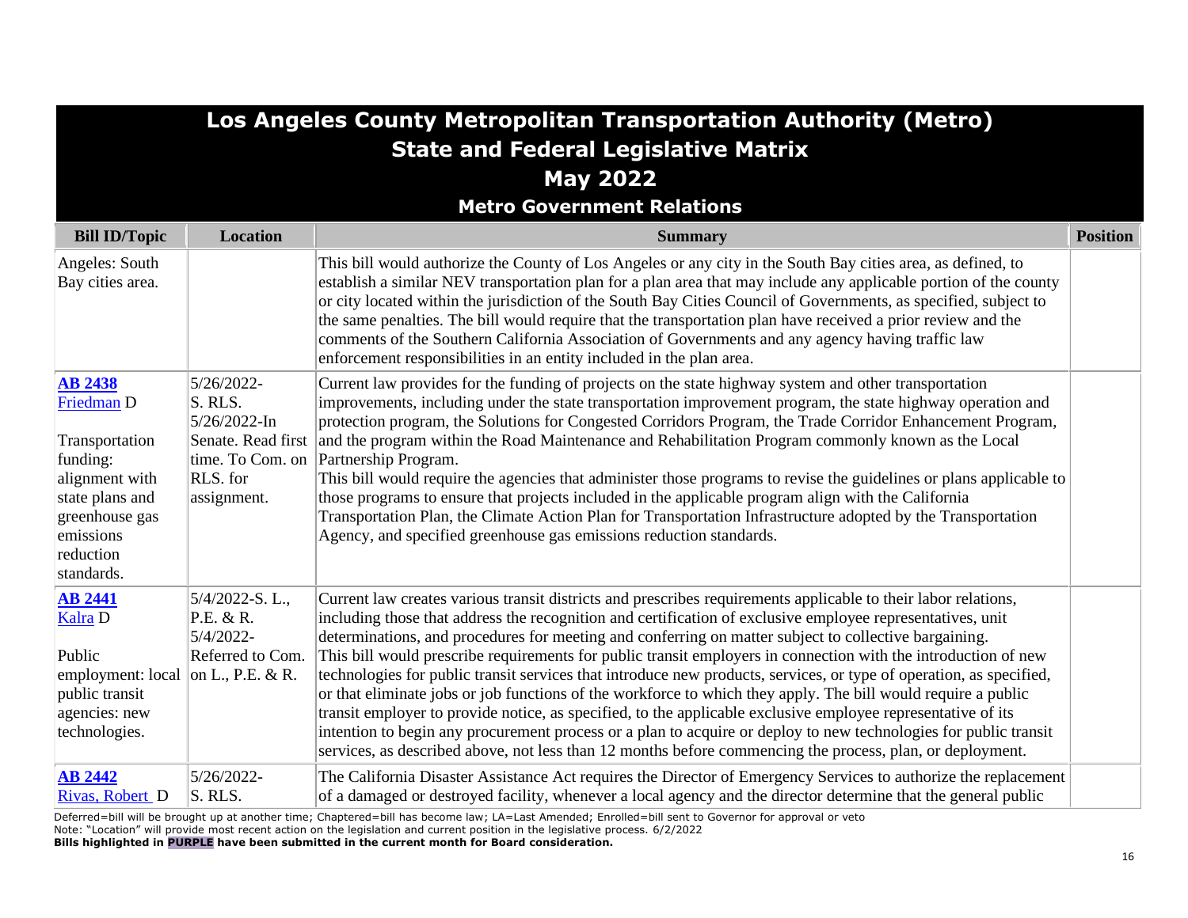# Los Angeles County Metropolitan Transportation Authority (Metro)
## State and Federal Legislative Matrix
## May 2022
### Metro Government Relations

| Bill ID/Topic | Location | Summary | Position |
|---|---|---|---|
| Angeles: South Bay cities area. | | This bill would authorize the County of Los Angeles or any city in the South Bay cities area, as defined, to establish a similar NEV transportation plan for a plan area that may include any applicable portion of the county or city located within the jurisdiction of the South Bay Cities Council of Governments, as specified, subject to the same penalties. The bill would require that the transportation plan have received a prior review and the comments of the Southern California Association of Governments and any agency having traffic law enforcement responsibilities in an entity included in the plan area. | |
| **AB 2438** Friedman D<br><br>Transportation funding: alignment with state plans and greenhouse gas emissions reduction standards. | 5/26/2022-S. RLS.<br>5/26/2022-In Senate. Read first time. To Com. on RLS. for assignment. | Current law provides for the funding of projects on the state highway system and other transportation improvements, including under the state transportation improvement program, the state highway operation and protection program, the Solutions for Congested Corridors Program, the Trade Corridor Enhancement Program, and the program within the Road Maintenance and Rehabilitation Program commonly known as the Local Partnership Program.<br>This bill would require the agencies that administer those programs to revise the guidelines or plans applicable to those programs to ensure that projects included in the applicable program align with the California Transportation Plan, the Climate Action Plan for Transportation Infrastructure adopted by the Transportation Agency, and specified greenhouse gas emissions reduction standards. | |
| **AB 2441** Kalra D<br><br>Public employment: local public transit agencies: new technologies. | 5/4/2022-S. L., P.E. & R.<br>5/4/2022-Referred to Com. on L., P.E. & R. | Current law creates various transit districts and prescribes requirements applicable to their labor relations, including those that address the recognition and certification of exclusive employee representatives, unit determinations, and procedures for meeting and conferring on matter subject to collective bargaining.<br>This bill would prescribe requirements for public transit employers in connection with the introduction of new technologies for public transit services that introduce new products, services, or type of operation, as specified, or that eliminate jobs or job functions of the workforce to which they apply. The bill would require a public transit employer to provide notice, as specified, to the applicable exclusive employee representative of its intention to begin any procurement process or a plan to acquire or deploy to new technologies for public transit services, as described above, not less than 12 months before commencing the process, plan, or deployment. | |
| **AB 2442** Rivas, Robert D | 5/26/2022-S. RLS. | The California Disaster Assistance Act requires the Director of Emergency Services to authorize the replacement of a damaged or destroyed facility, whenever a local agency and the director determine that the general public | |

Deferred=bill will be brought up at another time; Chaptered=bill has become law; LA=Last Amended; Enrolled=bill sent to Governor for approval or veto
Note: "Location" will provide most recent action on the legislation and current position in the legislative process. 6/2/2022
**Bills highlighted in PURPLE have been submitted in the current month for Board consideration.**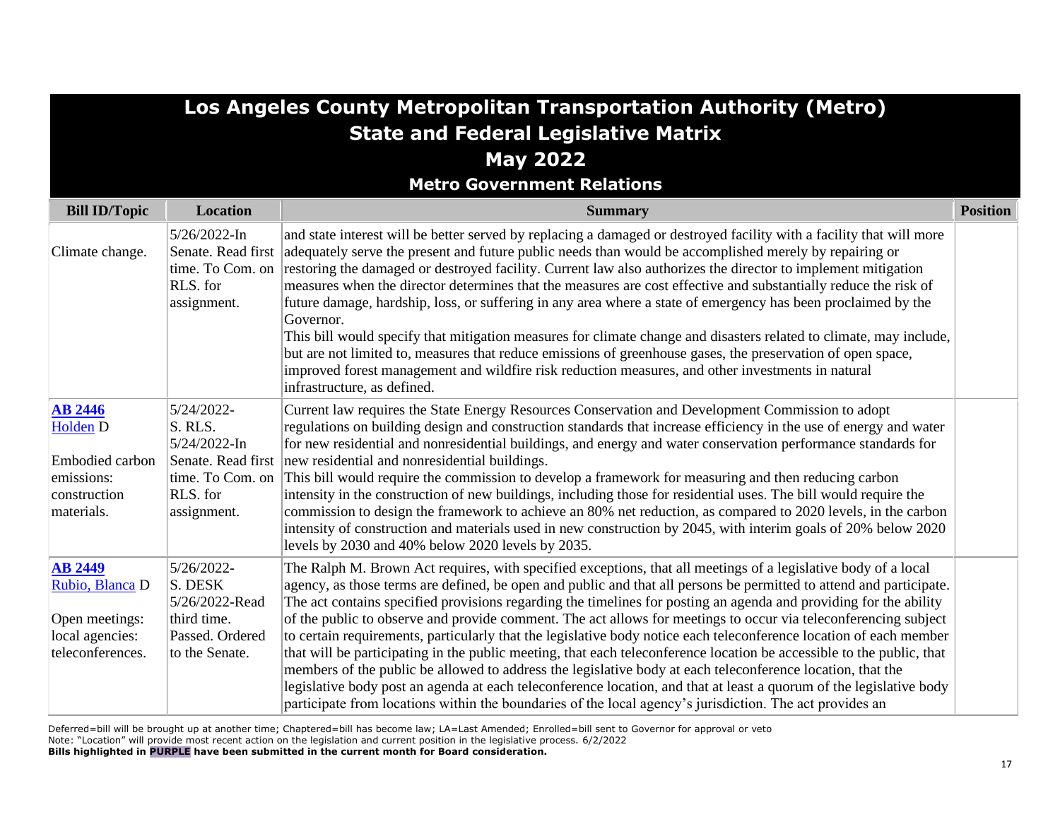# Los Angeles County Metropolitan Transportation Authority (Metro)
## State and Federal Legislative Matrix
## May 2022
### Metro Government Relations

| Bill ID/Topic | Location | Summary | Position |
|---|---|---|---|
| Climate change. | 5/26/2022-In Senate. Read first time. To Com. on RLS. for assignment. | and state interest will be better served by replacing a damaged or destroyed facility with a facility that will more adequately serve the present and future public needs than would be accomplished merely by repairing or restoring the damaged or destroyed facility. Current law also authorizes the director to implement mitigation measures when the director determines that the measures are cost effective and substantially reduce the risk of future damage, hardship, loss, or suffering in any area where a state of emergency has been proclaimed by the Governor.<br>This bill would specify that mitigation measures for climate change and disasters related to climate, may include, but are not limited to, measures that reduce emissions of greenhouse gases, the preservation of open space, improved forest management and wildfire risk reduction measures, and other investments in natural infrastructure, as defined. | |
| **AB 2446**<br>Holden D<br><br>Embodied carbon emissions: construction materials. | 5/24/2022-S. RLS.<br>5/24/2022-In Senate. Read first time. To Com. on RLS. for assignment. | Current law requires the State Energy Resources Conservation and Development Commission to adopt regulations on building design and construction standards that increase efficiency in the use of energy and water for new residential and nonresidential buildings, and energy and water conservation performance standards for new residential and nonresidential buildings.<br>This bill would require the commission to develop a framework for measuring and then reducing carbon intensity in the construction of new buildings, including those for residential uses. The bill would require the commission to design the framework to achieve an 80% net reduction, as compared to 2020 levels, in the carbon intensity of construction and materials used in new construction by 2045, with interim goals of 20% below 2020 levels by 2030 and 40% below 2020 levels by 2035. | |
| **AB 2449**<br>Rubio, Blanca D<br><br>Open meetings: local agencies: teleconferences. | 5/26/2022-S. DESK<br>5/26/2022-Read third time. Passed. Ordered to the Senate. | The Ralph M. Brown Act requires, with specified exceptions, that all meetings of a legislative body of a local agency, as those terms are defined, be open and public and that all persons be permitted to attend and participate. The act contains specified provisions regarding the timelines for posting an agenda and providing for the ability of the public to observe and provide comment. The act allows for meetings to occur via teleconferencing subject to certain requirements, particularly that the legislative body notice each teleconference location of each member that will be participating in the public meeting, that each teleconference location be accessible to the public, that members of the public be allowed to address the legislative body at each teleconference location, that the legislative body post an agenda at each teleconference location, and that at least a quorum of the legislative body participate from locations within the boundaries of the local agency's jurisdiction. The act provides an | |

Deferred=bill will be brought up at another time; Chaptered=bill has become law; LA=Last Amended; Enrolled=bill sent to Governor for approval or veto
Note: "Location" will provide most recent action on the legislation and current position in the legislative process. 6/2/2022
**Bills highlighted in PURPLE have been submitted in the current month for Board consideration.**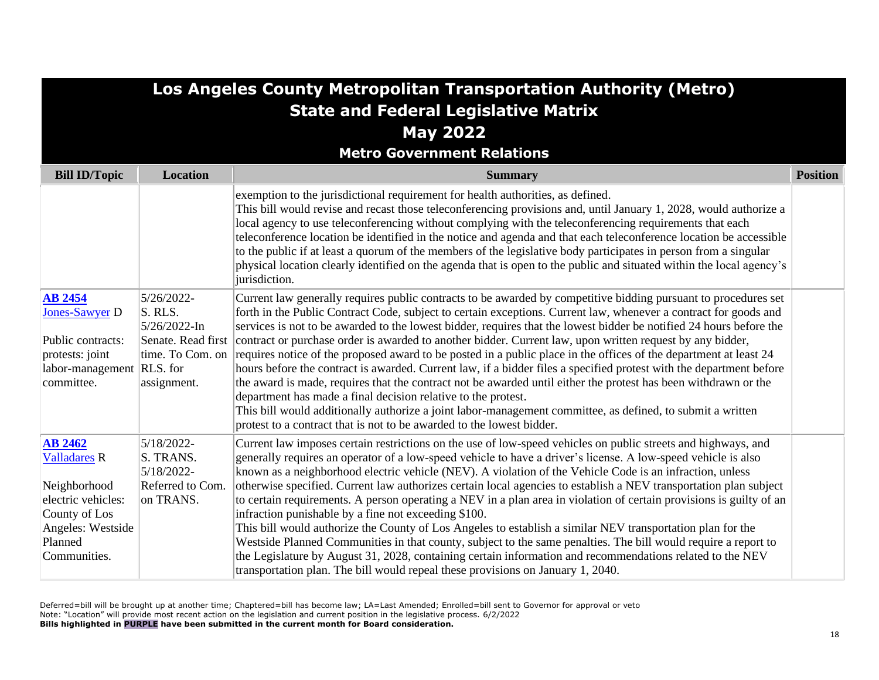# Los Angeles County Metropolitan Transportation Authority (Metro)
## State and Federal Legislative Matrix
## May 2022
### Metro Government Relations

| Bill ID/Topic | Location | Summary | Position |
|---|---|---|---|
| | | exemption to the jurisdictional requirement for health authorities, as defined.<br>This bill would revise and recast those teleconferencing provisions and, until January 1, 2028, would authorize a local agency to use teleconferencing without complying with the teleconferencing requirements that each teleconference location be identified in the notice and agenda and that each teleconference location be accessible to the public if at least a quorum of the members of the legislative body participates in person from a singular physical location clearly identified on the agenda that is open to the public and situated within the local agency's jurisdiction. | |
| **AB 2454**<br>Jones-Sawyer D<br><br>Public contracts: protests: joint labor-management committee. | 5/26/2022-S. RLS.<br>5/26/2022-In Senate. Read first time. To Com. on RLS. for assignment. | Current law generally requires public contracts to be awarded by competitive bidding pursuant to procedures set forth in the Public Contract Code, subject to certain exceptions. Current law, whenever a contract for goods and services is not to be awarded to the lowest bidder, requires that the lowest bidder be notified 24 hours before the contract or purchase order is awarded to another bidder. Current law, upon written request by any bidder, requires notice of the proposed award to be posted in a public place in the offices of the department at least 24 hours before the contract is awarded. Current law, if a bidder files a specified protest with the department before the award is made, requires that the contract not be awarded until either the protest has been withdrawn or the department has made a final decision relative to the protest.<br>This bill would additionally authorize a joint labor-management committee, as defined, to submit a written protest to a contract that is not to be awarded to the lowest bidder. | |
| **AB 2462**<br>Valladares R<br><br>Neighborhood electric vehicles: County of Los Angeles: Westside Planned Communities. | 5/18/2022-S. TRANS.<br>5/18/2022-Referred to Com. on TRANS. | Current law imposes certain restrictions on the use of low-speed vehicles on public streets and highways, and generally requires an operator of a low-speed vehicle to have a driver's license. A low-speed vehicle is also known as a neighborhood electric vehicle (NEV). A violation of the Vehicle Code is an infraction, unless otherwise specified. Current law authorizes certain local agencies to establish a NEV transportation plan subject to certain requirements. A person operating a NEV in a plan area in violation of certain provisions is guilty of an infraction punishable by a fine not exceeding $100.<br>This bill would authorize the County of Los Angeles to establish a similar NEV transportation plan for the Westside Planned Communities in that county, subject to the same penalties. The bill would require a report to the Legislature by August 31, 2028, containing certain information and recommendations related to the NEV transportation plan. The bill would repeal these provisions on January 1, 2040. | |

Deferred=bill will be brought up at another time; Chaptered=bill has become law; LA=Last Amended; Enrolled=bill sent to Governor for approval or veto
Note: "Location" will provide most recent action on the legislation and current position in the legislative process. 6/2/2022
**Bills highlighted in PURPLE have been submitted in the current month for Board consideration.**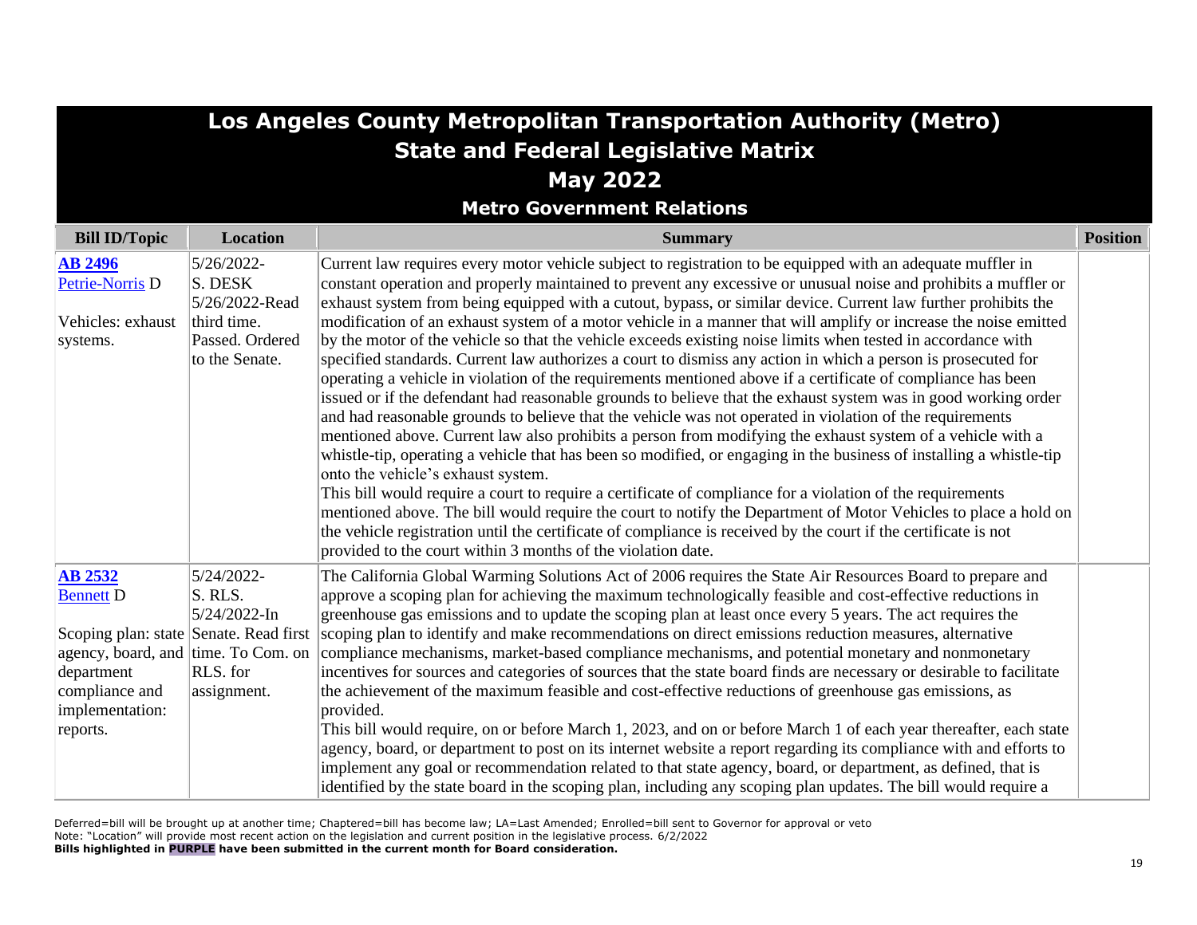# Los Angeles County Metropolitan Transportation Authority (Metro)

## State and Federal Legislative Matrix

## May 2022

### Metro Government Relations

| Bill ID/Topic | Location | Summary | Position |
|---|---|---|---|
| **AB 2496** Petrie-Norris D<br><br>Vehicles: exhaust systems. | 5/26/2022- S. DESK 5/26/2022-Read third time. Passed. Ordered to the Senate. | Current law requires every motor vehicle subject to registration to be equipped with an adequate muffler in constant operation and properly maintained to prevent any excessive or unusual noise and prohibits a muffler or exhaust system from being equipped with a cutout, bypass, or similar device. Current law further prohibits the modification of an exhaust system of a motor vehicle in a manner that will amplify or increase the noise emitted by the motor of the vehicle so that the vehicle exceeds existing noise limits when tested in accordance with specified standards. Current law authorizes a court to dismiss any action in which a person is prosecuted for operating a vehicle in violation of the requirements mentioned above if a certificate of compliance has been issued or if the defendant had reasonable grounds to believe that the exhaust system was in good working order and had reasonable grounds to believe that the vehicle was not operated in violation of the requirements mentioned above. Current law also prohibits a person from modifying the exhaust system of a vehicle with a whistle-tip, operating a vehicle that has been so modified, or engaging in the business of installing a whistle-tip onto the vehicle's exhaust system.<br>This bill would require a court to require a certificate of compliance for a violation of the requirements mentioned above. The bill would require the court to notify the Department of Motor Vehicles to place a hold on the vehicle registration until the certificate of compliance is received by the court if the certificate is not provided to the court within 3 months of the violation date. | |
| **AB 2532** Bennett D<br><br>Scoping plan: state agency, board, and department compliance and implementation: reports. | 5/24/2022- S. RLS. 5/24/2022-In Senate. Read first time. To Com. on RLS. for assignment. | The California Global Warming Solutions Act of 2006 requires the State Air Resources Board to prepare and approve a scoping plan for achieving the maximum technologically feasible and cost-effective reductions in greenhouse gas emissions and to update the scoping plan at least once every 5 years. The act requires the scoping plan to identify and make recommendations on direct emissions reduction measures, alternative compliance mechanisms, market-based compliance mechanisms, and potential monetary and nonmonetary incentives for sources and categories of sources that the state board finds are necessary or desirable to facilitate the achievement of the maximum feasible and cost-effective reductions of greenhouse gas emissions, as provided.<br>This bill would require, on or before March 1, 2023, and on or before March 1 of each year thereafter, each state agency, board, or department to post on its internet website a report regarding its compliance with and efforts to implement any goal or recommendation related to that state agency, board, or department, as defined, that is identified by the state board in the scoping plan, including any scoping plan updates. The bill would require a | |

Deferred=bill will be brought up at another time; Chaptered=bill has become law; LA=Last Amended; Enrolled=bill sent to Governor for approval or veto
Note: "Location" will provide most recent action on the legislation and current position in the legislative process. 6/2/2022
**Bills highlighted in PURPLE have been submitted in the current month for Board consideration.**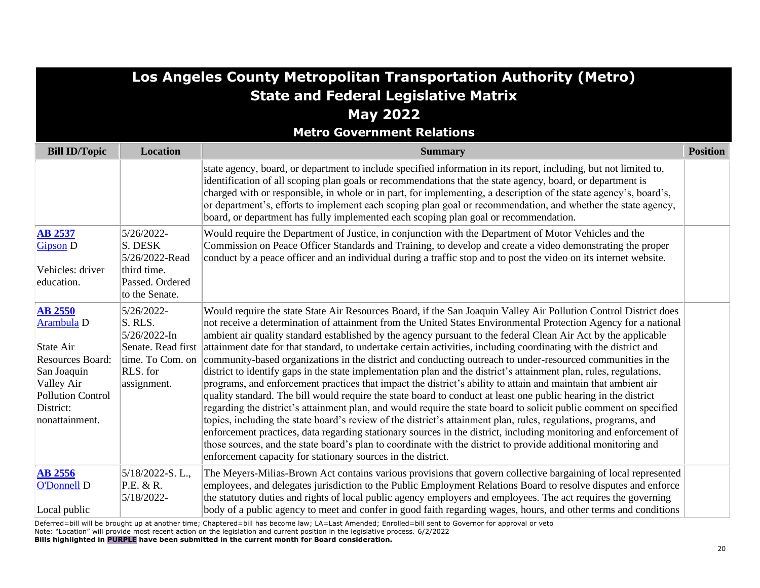# Los Angeles County Metropolitan Transportation Authority (Metro)
## State and Federal Legislative Matrix
## May 2022
### Metro Government Relations

| Bill ID/Topic | Location | Summary | Position |
|---|---|---|---|
| | | state agency, board, or department to include specified information in its report, including, but not limited to, identification of all scoping plan goals or recommendations that the state agency, board, or department is charged with or responsible, in whole or in part, for implementing, a description of the state agency's, board's, or department's, efforts to implement each scoping plan goal or recommendation, and whether the state agency, board, or department has fully implemented each scoping plan goal or recommendation. | |
| **AB 2537** Gipson D<br><br>Vehicles: driver education. | 5/26/2022-S. DESK 5/26/2022-Read third time. Passed. Ordered to the Senate. | Would require the Department of Justice, in conjunction with the Department of Motor Vehicles and the Commission on Peace Officer Standards and Training, to develop and create a video demonstrating the proper conduct by a peace officer and an individual during a traffic stop and to post the video on its internet website. | |
| **AB 2550** Arambula D<br><br>State Air Resources Board: San Joaquin Valley Air Pollution Control District: nonattainment. | 5/26/2022-S. RLS. 5/26/2022-In Senate. Read first time. To Com. on RLS. for assignment. | Would require the state State Air Resources Board, if the San Joaquin Valley Air Pollution Control District does not receive a determination of attainment from the United States Environmental Protection Agency for a national ambient air quality standard established by the agency pursuant to the federal Clean Air Act by the applicable attainment date for that standard, to undertake certain activities, including coordinating with the district and community-based organizations in the district and conducting outreach to under-resourced communities in the district to identify gaps in the state implementation plan and the district's attainment plan, rules, regulations, programs, and enforcement practices that impact the district's ability to attain and maintain that ambient air quality standard. The bill would require the state board to conduct at least one public hearing in the district regarding the district's attainment plan, and would require the state board to solicit public comment on specified topics, including the state board's review of the district's attainment plan, rules, regulations, programs, and enforcement practices, data regarding stationary sources in the district, including monitoring and enforcement of those sources, and the state board's plan to coordinate with the district to provide additional monitoring and enforcement capacity for stationary sources in the district. | |
| **AB 2556** O'Donnell D<br><br>Local public | 5/18/2022-S. L., P.E. & R. 5/18/2022- | The Meyers-Milias-Brown Act contains various provisions that govern collective bargaining of local represented employees, and delegates jurisdiction to the Public Employment Relations Board to resolve disputes and enforce the statutory duties and rights of local public agency employers and employees. The act requires the governing body of a public agency to meet and confer in good faith regarding wages, hours, and other terms and conditions | |

Deferred=bill will be brought up at another time; Chaptered=bill has become law; LA=Last Amended; Enrolled=bill sent to Governor for approval or veto
Note: "Location" will provide most recent action on the legislation and current position in the legislative process. 6/2/2022
**Bills highlighted in PURPLE have been submitted in the current month for Board consideration.**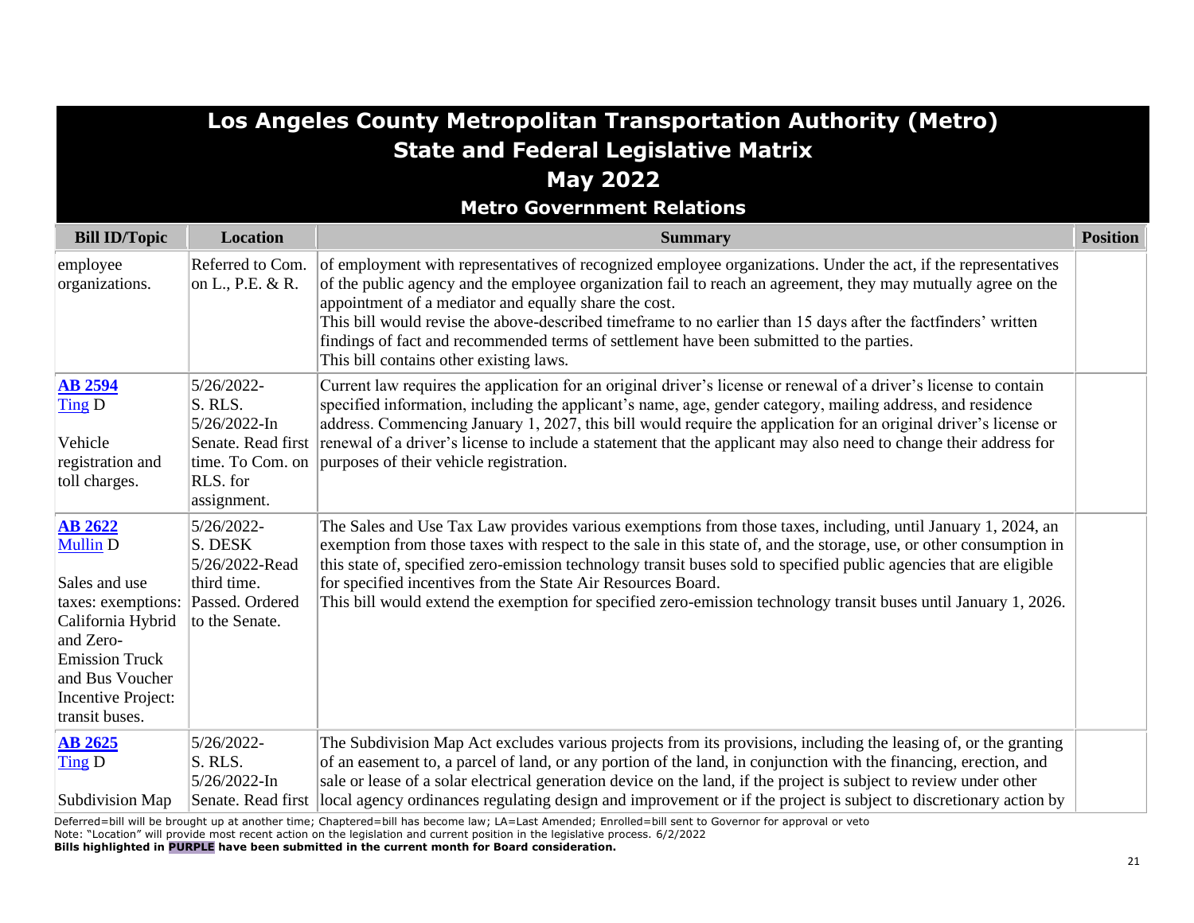# Los Angeles County Metropolitan Transportation Authority (Metro)
## State and Federal Legislative Matrix
## May 2022
### Metro Government Relations

| Bill ID/Topic | Location | Summary | Position |
|---|---|---|---|
| employee organizations. | Referred to Com. on L., P.E. & R. | of employment with representatives of recognized employee organizations. Under the act, if the representatives of the public agency and the employee organization fail to reach an agreement, they may mutually agree on the appointment of a mediator and equally share the cost.<br>This bill would revise the above-described timeframe to no earlier than 15 days after the factfinders' written findings of fact and recommended terms of settlement have been submitted to the parties.<br>This bill contains other existing laws. | |
| **AB 2594**<br>Ting D<br><br>Vehicle registration and toll charges. | 5/26/2022-S. RLS.<br>5/26/2022-In Senate. Read first time. To Com. on RLS. for assignment. | Current law requires the application for an original driver's license or renewal of a driver's license to contain specified information, including the applicant's name, age, gender category, mailing address, and residence address. Commencing January 1, 2027, this bill would require the application for an original driver's license or renewal of a driver's license to include a statement that the applicant may also need to change their address for purposes of their vehicle registration. | |
| **AB 2622**<br>Mullin D<br><br>Sales and use taxes: exemptions: California Hybrid and Zero-Emission Truck and Bus Voucher Incentive Project: transit buses. | 5/26/2022-S. DESK<br>5/26/2022-Read third time. Passed. Ordered to the Senate. | The Sales and Use Tax Law provides various exemptions from those taxes, including, until January 1, 2024, an exemption from those taxes with respect to the sale in this state of, and the storage, use, or other consumption in this state of, specified zero-emission technology transit buses sold to specified public agencies that are eligible for specified incentives from the State Air Resources Board.<br>This bill would extend the exemption for specified zero-emission technology transit buses until January 1, 2026. | |
| **AB 2625**<br>Ting D<br><br>Subdivision Map | 5/26/2022-S. RLS.<br>5/26/2022-In Senate. Read first | The Subdivision Map Act excludes various projects from its provisions, including the leasing of, or the granting of an easement to, a parcel of land, or any portion of the land, in conjunction with the financing, erection, and sale or lease of a solar electrical generation device on the land, if the project is subject to review under other local agency ordinances regulating design and improvement or if the project is subject to discretionary action by | |

Deferred=bill will be brought up at another time; Chaptered=bill has become law; LA=Last Amended; Enrolled=bill sent to Governor for approval or veto
Note: "Location" will provide most recent action on the legislation and current position in the legislative process. 6/2/2022
**Bills highlighted in PURPLE have been submitted in the current month for Board consideration.**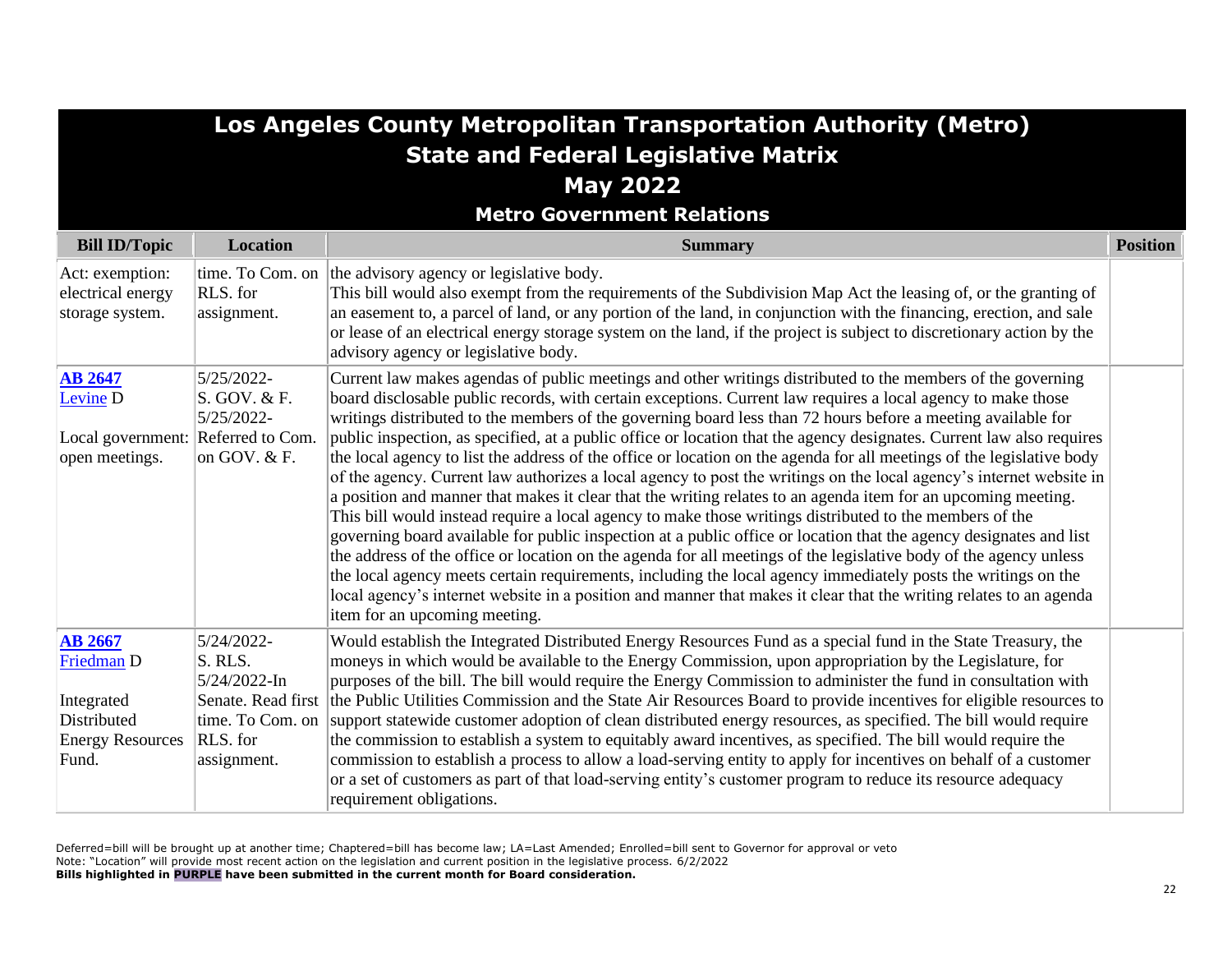# Los Angeles County Metropolitan Transportation Authority (Metro)
## State and Federal Legislative Matrix
## May 2022
### Metro Government Relations

| Bill ID/Topic | Location | Summary | Position |
|---|---|---|---|
| Act: exemption: electrical energy storage system. | time. To Com. on RLS. for assignment. | the advisory agency or legislative body.<br>This bill would also exempt from the requirements of the Subdivision Map Act the leasing of, or the granting of an easement to, a parcel of land, or any portion of the land, in conjunction with the financing, erection, and sale or lease of an electrical energy storage system on the land, if the project is subject to discretionary action by the advisory agency or legislative body. | |
| **AB 2647**<br>Levine D<br><br>Local government: open meetings. | 5/25/2022-<br>S. GOV. & F.<br>5/25/2022-<br>Referred to Com. on GOV. & F. | Current law makes agendas of public meetings and other writings distributed to the members of the governing board disclosable public records, with certain exceptions. Current law requires a local agency to make those writings distributed to the members of the governing board less than 72 hours before a meeting available for public inspection, as specified, at a public office or location that the agency designates. Current law also requires the local agency to list the address of the office or location on the agenda for all meetings of the legislative body of the agency. Current law authorizes a local agency to post the writings on the local agency's internet website in a position and manner that makes it clear that the writing relates to an agenda item for an upcoming meeting. This bill would instead require a local agency to make those writings distributed to the members of the governing board available for public inspection at a public office or location that the agency designates and list the address of the office or location on the agenda for all meetings of the legislative body of the agency unless the local agency meets certain requirements, including the local agency immediately posts the writings on the local agency's internet website in a position and manner that makes it clear that the writing relates to an agenda item for an upcoming meeting. | |
| **AB 2667**<br>Friedman D<br><br>Integrated Distributed Energy Resources Fund. | 5/24/2022-<br>S. RLS.<br>5/24/2022-In Senate. Read first time. To Com. on RLS. for assignment. | Would establish the Integrated Distributed Energy Resources Fund as a special fund in the State Treasury, the moneys in which would be available to the Energy Commission, upon appropriation by the Legislature, for purposes of the bill. The bill would require the Energy Commission to administer the fund in consultation with the Public Utilities Commission and the State Air Resources Board to provide incentives for eligible resources to support statewide customer adoption of clean distributed energy resources, as specified. The bill would require the commission to establish a system to equitably award incentives, as specified. The bill would require the commission to establish a process to allow a load-serving entity to apply for incentives on behalf of a customer or a set of customers as part of that load-serving entity's customer program to reduce its resource adequacy requirement obligations. | |

Deferred=bill will be brought up at another time; Chaptered=bill has become law; LA=Last Amended; Enrolled=bill sent to Governor for approval or veto
Note: "Location" will provide most recent action on the legislation and current position in the legislative process. 6/2/2022
**Bills highlighted in PURPLE have been submitted in the current month for Board consideration.**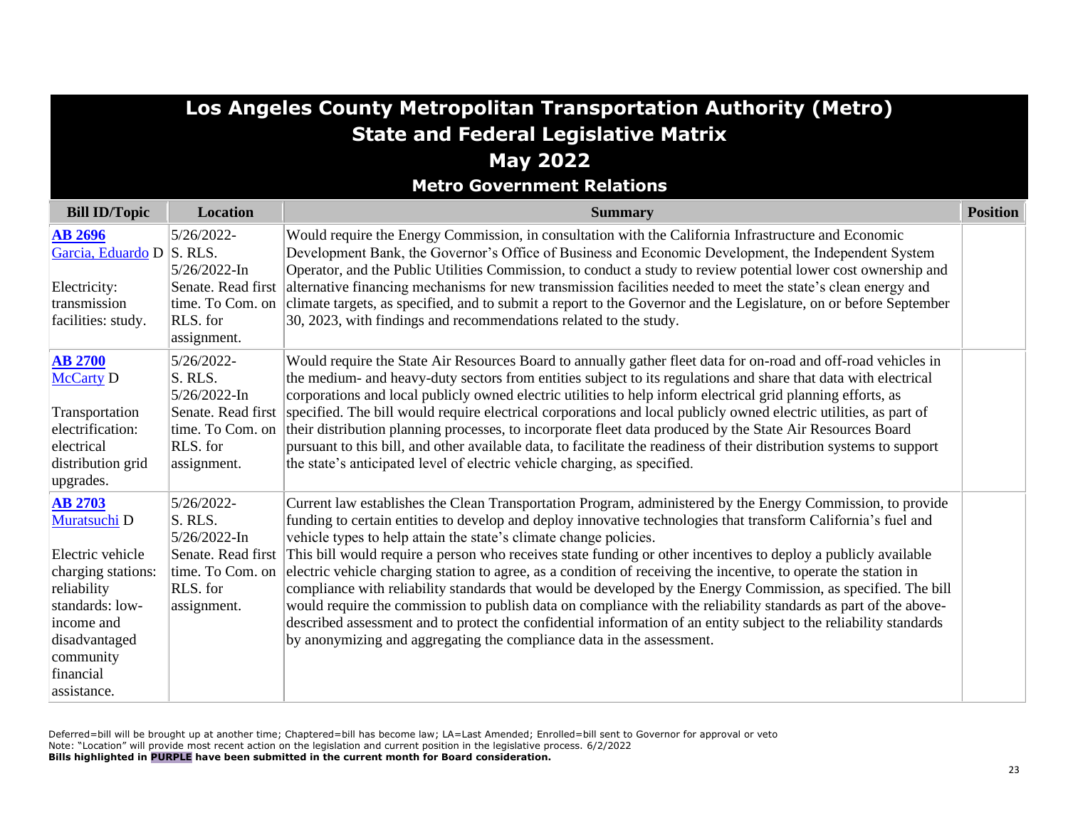# Los Angeles County Metropolitan Transportation Authority (Metro)
## State and Federal Legislative Matrix
## May 2022
### Metro Government Relations

| Bill ID/Topic | Location | Summary | Position |
|---|---|---|---|
| **AB 2696** Garcia, Eduardo D<br><br>Electricity: transmission facilities: study. | 5/26/2022- S. RLS. 5/26/2022-In Senate. Read first time. To Com. on RLS. for assignment. | Would require the Energy Commission, in consultation with the California Infrastructure and Economic Development Bank, the Governor's Office of Business and Economic Development, the Independent System Operator, and the Public Utilities Commission, to conduct a study to review potential lower cost ownership and alternative financing mechanisms for new transmission facilities needed to meet the state's clean energy and climate targets, as specified, and to submit a report to the Governor and the Legislature, on or before September 30, 2023, with findings and recommendations related to the study. | |
| **AB 2700** McCarty D<br><br>Transportation electrification: electrical distribution grid upgrades. | 5/26/2022- S. RLS. 5/26/2022-In Senate. Read first time. To Com. on RLS. for assignment. | Would require the State Air Resources Board to annually gather fleet data for on-road and off-road vehicles in the medium- and heavy-duty sectors from entities subject to its regulations and share that data with electrical corporations and local publicly owned electric utilities to help inform electrical grid planning efforts, as specified. The bill would require electrical corporations and local publicly owned electric utilities, as part of their distribution planning processes, to incorporate fleet data produced by the State Air Resources Board pursuant to this bill, and other available data, to facilitate the readiness of their distribution systems to support the state's anticipated level of electric vehicle charging, as specified. | |
| **AB 2703** Muratsuchi D<br><br>Electric vehicle charging stations: reliability standards: low-income and disadvantaged community financial assistance. | 5/26/2022- S. RLS. 5/26/2022-In Senate. Read first time. To Com. on RLS. for assignment. | Current law establishes the Clean Transportation Program, administered by the Energy Commission, to provide funding to certain entities to develop and deploy innovative technologies that transform California's fuel and vehicle types to help attain the state's climate change policies.<br>This bill would require a person who receives state funding or other incentives to deploy a publicly available electric vehicle charging station to agree, as a condition of receiving the incentive, to operate the station in compliance with reliability standards that would be developed by the Energy Commission, as specified. The bill would require the commission to publish data on compliance with the reliability standards as part of the above-described assessment and to protect the confidential information of an entity subject to the reliability standards by anonymizing and aggregating the compliance data in the assessment. | |

Deferred=bill will be brought up at another time; Chaptered=bill has become law; LA=Last Amended; Enrolled=bill sent to Governor for approval or veto
Note: "Location" will provide most recent action on the legislation and current position in the legislative process. 6/2/2022
**Bills highlighted in PURPLE have been submitted in the current month for Board consideration.**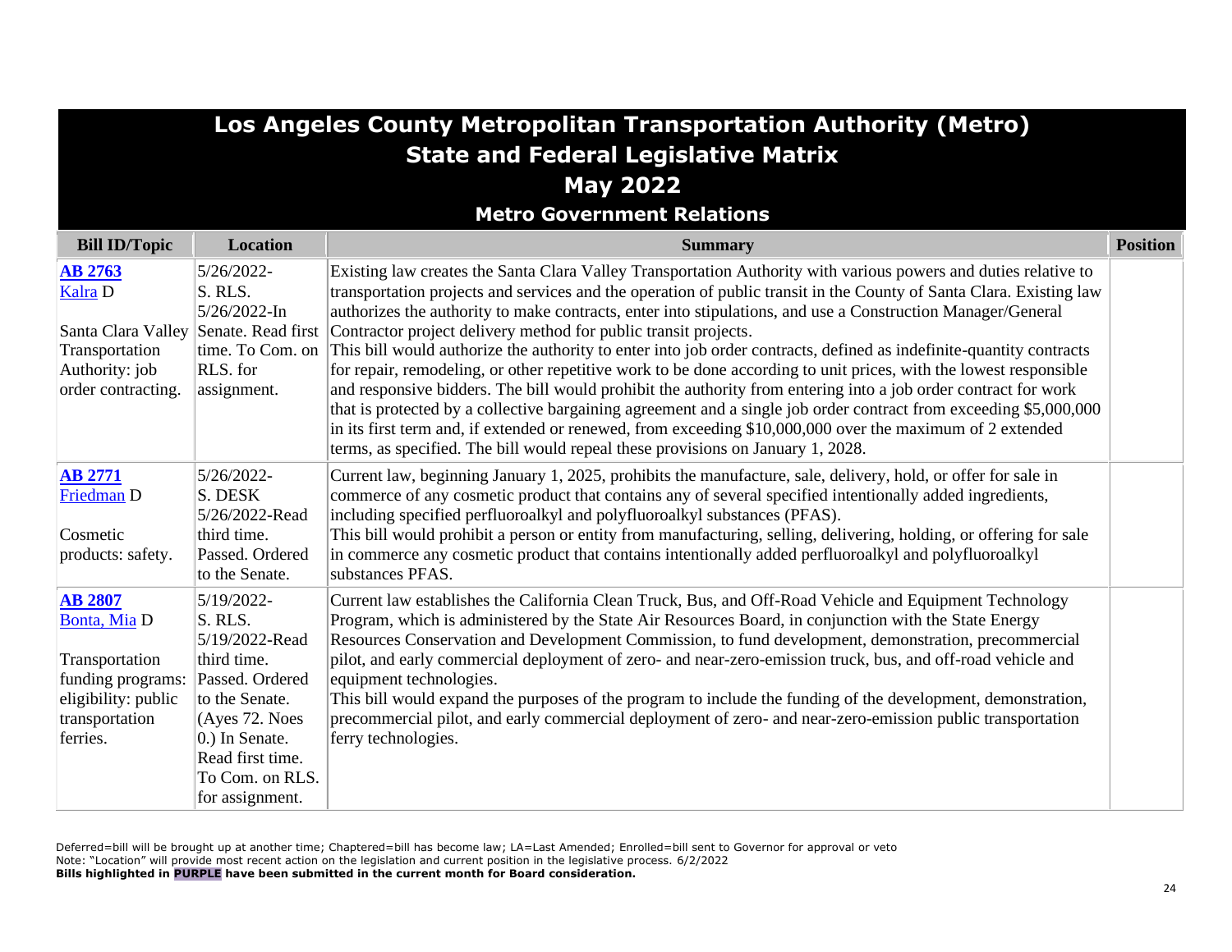# Los Angeles County Metropolitan Transportation Authority (Metro)
## State and Federal Legislative Matrix
## May 2022
### Metro Government Relations

| Bill ID/Topic | Location | Summary | Position |
|---|---|---|---|
| **AB 2763** Kalra D<br><br>Santa Clara Valley Transportation Authority: job order contracting. | 5/26/2022-S. RLS.<br>5/26/2022-In Senate. Read first time. To Com. on RLS. for assignment. | Existing law creates the Santa Clara Valley Transportation Authority with various powers and duties relative to transportation projects and services and the operation of public transit in the County of Santa Clara. Existing law authorizes the authority to make contracts, enter into stipulations, and use a Construction Manager/General Contractor project delivery method for public transit projects.<br>This bill would authorize the authority to enter into job order contracts, defined as indefinite-quantity contracts for repair, remodeling, or other repetitive work to be done according to unit prices, with the lowest responsible and responsive bidders. The bill would prohibit the authority from entering into a job order contract for work that is protected by a collective bargaining agreement and a single job order contract from exceeding $5,000,000 in its first term and, if extended or renewed, from exceeding $10,000,000 over the maximum of 2 extended terms, as specified. The bill would repeal these provisions on January 1, 2028. | |
| **AB 2771** Friedman D<br><br>Cosmetic products: safety. | 5/26/2022-S. DESK<br>5/26/2022-Read third time. Passed. Ordered to the Senate. | Current law, beginning January 1, 2025, prohibits the manufacture, sale, delivery, hold, or offer for sale in commerce of any cosmetic product that contains any of several specified intentionally added ingredients, including specified perfluoroalkyl and polyfluoroalkyl substances (PFAS).<br>This bill would prohibit a person or entity from manufacturing, selling, delivering, holding, or offering for sale in commerce any cosmetic product that contains intentionally added perfluoroalkyl and polyfluoroalkyl substances PFAS. | |
| **AB 2807** Bonta, Mia D<br><br>Transportation funding programs: eligibility: public transportation ferries. | 5/19/2022-S. RLS.<br>5/19/2022-Read third time. Passed. Ordered to the Senate. (Ayes 72. Noes 0.) In Senate. Read first time. To Com. on RLS. for assignment. | Current law establishes the California Clean Truck, Bus, and Off-Road Vehicle and Equipment Technology Program, which is administered by the State Air Resources Board, in conjunction with the State Energy Resources Conservation and Development Commission, to fund development, demonstration, precommercial pilot, and early commercial deployment of zero- and near-zero-emission truck, bus, and off-road vehicle and equipment technologies.<br>This bill would expand the purposes of the program to include the funding of the development, demonstration, precommercial pilot, and early commercial deployment of zero- and near-zero-emission public transportation ferry technologies. | |

Deferred=bill will be brought up at another time; Chaptered=bill has become law; LA=Last Amended; Enrolled=bill sent to Governor for approval or veto
Note: "Location" will provide most recent action on the legislation and current position in the legislative process. 6/2/2022
**Bills highlighted in PURPLE have been submitted in the current month for Board consideration.**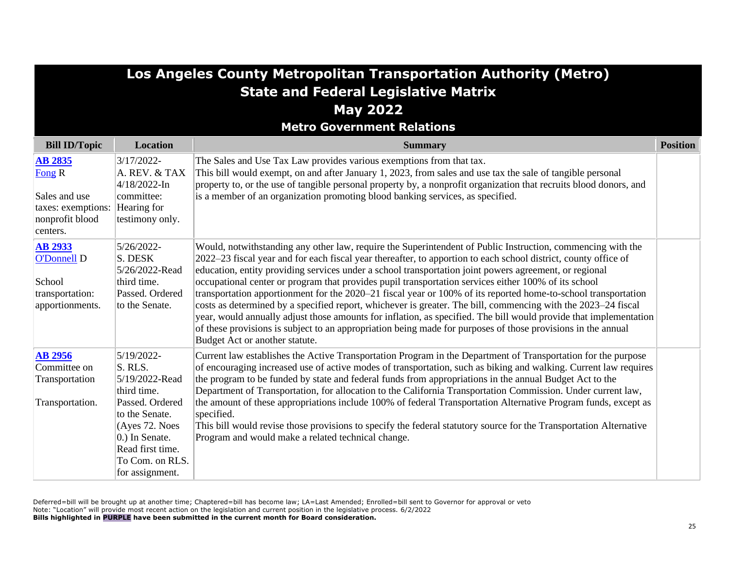# Los Angeles County Metropolitan Transportation Authority (Metro)
## State and Federal Legislative Matrix
## May 2022
### Metro Government Relations

| Bill ID/Topic | Location | Summary | Position |
|---|---|---|---|
| **AB 2835**<br>Fong R<br><br>Sales and use taxes: exemptions: nonprofit blood centers. | 3/17/2022-<br>A. REV. & TAX<br>4/18/2022-In committee: Hearing for testimony only. | The Sales and Use Tax Law provides various exemptions from that tax.<br>This bill would exempt, on and after January 1, 2023, from sales and use tax the sale of tangible personal property to, or the use of tangible personal property by, a nonprofit organization that recruits blood donors, and is a member of an organization promoting blood banking services, as specified. | |
| **AB 2933**<br>O'Donnell D<br><br>School transportation: apportionments. | 5/26/2022-<br>S. DESK<br>5/26/2022-Read third time. Passed. Ordered to the Senate. | Would, notwithstanding any other law, require the Superintendent of Public Instruction, commencing with the 2022–23 fiscal year and for each fiscal year thereafter, to apportion to each school district, county office of education, entity providing services under a school transportation joint powers agreement, or regional occupational center or program that provides pupil transportation services either 100% of its school transportation apportionment for the 2020–21 fiscal year or 100% of its reported home-to-school transportation costs as determined by a specified report, whichever is greater. The bill, commencing with the 2023–24 fiscal year, would annually adjust those amounts for inflation, as specified. The bill would provide that implementation of these provisions is subject to an appropriation being made for purposes of those provisions in the annual Budget Act or another statute. | |
| **AB 2956**<br>Committee on Transportation<br><br>Transportation. | 5/19/2022-<br>S. RLS.<br>5/19/2022-Read third time. Passed. Ordered to the Senate. (Ayes 72. Noes 0.) In Senate. Read first time. To Com. on RLS. for assignment. | Current law establishes the Active Transportation Program in the Department of Transportation for the purpose of encouraging increased use of active modes of transportation, such as biking and walking. Current law requires the program to be funded by state and federal funds from appropriations in the annual Budget Act to the Department of Transportation, for allocation to the California Transportation Commission. Under current law, the amount of these appropriations include 100% of federal Transportation Alternative Program funds, except as specified.<br>This bill would revise those provisions to specify the federal statutory source for the Transportation Alternative Program and would make a related technical change. | |

Deferred=bill will be brought up at another time; Chaptered=bill has become law; LA=Last Amended; Enrolled=bill sent to Governor for approval or veto
Note: "Location" will provide most recent action on the legislation and current position in the legislative process. 6/2/2022
**Bills highlighted in PURPLE have been submitted in the current month for Board consideration.**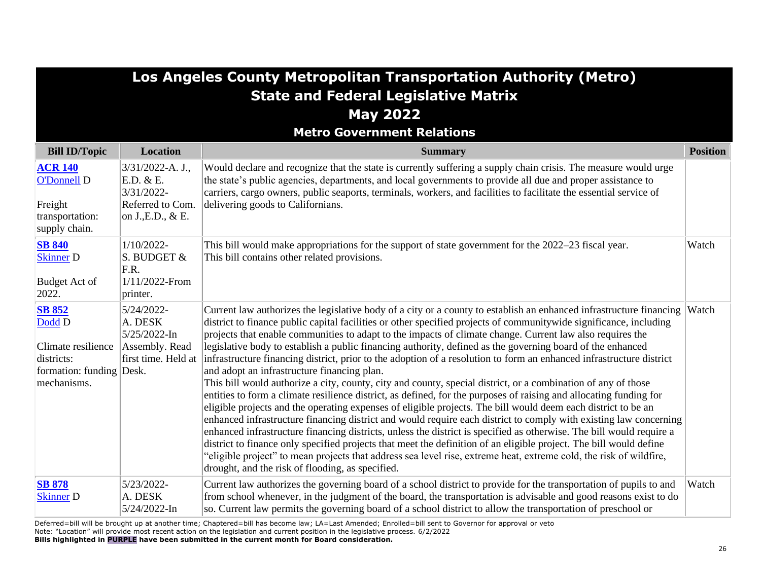# Los Angeles County Metropolitan Transportation Authority (Metro)
## State and Federal Legislative Matrix
## May 2022
### Metro Government Relations

| Bill ID/Topic | Location | Summary | Position |
|---|---|---|---|
| **ACR 140** O'Donnell D<br><br>Freight transportation: supply chain. | 3/31/2022-A. J., E.D. & E.<br>3/31/2022-Referred to Com. on J.,E.D., & E. | Would declare and recognize that the state is currently suffering a supply chain crisis. The measure would urge the state's public agencies, departments, and local governments to provide all due and proper assistance to carriers, cargo owners, public seaports, terminals, workers, and facilities to facilitate the essential service of delivering goods to Californians. | |
| **SB 840** Skinner D<br><br>Budget Act of 2022. | 1/10/2022-S. BUDGET & F.R.<br>1/11/2022-From printer. | This bill would make appropriations for the support of state government for the 2022–23 fiscal year. This bill contains other related provisions. | Watch |
| **SB 852** Dodd D<br><br>Climate resilience districts: formation: funding mechanisms. | 5/24/2022-A. DESK<br>5/25/2022-In Assembly. Read first time. Held at Desk. | Current law authorizes the legislative body of a city or a county to establish an enhanced infrastructure financing district to finance public capital facilities or other specified projects of communitywide significance, including projects that enable communities to adapt to the impacts of climate change. Current law also requires the legislative body to establish a public financing authority, defined as the governing board of the enhanced infrastructure financing district, prior to the adoption of a resolution to form an enhanced infrastructure district and adopt an infrastructure financing plan.<br>This bill would authorize a city, county, city and county, special district, or a combination of any of those entities to form a climate resilience district, as defined, for the purposes of raising and allocating funding for eligible projects and the operating expenses of eligible projects. The bill would deem each district to be an enhanced infrastructure financing district and would require each district to comply with existing law concerning enhanced infrastructure financing districts, unless the district is specified as otherwise. The bill would require a district to finance only specified projects that meet the definition of an eligible project. The bill would define "eligible project" to mean projects that address sea level rise, extreme heat, extreme cold, the risk of wildfire, drought, and the risk of flooding, as specified. | Watch |
| **SB 878** Skinner D | 5/23/2022-A. DESK<br>5/24/2022-In | Current law authorizes the governing board of a school district to provide for the transportation of pupils to and from school whenever, in the judgment of the board, the transportation is advisable and good reasons exist to do so. Current law permits the governing board of a school district to allow the transportation of preschool or | Watch |

Deferred=bill will be brought up at another time; Chaptered=bill has become law; LA=Last Amended; Enrolled=bill sent to Governor for approval or veto
Note: "Location" will provide most recent action on the legislation and current position in the legislative process. 6/2/2022
**Bills highlighted in PURPLE have been submitted in the current month for Board consideration.**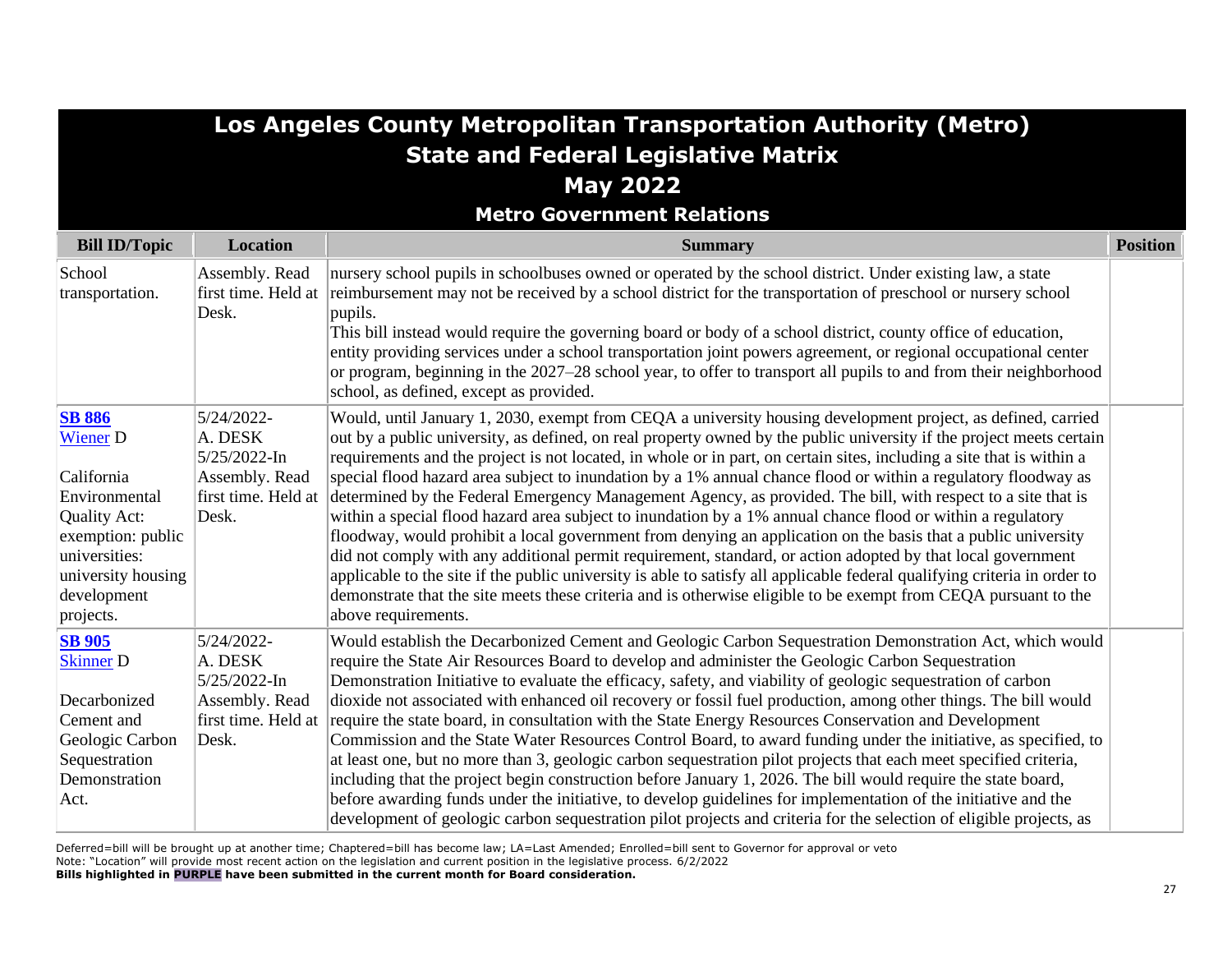# Los Angeles County Metropolitan Transportation Authority (Metro)
## State and Federal Legislative Matrix
## May 2022
### Metro Government Relations

| Bill ID/Topic | Location | Summary | Position |
|---|---|---|---|
| School transportation. | Assembly. Read first time. Held at Desk. | nursery school pupils in schoolbuses owned or operated by the school district. Under existing law, a state reimbursement may not be received by a school district for the transportation of preschool or nursery school pupils.<br>This bill instead would require the governing board or body of a school district, county office of education, entity providing services under a school transportation joint powers agreement, or regional occupational center or program, beginning in the 2027–28 school year, to offer to transport all pupils to and from their neighborhood school, as defined, except as provided. | |
| **SB 886**<br>Wiener D<br><br>California Environmental Quality Act: exemption: public universities: university housing development projects. | 5/24/2022-A. DESK<br>5/25/2022-In Assembly. Read first time. Held at Desk. | Would, until January 1, 2030, exempt from CEQA a university housing development project, as defined, carried out by a public university, as defined, on real property owned by the public university if the project meets certain requirements and the project is not located, in whole or in part, on certain sites, including a site that is within a special flood hazard area subject to inundation by a 1% annual chance flood or within a regulatory floodway as determined by the Federal Emergency Management Agency, as provided. The bill, with respect to a site that is within a special flood hazard area subject to inundation by a 1% annual chance flood or within a regulatory floodway, would prohibit a local government from denying an application on the basis that a public university did not comply with any additional permit requirement, standard, or action adopted by that local government applicable to the site if the public university is able to satisfy all applicable federal qualifying criteria in order to demonstrate that the site meets these criteria and is otherwise eligible to be exempt from CEQA pursuant to the above requirements. | |
| **SB 905**<br>Skinner D<br><br>Decarbonized Cement and Geologic Carbon Sequestration Demonstration Act. | 5/24/2022-A. DESK<br>5/25/2022-In Assembly. Read first time. Held at Desk. | Would establish the Decarbonized Cement and Geologic Carbon Sequestration Demonstration Act, which would require the State Air Resources Board to develop and administer the Geologic Carbon Sequestration Demonstration Initiative to evaluate the efficacy, safety, and viability of geologic sequestration of carbon dioxide not associated with enhanced oil recovery or fossil fuel production, among other things. The bill would require the state board, in consultation with the State Energy Resources Conservation and Development Commission and the State Water Resources Control Board, to award funding under the initiative, as specified, to at least one, but no more than 3, geologic carbon sequestration pilot projects that each meet specified criteria, including that the project begin construction before January 1, 2026. The bill would require the state board, before awarding funds under the initiative, to develop guidelines for implementation of the initiative and the development of geologic carbon sequestration pilot projects and criteria for the selection of eligible projects, as | |

Deferred=bill will be brought up at another time; Chaptered=bill has become law; LA=Last Amended; Enrolled=bill sent to Governor for approval or veto
Note: "Location" will provide most recent action on the legislation and current position in the legislative process. 6/2/2022
**Bills highlighted in PURPLE have been submitted in the current month for Board consideration.**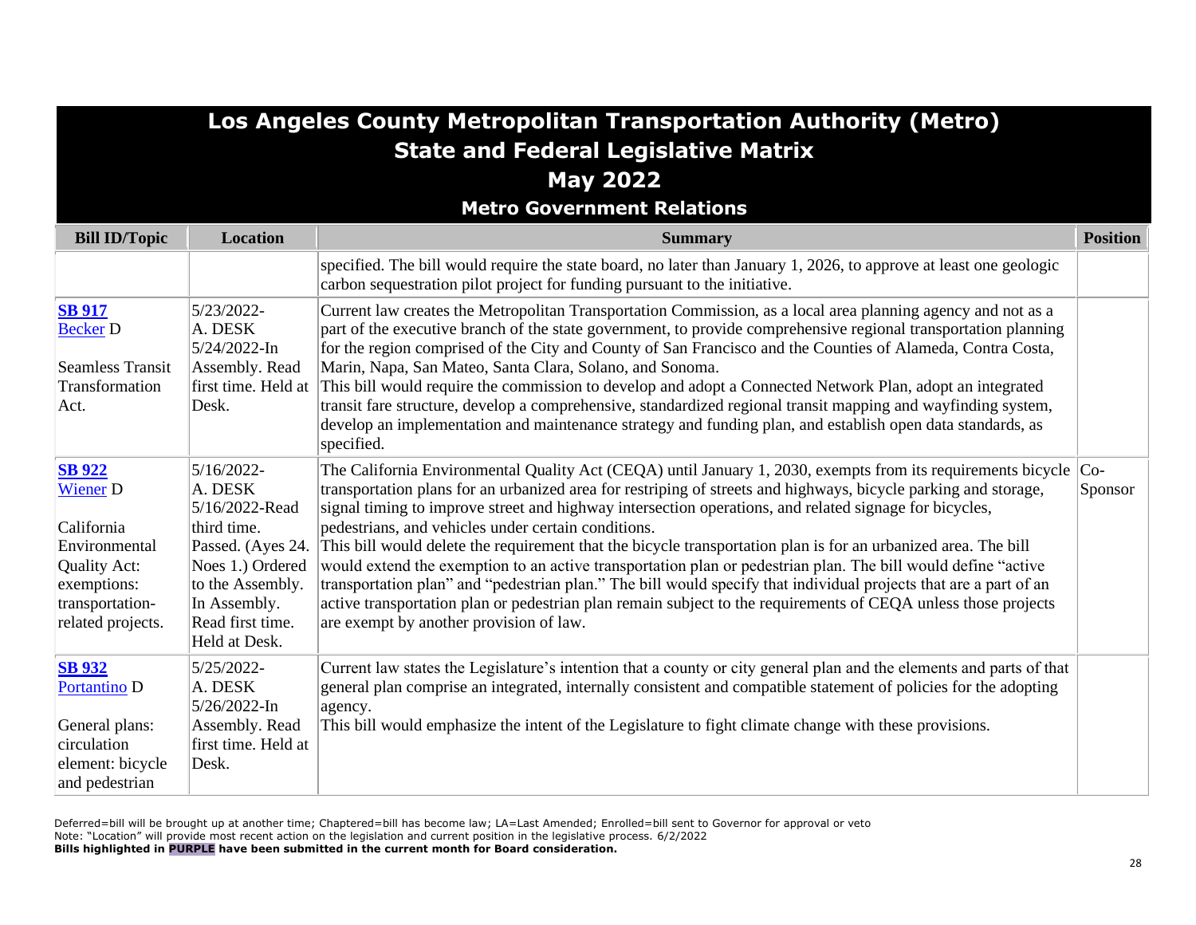# Los Angeles County Metropolitan Transportation Authority (Metro)
## State and Federal Legislative Matrix
## May 2022
### Metro Government Relations

| Bill ID/Topic | Location | Summary | Position |
|---|---|---|---|
| | | specified. The bill would require the state board, no later than January 1, 2026, to approve at least one geologic carbon sequestration pilot project for funding pursuant to the initiative. | |
| **SB 917**<br>Becker D<br><br>Seamless Transit Transformation Act. | 5/23/2022-A. DESK<br>5/24/2022-In Assembly. Read first time. Held at Desk. | Current law creates the Metropolitan Transportation Commission, as a local area planning agency and not as a part of the executive branch of the state government, to provide comprehensive regional transportation planning for the region comprised of the City and County of San Francisco and the Counties of Alameda, Contra Costa, Marin, Napa, San Mateo, Santa Clara, Solano, and Sonoma.<br>This bill would require the commission to develop and adopt a Connected Network Plan, adopt an integrated transit fare structure, develop a comprehensive, standardized regional transit mapping and wayfinding system, develop an implementation and maintenance strategy and funding plan, and establish open data standards, as specified. | |
| **SB 922**<br>Wiener D<br><br>California Environmental Quality Act: exemptions: transportation-related projects. | 5/16/2022-A. DESK<br>5/16/2022-Read third time. Passed. (Ayes 24. Noes 1.) Ordered to the Assembly. In Assembly. Read first time. Held at Desk. | The California Environmental Quality Act (CEQA) until January 1, 2030, exempts from its requirements bicycle transportation plans for an urbanized area for restriping of streets and highways, bicycle parking and storage, signal timing to improve street and highway intersection operations, and related signage for bicycles, pedestrians, and vehicles under certain conditions.<br>This bill would delete the requirement that the bicycle transportation plan is for an urbanized area. The bill would extend the exemption to an active transportation plan or pedestrian plan. The bill would define "active transportation plan" and "pedestrian plan." The bill would specify that individual projects that are a part of an active transportation plan or pedestrian plan remain subject to the requirements of CEQA unless those projects are exempt by another provision of law. | Co-Sponsor |
| **SB 932**<br>Portantino D<br><br>General plans: circulation element: bicycle and pedestrian | 5/25/2022-A. DESK<br>5/26/2022-In Assembly. Read first time. Held at Desk. | Current law states the Legislature's intention that a county or city general plan and the elements and parts of that general plan comprise an integrated, internally consistent and compatible statement of policies for the adopting agency.<br>This bill would emphasize the intent of the Legislature to fight climate change with these provisions. | |

Deferred=bill will be brought up at another time; Chaptered=bill has become law; LA=Last Amended; Enrolled=bill sent to Governor for approval or veto
Note: "Location" will provide most recent action on the legislation and current position in the legislative process. 6/2/2022
**Bills highlighted in PURPLE have been submitted in the current month for Board consideration.**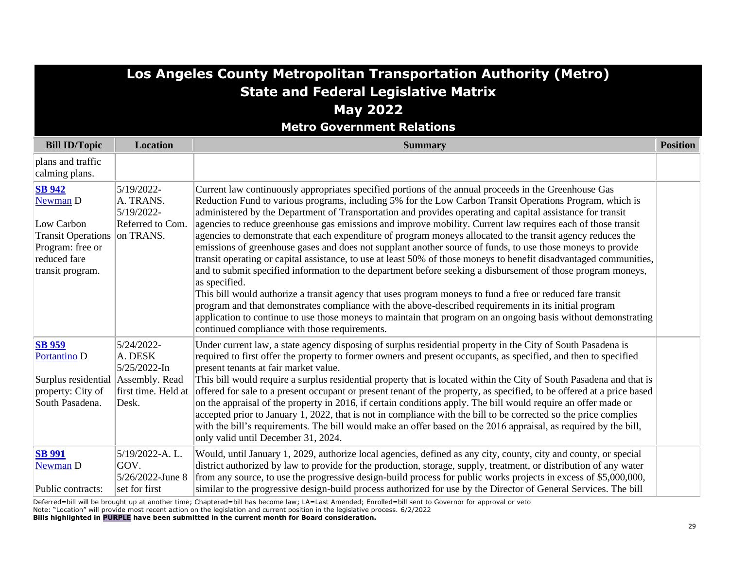# Los Angeles County Metropolitan Transportation Authority (Metro)
## State and Federal Legislative Matrix
## May 2022
### Metro Government Relations

| Bill ID/Topic | Location | Summary | Position |
|---|---|---|---|
| plans and traffic calming plans. | | | |
| **SB 942** Newman D<br><br>Low Carbon Transit Operations Program: free or reduced fare transit program. | 5/19/2022- A. TRANS. 5/19/2022- Referred to Com. on TRANS. | Current law continuously appropriates specified portions of the annual proceeds in the Greenhouse Gas Reduction Fund to various programs, including 5% for the Low Carbon Transit Operations Program, which is administered by the Department of Transportation and provides operating and capital assistance for transit agencies to reduce greenhouse gas emissions and improve mobility. Current law requires each of those transit agencies to demonstrate that each expenditure of program moneys allocated to the transit agency reduces the emissions of greenhouse gases and does not supplant another source of funds, to use those moneys to provide transit operating or capital assistance, to use at least 50% of those moneys to benefit disadvantaged communities, and to submit specified information to the department before seeking a disbursement of those program moneys, as specified.<br>This bill would authorize a transit agency that uses program moneys to fund a free or reduced fare transit program and that demonstrates compliance with the above-described requirements in its initial program application to continue to use those moneys to maintain that program on an ongoing basis without demonstrating continued compliance with those requirements. | |
| **SB 959** Portantino D<br><br>Surplus residential property: City of South Pasadena. | 5/24/2022- A. DESK 5/25/2022-In Assembly. Read first time. Held at Desk. | Under current law, a state agency disposing of surplus residential property in the City of South Pasadena is required to first offer the property to former owners and present occupants, as specified, and then to specified present tenants at fair market value.<br>This bill would require a surplus residential property that is located within the City of South Pasadena and that is offered for sale to a present occupant or present tenant of the property, as specified, to be offered at a price based on the appraisal of the property in 2016, if certain conditions apply. The bill would require an offer made or accepted prior to January 1, 2022, that is not in compliance with the bill to be corrected so the price complies with the bill's requirements. The bill would make an offer based on the 2016 appraisal, as required by the bill, only valid until December 31, 2024. | |
| **SB 991** Newman D<br><br>Public contracts: | 5/19/2022-A. L. GOV. 5/26/2022-June 8 set for first | Would, until January 1, 2029, authorize local agencies, defined as any city, county, city and county, or special district authorized by law to provide for the production, storage, supply, treatment, or distribution of any water from any source, to use the progressive design-build process for public works projects in excess of $5,000,000, similar to the progressive design-build process authorized for use by the Director of General Services. The bill | |

Deferred=bill will be brought up at another time; Chaptered=bill has become law; LA=Last Amended; Enrolled=bill sent to Governor for approval or veto
Note: "Location" will provide most recent action on the legislation and current position in the legislative process. 6/2/2022
**Bills highlighted in PURPLE have been submitted in the current month for Board consideration.**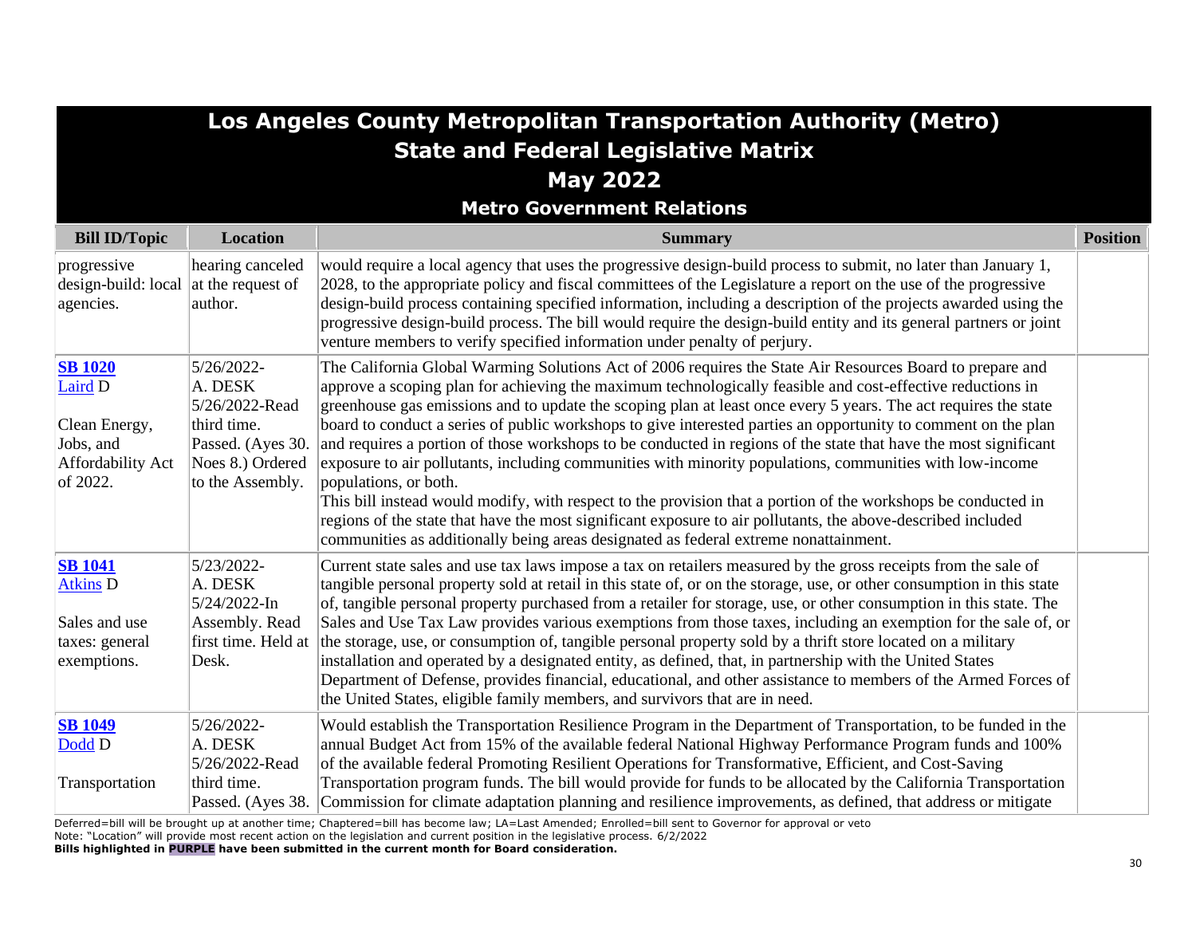# Los Angeles County Metropolitan Transportation Authority (Metro)
## State and Federal Legislative Matrix
## May 2022
### Metro Government Relations

| Bill ID/Topic | Location | Summary | Position |
|---|---|---|---|
| progressive design-build: local agencies. | hearing canceled at the request of author. | would require a local agency that uses the progressive design-build process to submit, no later than January 1, 2028, to the appropriate policy and fiscal committees of the Legislature a report on the use of the progressive design-build process containing specified information, including a description of the projects awarded using the progressive design-build process. The bill would require the design-build entity and its general partners or joint venture members to verify specified information under penalty of perjury. | |
| **SB 1020** Laird D<br><br>Clean Energy, Jobs, and Affordability Act of 2022. | 5/26/2022-A. DESK 5/26/2022-Read third time. Passed. (Ayes 30. Noes 8.) Ordered to the Assembly. | The California Global Warming Solutions Act of 2006 requires the State Air Resources Board to prepare and approve a scoping plan for achieving the maximum technologically feasible and cost-effective reductions in greenhouse gas emissions and to update the scoping plan at least once every 5 years. The act requires the state board to conduct a series of public workshops to give interested parties an opportunity to comment on the plan and requires a portion of those workshops to be conducted in regions of the state that have the most significant exposure to air pollutants, including communities with minority populations, communities with low-income populations, or both.<br>This bill instead would modify, with respect to the provision that a portion of the workshops be conducted in regions of the state that have the most significant exposure to air pollutants, the above-described included communities as additionally being areas designated as federal extreme nonattainment. | |
| **SB 1041** Atkins D<br><br>Sales and use taxes: general exemptions. | 5/23/2022-A. DESK 5/24/2022-In Assembly. Read first time. Held at Desk. | Current state sales and use tax laws impose a tax on retailers measured by the gross receipts from the sale of tangible personal property sold at retail in this state of, or on the storage, use, or other consumption in this state of, tangible personal property purchased from a retailer for storage, use, or other consumption in this state. The Sales and Use Tax Law provides various exemptions from those taxes, including an exemption for the sale of, or the storage, use, or consumption of, tangible personal property sold by a thrift store located on a military installation and operated by a designated entity, as defined, that, in partnership with the United States Department of Defense, provides financial, educational, and other assistance to members of the Armed Forces of the United States, eligible family members, and survivors that are in need. | |
| **SB 1049** Dodd D<br><br>Transportation | 5/26/2022-A. DESK 5/26/2022-Read third time. Passed. (Ayes 38. | Would establish the Transportation Resilience Program in the Department of Transportation, to be funded in the annual Budget Act from 15% of the available federal National Highway Performance Program funds and 100% of the available federal Promoting Resilient Operations for Transformative, Efficient, and Cost-Saving Transportation program funds. The bill would provide for funds to be allocated by the California Transportation Commission for climate adaptation planning and resilience improvements, as defined, that address or mitigate | |

Deferred=bill will be brought up at another time; Chaptered=bill has become law; LA=Last Amended; Enrolled=bill sent to Governor for approval or veto
Note: "Location" will provide most recent action on the legislation and current position in the legislative process. 6/2/2022
**Bills highlighted in PURPLE have been submitted in the current month for Board consideration.**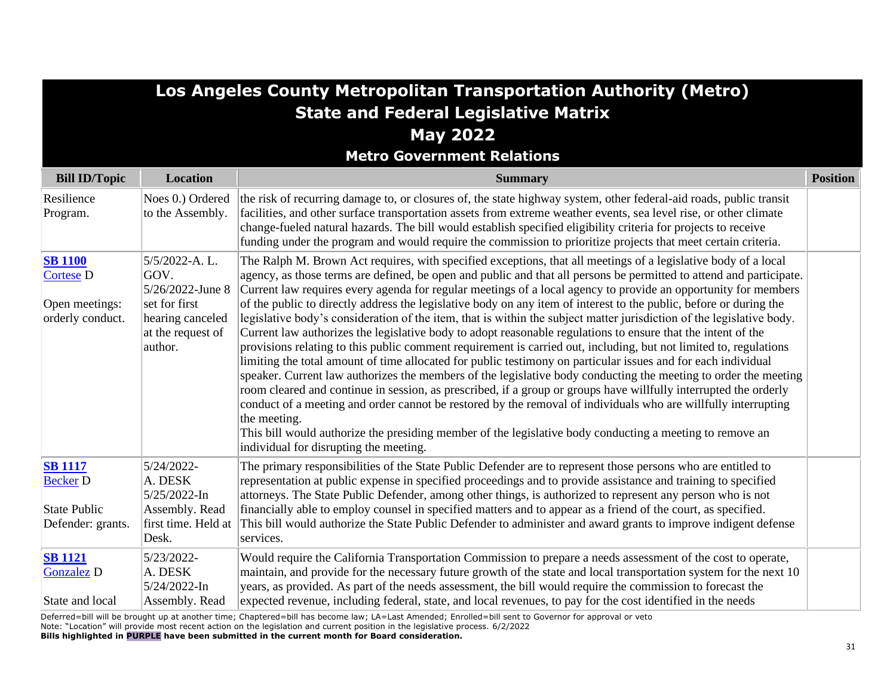# Los Angeles County Metropolitan Transportation Authority (Metro)
## State and Federal Legislative Matrix
## May 2022
### Metro Government Relations

| Bill ID/Topic | Location | Summary | Position |
|---|---|---|---|
| Resilience Program. | Noes 0.) Ordered to the Assembly. | the risk of recurring damage to, or closures of, the state highway system, other federal-aid roads, public transit facilities, and other surface transportation assets from extreme weather events, sea level rise, or other climate change-fueled natural hazards. The bill would establish specified eligibility criteria for projects to receive funding under the program and would require the commission to prioritize projects that meet certain criteria. | |
| **SB 1100** Cortese D<br><br>Open meetings: orderly conduct. | 5/5/2022-A. L. GOV.<br>5/26/2022-June 8 set for first hearing canceled at the request of author. | The Ralph M. Brown Act requires, with specified exceptions, that all meetings of a legislative body of a local agency, as those terms are defined, be open and public and that all persons be permitted to attend and participate. Current law requires every agenda for regular meetings of a local agency to provide an opportunity for members of the public to directly address the legislative body on any item of interest to the public, before or during the legislative body's consideration of the item, that is within the subject matter jurisdiction of the legislative body. Current law authorizes the legislative body to adopt reasonable regulations to ensure that the intent of the provisions relating to this public comment requirement is carried out, including, but not limited to, regulations limiting the total amount of time allocated for public testimony on particular issues and for each individual speaker. Current law authorizes the members of the legislative body conducting the meeting to order the meeting room cleared and continue in session, as prescribed, if a group or groups have willfully interrupted the orderly conduct of a meeting and order cannot be restored by the removal of individuals who are willfully interrupting the meeting.<br>This bill would authorize the presiding member of the legislative body conducting a meeting to remove an individual for disrupting the meeting. | |
| **SB 1117** Becker D<br><br>State Public Defender: grants. | 5/24/2022-A. DESK<br>5/25/2022-In Assembly. Read first time. Held at Desk. | The primary responsibilities of the State Public Defender are to represent those persons who are entitled to representation at public expense in specified proceedings and to provide assistance and training to specified attorneys. The State Public Defender, among other things, is authorized to represent any person who is not financially able to employ counsel in specified matters and to appear as a friend of the court, as specified.<br>This bill would authorize the State Public Defender to administer and award grants to improve indigent defense services. | |
| **SB 1121** Gonzalez D<br><br>State and local | 5/23/2022-A. DESK<br>5/24/2022-In Assembly. Read | Would require the California Transportation Commission to prepare a needs assessment of the cost to operate, maintain, and provide for the necessary future growth of the state and local transportation system for the next 10 years, as provided. As part of the needs assessment, the bill would require the commission to forecast the expected revenue, including federal, state, and local revenues, to pay for the cost identified in the needs | |

Deferred=bill will be brought up at another time; Chaptered=bill has become law; LA=Last Amended; Enrolled=bill sent to Governor for approval or veto
Note: "Location" will provide most recent action on the legislation and current position in the legislative process. 6/2/2022
**Bills highlighted in PURPLE have been submitted in the current month for Board consideration.**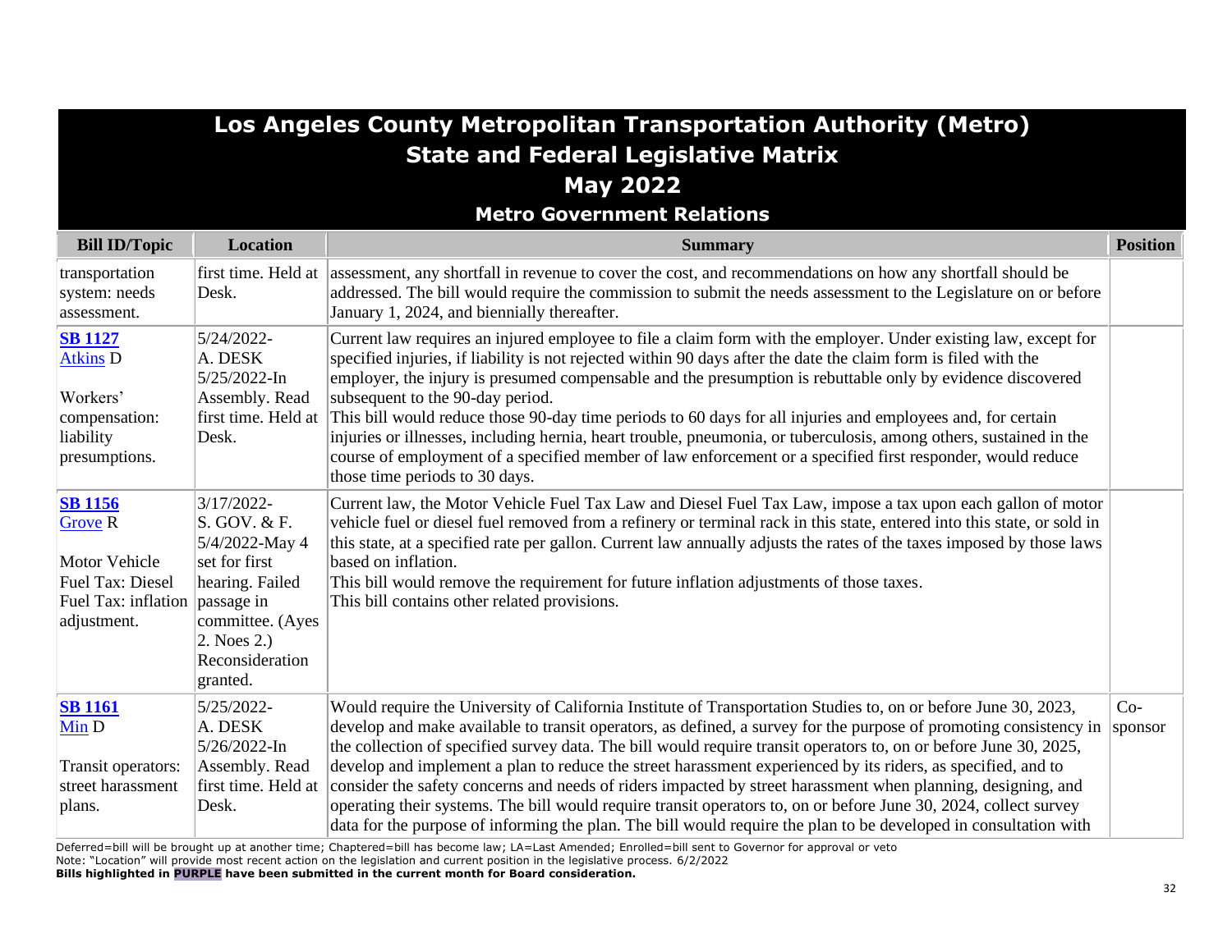# Los Angeles County Metropolitan Transportation Authority (Metro)
## State and Federal Legislative Matrix
## May 2022
### Metro Government Relations

| Bill ID/Topic | Location | Summary | Position |
|---|---|---|---|
| transportation system: needs assessment. | first time. Held at Desk. | assessment, any shortfall in revenue to cover the cost, and recommendations on how any shortfall should be addressed. The bill would require the commission to submit the needs assessment to the Legislature on or before January 1, 2024, and biennially thereafter. | |
| **SB 1127** Atkins D<br><br>Workers' compensation: liability presumptions. | 5/24/2022- A. DESK 5/25/2022-In Assembly. Read first time. Held at Desk. | Current law requires an injured employee to file a claim form with the employer. Under existing law, except for specified injuries, if liability is not rejected within 90 days after the date the claim form is filed with the employer, the injury is presumed compensable and the presumption is rebuttable only by evidence discovered subsequent to the 90-day period.<br>This bill would reduce those 90-day time periods to 60 days for all injuries and employees and, for certain injuries or illnesses, including hernia, heart trouble, pneumonia, or tuberculosis, among others, sustained in the course of employment of a specified member of law enforcement or a specified first responder, would reduce those time periods to 30 days. | |
| **SB 1156** Grove R<br><br>Motor Vehicle Fuel Tax: Diesel Fuel Tax: inflation adjustment. | 3/17/2022- S. GOV. & F. 5/4/2022-May 4 set for first hearing. Failed passage in committee. (Ayes 2. Noes 2.) Reconsideration granted. | Current law, the Motor Vehicle Fuel Tax Law and Diesel Fuel Tax Law, impose a tax upon each gallon of motor vehicle fuel or diesel fuel removed from a refinery or terminal rack in this state, entered into this state, or sold in this state, at a specified rate per gallon. Current law annually adjusts the rates of the taxes imposed by those laws based on inflation.<br>This bill would remove the requirement for future inflation adjustments of those taxes.<br>This bill contains other related provisions. | |
| **SB 1161** Min D<br><br>Transit operators: street harassment plans. | 5/25/2022- A. DESK 5/26/2022-In Assembly. Read first time. Held at Desk. | Would require the University of California Institute of Transportation Studies to, on or before June 30, 2023, develop and make available to transit operators, as defined, a survey for the purpose of promoting consistency in the collection of specified survey data. The bill would require transit operators to, on or before June 30, 2025, develop and implement a plan to reduce the street harassment experienced by its riders, as specified, and to consider the safety concerns and needs of riders impacted by street harassment when planning, designing, and operating their systems. The bill would require transit operators to, on or before June 30, 2024, collect survey data for the purpose of informing the plan. The bill would require the plan to be developed in consultation with | Co-sponsor |

Deferred=bill will be brought up at another time; Chaptered=bill has become law; LA=Last Amended; Enrolled=bill sent to Governor for approval or veto
Note: "Location" will provide most recent action on the legislation and current position in the legislative process. 6/2/2022
**Bills highlighted in PURPLE have been submitted in the current month for Board consideration.**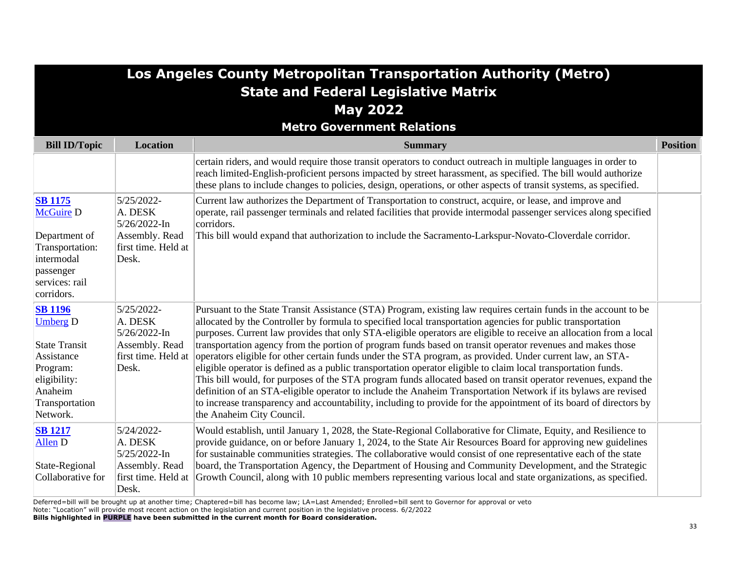# Los Angeles County Metropolitan Transportation Authority (Metro)
## State and Federal Legislative Matrix
## May 2022
### Metro Government Relations

| Bill ID/Topic | Location | Summary | Position |
|---|---|---|---|
| | | certain riders, and would require those transit operators to conduct outreach in multiple languages in order to reach limited-English-proficient persons impacted by street harassment, as specified. The bill would authorize these plans to include changes to policies, design, operations, or other aspects of transit systems, as specified. | |
| **SB 1175** McGuire D<br><br>Department of Transportation: intermodal passenger services: rail corridors. | 5/25/2022-A. DESK 5/26/2022-In Assembly. Read first time. Held at Desk. | Current law authorizes the Department of Transportation to construct, acquire, or lease, and improve and operate, rail passenger terminals and related facilities that provide intermodal passenger services along specified corridors.<br>This bill would expand that authorization to include the Sacramento-Larkspur-Novato-Cloverdale corridor. | |
| **SB 1196** Umberg D<br><br>State Transit Assistance Program: eligibility: Anaheim Transportation Network. | 5/25/2022-A. DESK 5/26/2022-In Assembly. Read first time. Held at Desk. | Pursuant to the State Transit Assistance (STA) Program, existing law requires certain funds in the account to be allocated by the Controller by formula to specified local transportation agencies for public transportation purposes. Current law provides that only STA-eligible operators are eligible to receive an allocation from a local transportation agency from the portion of program funds based on transit operator revenues and makes those operators eligible for other certain funds under the STA program, as provided. Under current law, an STA-eligible operator is defined as a public transportation operator eligible to claim local transportation funds.<br>This bill would, for purposes of the STA program funds allocated based on transit operator revenues, expand the definition of an STA-eligible operator to include the Anaheim Transportation Network if its bylaws are revised to increase transparency and accountability, including to provide for the appointment of its board of directors by the Anaheim City Council. | |
| **SB 1217** Allen D<br><br>State-Regional Collaborative for | 5/24/2022-A. DESK 5/25/2022-In Assembly. Read first time. Held at Desk. | Would establish, until January 1, 2028, the State-Regional Collaborative for Climate, Equity, and Resilience to provide guidance, on or before January 1, 2024, to the State Air Resources Board for approving new guidelines for sustainable communities strategies. The collaborative would consist of one representative each of the state board, the Transportation Agency, the Department of Housing and Community Development, and the Strategic Growth Council, along with 10 public members representing various local and state organizations, as specified. | |

Deferred=bill will be brought up at another time; Chaptered=bill has become law; LA=Last Amended; Enrolled=bill sent to Governor for approval or veto
Note: "Location" will provide most recent action on the legislation and current position in the legislative process. 6/2/2022
**Bills highlighted in PURPLE have been submitted in the current month for Board consideration.**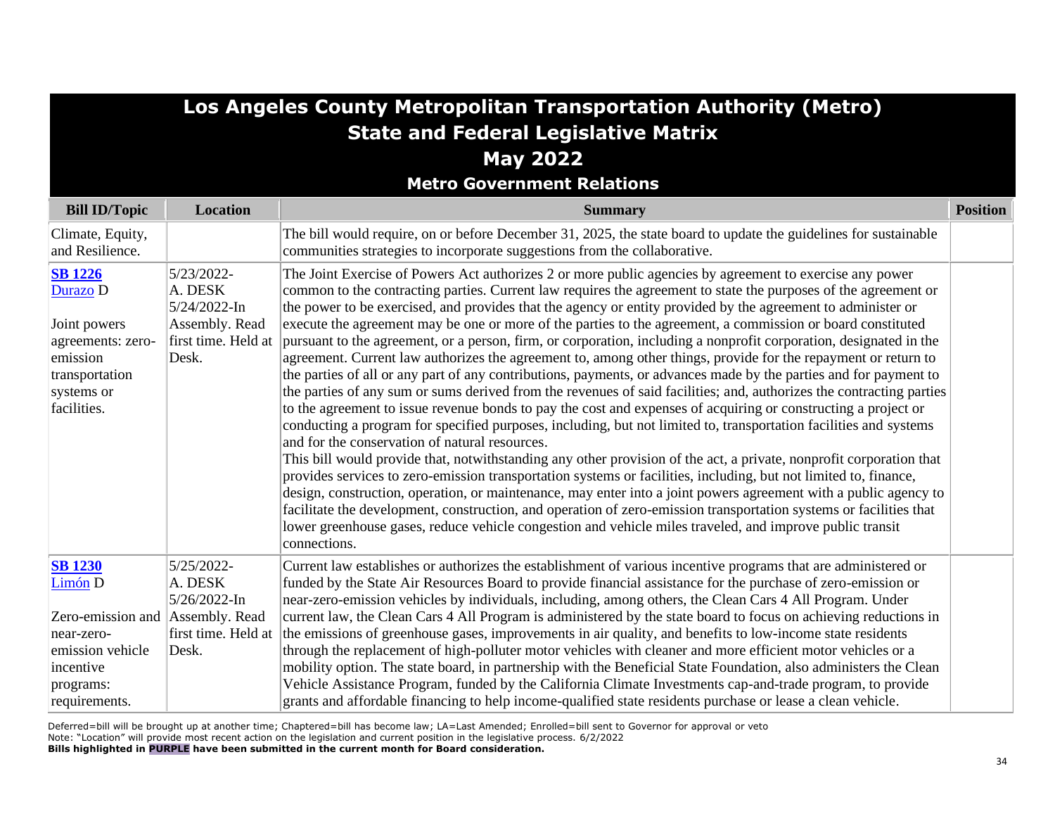# Los Angeles County Metropolitan Transportation Authority (Metro)
## State and Federal Legislative Matrix
## May 2022
### Metro Government Relations

| Bill ID/Topic | Location | Summary | Position |
|---|---|---|---|
| Climate, Equity, and Resilience. | | The bill would require, on or before December 31, 2025, the state board to update the guidelines for sustainable communities strategies to incorporate suggestions from the collaborative. | |
| **SB 1226** Durazo D<br><br>Joint powers agreements: zero-emission transportation systems or facilities. | 5/23/2022-A. DESK 5/24/2022-In Assembly. Read first time. Held at Desk. | The Joint Exercise of Powers Act authorizes 2 or more public agencies by agreement to exercise any power common to the contracting parties. Current law requires the agreement to state the purposes of the agreement or the power to be exercised, and provides that the agency or entity provided by the agreement to administer or execute the agreement may be one or more of the parties to the agreement, a commission or board constituted pursuant to the agreement, or a person, firm, or corporation, including a nonprofit corporation, designated in the agreement. Current law authorizes the agreement to, among other things, provide for the repayment or return to the parties of all or any part of any contributions, payments, or advances made by the parties and for payment to the parties of any sum or sums derived from the revenues of said facilities; and, authorizes the contracting parties to the agreement to issue revenue bonds to pay the cost and expenses of acquiring or constructing a project or conducting a program for specified purposes, including, but not limited to, transportation facilities and systems and for the conservation of natural resources.<br>This bill would provide that, notwithstanding any other provision of the act, a private, nonprofit corporation that provides services to zero-emission transportation systems or facilities, including, but not limited to, finance, design, construction, operation, or maintenance, may enter into a joint powers agreement with a public agency to facilitate the development, construction, and operation of zero-emission transportation systems or facilities that lower greenhouse gases, reduce vehicle congestion and vehicle miles traveled, and improve public transit connections. | |
| **SB 1230** Limón D<br><br>Zero-emission and near-zero-emission vehicle incentive programs: requirements. | 5/25/2022-A. DESK 5/26/2022-In Assembly. Read first time. Held at Desk. | Current law establishes or authorizes the establishment of various incentive programs that are administered or funded by the State Air Resources Board to provide financial assistance for the purchase of zero-emission or near-zero-emission vehicles by individuals, including, among others, the Clean Cars 4 All Program. Under current law, the Clean Cars 4 All Program is administered by the state board to focus on achieving reductions in the emissions of greenhouse gases, improvements in air quality, and benefits to low-income state residents through the replacement of high-polluter motor vehicles with cleaner and more efficient motor vehicles or a mobility option. The state board, in partnership with the Beneficial State Foundation, also administers the Clean Vehicle Assistance Program, funded by the California Climate Investments cap-and-trade program, to provide grants and affordable financing to help income-qualified state residents purchase or lease a clean vehicle. | |

Deferred=bill will be brought up at another time; Chaptered=bill has become law; LA=Last Amended; Enrolled=bill sent to Governor for approval or veto
Note: "Location" will provide most recent action on the legislation and current position in the legislative process. 6/2/2022
**Bills highlighted in PURPLE have been submitted in the current month for Board consideration.**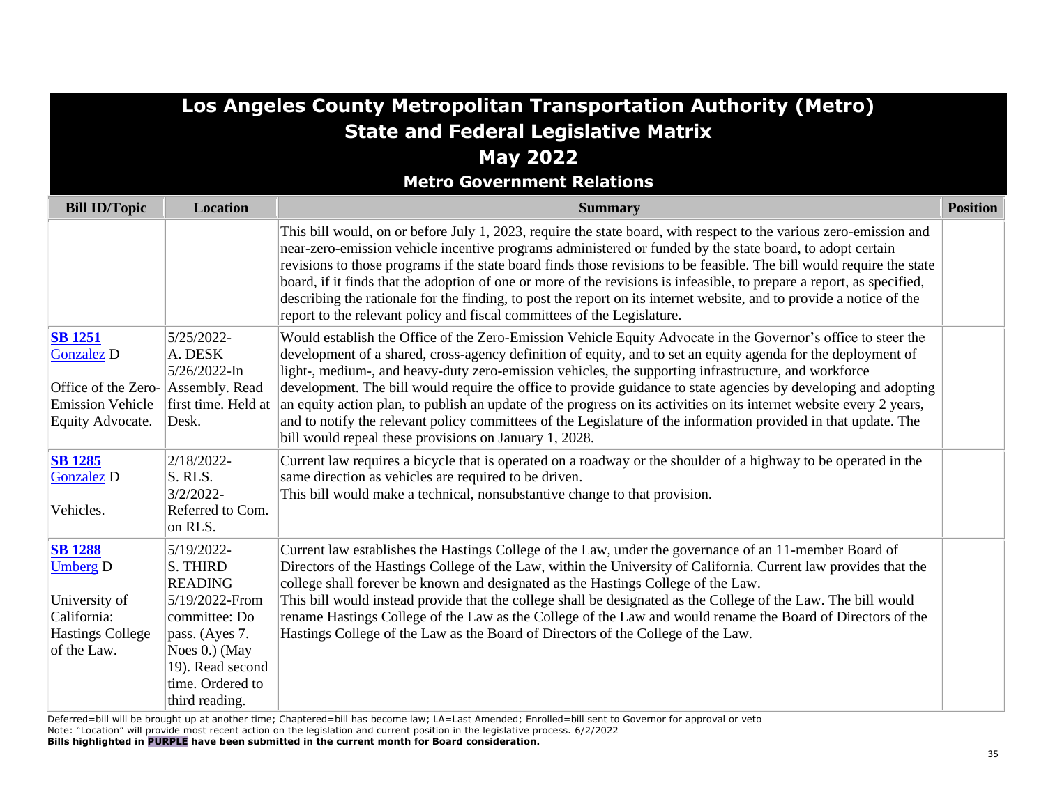# Los Angeles County Metropolitan Transportation Authority (Metro)
## State and Federal Legislative Matrix
## May 2022
### Metro Government Relations

| Bill ID/Topic | Location | Summary | Position |
|---|---|---|---|
| | | This bill would, on or before July 1, 2023, require the state board, with respect to the various zero-emission and near-zero-emission vehicle incentive programs administered or funded by the state board, to adopt certain revisions to those programs if the state board finds those revisions to be feasible. The bill would require the state board, if it finds that the adoption of one or more of the revisions is infeasible, to prepare a report, as specified, describing the rationale for the finding, to post the report on its internet website, and to provide a notice of the report to the relevant policy and fiscal committees of the Legislature. | |
| **SB 1251** Gonzalez D<br><br>Office of the Zero-Emission Vehicle Equity Advocate. | 5/25/2022-A. DESK 5/26/2022-In Assembly. Read first time. Held at Desk. | Would establish the Office of the Zero-Emission Vehicle Equity Advocate in the Governor's office to steer the development of a shared, cross-agency definition of equity, and to set an equity agenda for the deployment of light-, medium-, and heavy-duty zero-emission vehicles, the supporting infrastructure, and workforce development. The bill would require the office to provide guidance to state agencies by developing and adopting an equity action plan, to publish an update of the progress on its activities on its internet website every 2 years, and to notify the relevant policy committees of the Legislature of the information provided in that update. The bill would repeal these provisions on January 1, 2028. | |
| **SB 1285** Gonzalez D<br><br>Vehicles. | 2/18/2022-S. RLS. 3/2/2022-Referred to Com. on RLS. | Current law requires a bicycle that is operated on a roadway or the shoulder of a highway to be operated in the same direction as vehicles are required to be driven.<br>This bill would make a technical, nonsubstantive change to that provision. | |
| **SB 1288** Umberg D<br><br>University of California: Hastings College of the Law. | 5/19/2022-S. THIRD READING 5/19/2022-From committee: Do pass. (Ayes 7. Noes 0.) (May 19). Read second time. Ordered to third reading. | Current law establishes the Hastings College of the Law, under the governance of an 11-member Board of Directors of the Hastings College of the Law, within the University of California. Current law provides that the college shall forever be known and designated as the Hastings College of the Law.<br>This bill would instead provide that the college shall be designated as the College of the Law. The bill would rename Hastings College of the Law as the College of the Law and would rename the Board of Directors of the Hastings College of the Law as the Board of Directors of the College of the Law. | |

Deferred=bill will be brought up at another time; Chaptered=bill has become law; LA=Last Amended; Enrolled=bill sent to Governor for approval or veto
Note: "Location" will provide most recent action on the legislation and current position in the legislative process. 6/2/2022
**Bills highlighted in PURPLE have been submitted in the current month for Board consideration.**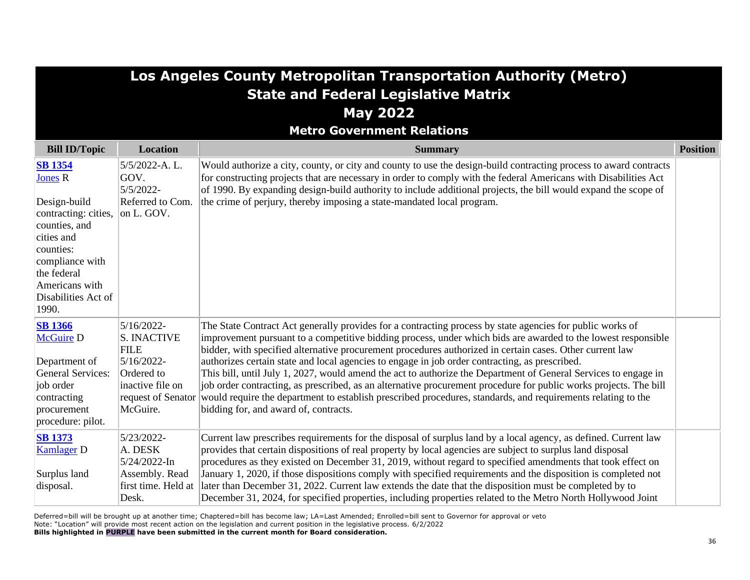# Los Angeles County Metropolitan Transportation Authority (Metro)
## State and Federal Legislative Matrix
## May 2022
### Metro Government Relations

| Bill ID/Topic | Location | Summary | Position |
|---|---|---|---|
| **SB 1354** Jones R<br><br>Design-build contracting: cities, counties, and cities and counties: compliance with the federal Americans with Disabilities Act of 1990. | 5/5/2022-A. L. GOV.<br>5/5/2022-Referred to Com. on L. GOV. | Would authorize a city, county, or city and county to use the design-build contracting process to award contracts for constructing projects that are necessary in order to comply with the federal Americans with Disabilities Act of 1990. By expanding design-build authority to include additional projects, the bill would expand the scope of the crime of perjury, thereby imposing a state-mandated local program. | |
| **SB 1366** McGuire D<br><br>Department of General Services: job order contracting procurement procedure: pilot. | 5/16/2022-S. INACTIVE FILE<br>5/16/2022-Ordered to inactive file on request of Senator McGuire. | The State Contract Act generally provides for a contracting process by state agencies for public works of improvement pursuant to a competitive bidding process, under which bids are awarded to the lowest responsible bidder, with specified alternative procurement procedures authorized in certain cases. Other current law authorizes certain state and local agencies to engage in job order contracting, as prescribed.<br>This bill, until July 1, 2027, would amend the act to authorize the Department of General Services to engage in job order contracting, as prescribed, as an alternative procurement procedure for public works projects. The bill would require the department to establish prescribed procedures, standards, and requirements relating to the bidding for, and award of, contracts. | |
| **SB 1373** Kamlager D<br><br>Surplus land disposal. | 5/23/2022-A. DESK<br>5/24/2022-In Assembly. Read first time. Held at Desk. | Current law prescribes requirements for the disposal of surplus land by a local agency, as defined. Current law provides that certain dispositions of real property by local agencies are subject to surplus land disposal procedures as they existed on December 31, 2019, without regard to specified amendments that took effect on January 1, 2020, if those dispositions comply with specified requirements and the disposition is completed not later than December 31, 2022. Current law extends the date that the disposition must be completed by to December 31, 2024, for specified properties, including properties related to the Metro North Hollywood Joint | |

Deferred=bill will be brought up at another time; Chaptered=bill has become law; LA=Last Amended; Enrolled=bill sent to Governor for approval or veto
Note: "Location" will provide most recent action on the legislation and current position in the legislative process. 6/2/2022
**Bills highlighted in PURPLE have been submitted in the current month for Board consideration.**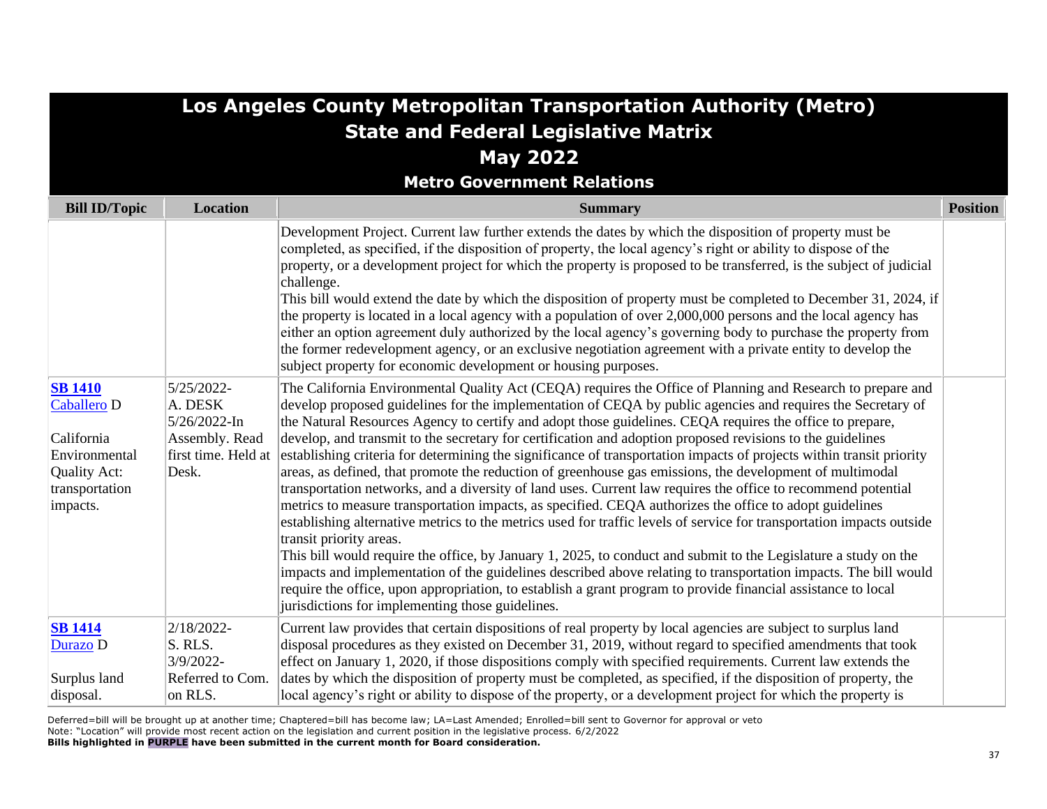# Los Angeles County Metropolitan Transportation Authority (Metro)
## State and Federal Legislative Matrix
## May 2022
### Metro Government Relations

| Bill ID/Topic | Location | Summary | Position |
|---|---|---|---|
| | | Development Project. Current law further extends the dates by which the disposition of property must be completed, as specified, if the disposition of property, the local agency's right or ability to dispose of the property, or a development project for which the property is proposed to be transferred, is the subject of judicial challenge.<br>This bill would extend the date by which the disposition of property must be completed to December 31, 2024, if the property is located in a local agency with a population of over 2,000,000 persons and the local agency has either an option agreement duly authorized by the local agency's governing body to purchase the property from the former redevelopment agency, or an exclusive negotiation agreement with a private entity to develop the subject property for economic development or housing purposes. | |
| **SB 1410**<br>Caballero D<br><br>California Environmental Quality Act: transportation impacts. | 5/25/2022-<br>A. DESK<br>5/26/2022-In Assembly. Read first time. Held at Desk. | The California Environmental Quality Act (CEQA) requires the Office of Planning and Research to prepare and develop proposed guidelines for the implementation of CEQA by public agencies and requires the Secretary of the Natural Resources Agency to certify and adopt those guidelines. CEQA requires the office to prepare, develop, and transmit to the secretary for certification and adoption proposed revisions to the guidelines establishing criteria for determining the significance of transportation impacts of projects within transit priority areas, as defined, that promote the reduction of greenhouse gas emissions, the development of multimodal transportation networks, and a diversity of land uses. Current law requires the office to recommend potential metrics to measure transportation impacts, as specified. CEQA authorizes the office to adopt guidelines establishing alternative metrics to the metrics used for traffic levels of service for transportation impacts outside transit priority areas.<br>This bill would require the office, by January 1, 2025, to conduct and submit to the Legislature a study on the impacts and implementation of the guidelines described above relating to transportation impacts. The bill would require the office, upon appropriation, to establish a grant program to provide financial assistance to local jurisdictions for implementing those guidelines. | |
| **SB 1414**<br>Durazo D<br><br>Surplus land disposal. | 2/18/2022-<br>S. RLS.<br>3/9/2022-<br>Referred to Com. on RLS. | Current law provides that certain dispositions of real property by local agencies are subject to surplus land disposal procedures as they existed on December 31, 2019, without regard to specified amendments that took effect on January 1, 2020, if those dispositions comply with specified requirements. Current law extends the dates by which the disposition of property must be completed, as specified, if the disposition of property, the local agency's right or ability to dispose of the property, or a development project for which the property is | |

Deferred=bill will be brought up at another time; Chaptered=bill has become law; LA=Last Amended; Enrolled=bill sent to Governor for approval or veto
Note: "Location" will provide most recent action on the legislation and current position in the legislative process. 6/2/2022
**Bills highlighted in PURPLE have been submitted in the current month for Board consideration.**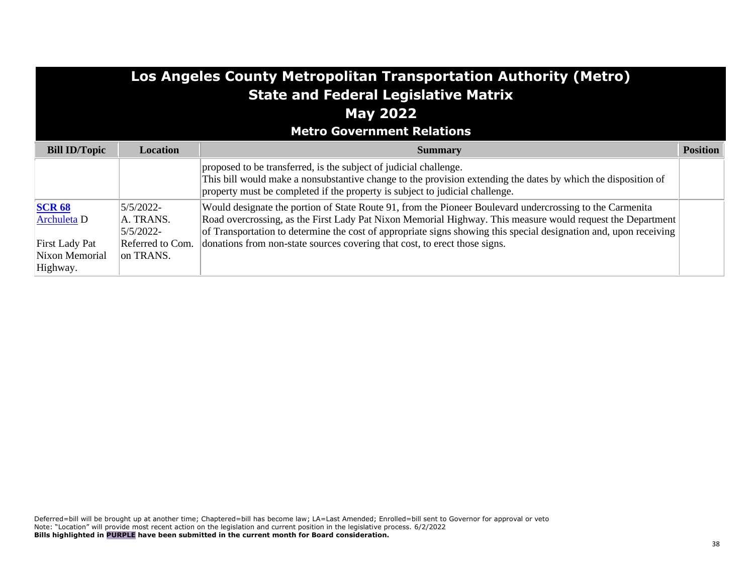# Los Angeles County Metropolitan Transportation Authority (Metro)
## State and Federal Legislative Matrix
## May 2022
### Metro Government Relations

| Bill ID/Topic | Location | Summary | Position |
|---|---|---|---|
| | | proposed to be transferred, is the subject of judicial challenge.<br>This bill would make a nonsubstantive change to the provision extending the dates by which the disposition of property must be completed if the property is subject to judicial challenge. | |
| **SCR 68**<br>Archuleta D<br><br>First Lady Pat Nixon Memorial Highway. | 5/5/2022-<br>A. TRANS.<br>5/5/2022-<br>Referred to Com. on TRANS. | Would designate the portion of State Route 91, from the Pioneer Boulevard undercrossing to the Carmenita Road overcrossing, as the First Lady Pat Nixon Memorial Highway. This measure would request the Department of Transportation to determine the cost of appropriate signs showing this special designation and, upon receiving donations from non-state sources covering that cost, to erect those signs. | |

Deferred=bill will be brought up at another time; Chaptered=bill has become law; LA=Last Amended; Enrolled=bill sent to Governor for approval or veto
Note: "Location" will provide most recent action on the legislation and current position in the legislative process. 6/2/2022
**Bills highlighted in PURPLE have been submitted in the current month for Board consideration.**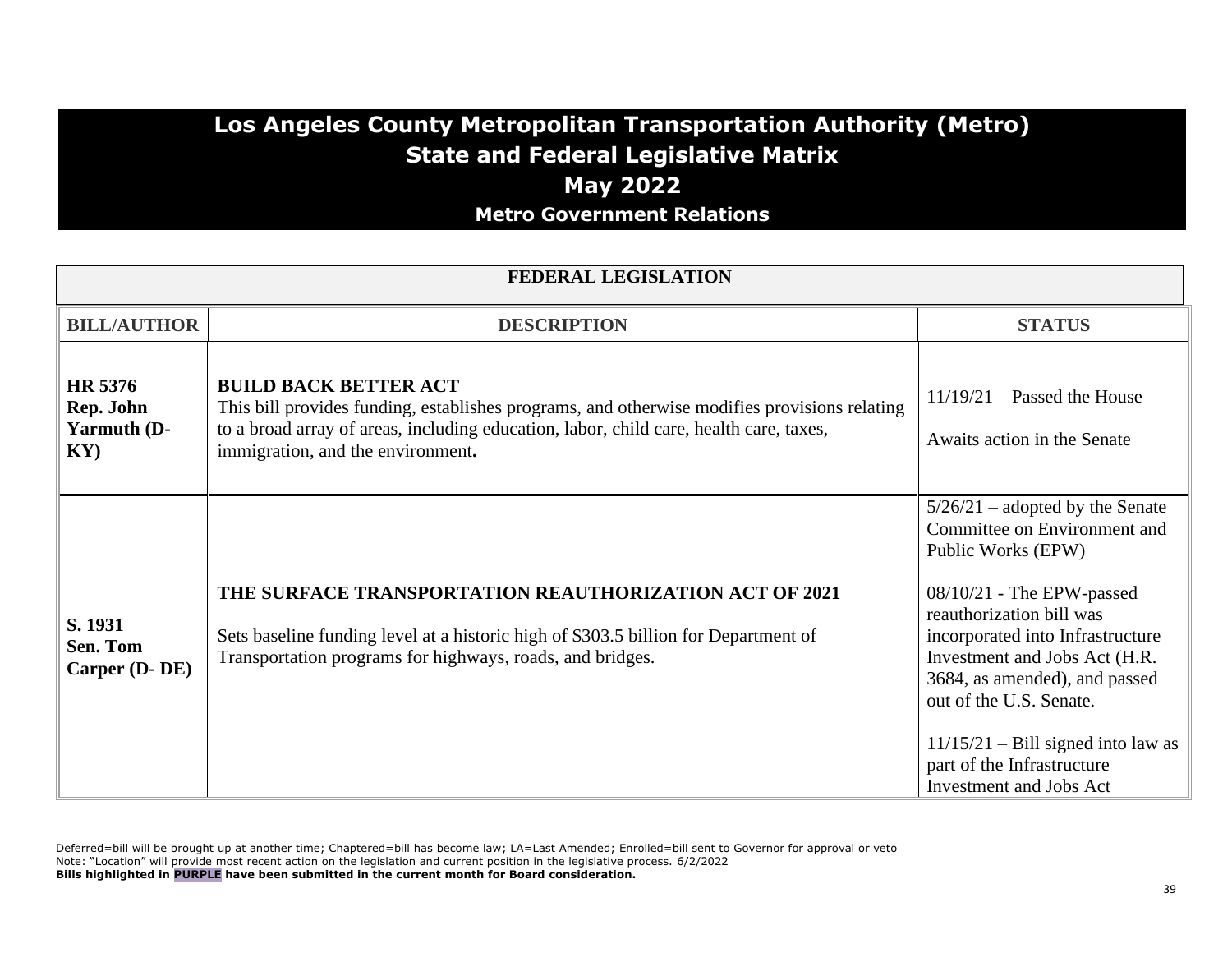# Los Angeles County Metropolitan Transportation Authority (Metro)
## State and Federal Legislative Matrix
## May 2022
### Metro Government Relations

**FEDERAL LEGISLATION**

| BILL/AUTHOR | DESCRIPTION | STATUS |
|---|---|---|
| **HR 5376 Rep. John Yarmuth (D-KY)** | **BUILD BACK BETTER ACT** This bill provides funding, establishes programs, and otherwise modifies provisions relating to a broad array of areas, including education, labor, child care, health care, taxes, immigration, and the environment**.** | 11/19/21 – Passed the House<br><br>Awaits action in the Senate |
| **S. 1931 Sen. Tom Carper (D- DE)** | **THE SURFACE TRANSPORTATION REAUTHORIZATION ACT OF 2021**<br><br>Sets baseline funding level at a historic high of \$303.5 billion for Department of Transportation programs for highways, roads, and bridges. | 5/26/21 – adopted by the Senate Committee on Environment and Public Works (EPW)<br><br>08/10/21 - The EPW-passed reauthorization bill was incorporated into Infrastructure Investment and Jobs Act (H.R. 3684, as amended), and passed out of the U.S. Senate.<br><br>11/15/21 – Bill signed into law as part of the Infrastructure Investment and Jobs Act |

Deferred=bill will be brought up at another time; Chaptered=bill has become law; LA=Last Amended; Enrolled=bill sent to Governor for approval or veto
Note: "Location" will provide most recent action on the legislation and current position in the legislative process. 6/2/2022
**Bills highlighted in PURPLE have been submitted in the current month for Board consideration.**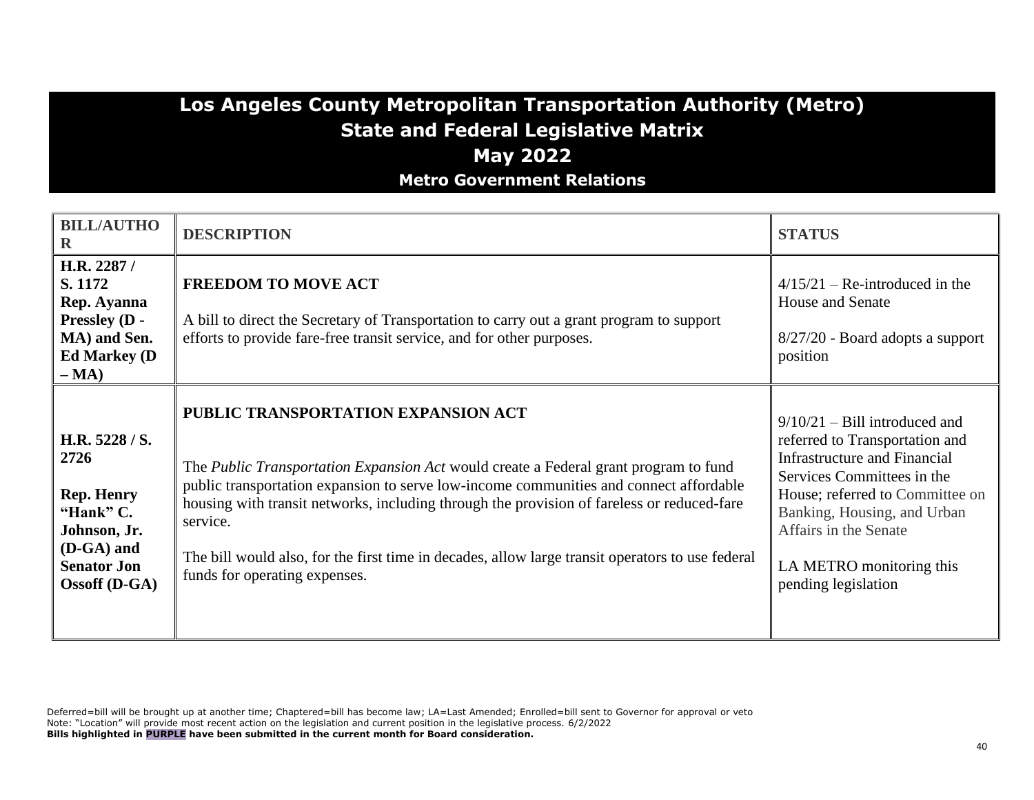# Los Angeles County Metropolitan Transportation Authority (Metro)
## State and Federal Legislative Matrix
## May 2022
### Metro Government Relations

| BILL/AUTHOR | DESCRIPTION | STATUS |
|---|---|---|
| **H.R. 2287 / S. 1172 Rep. Ayanna Pressley (D - MA) and Sen. Ed Markey (D – MA)** | **FREEDOM TO MOVE ACT**<br><br>A bill to direct the Secretary of Transportation to carry out a grant program to support efforts to provide fare-free transit service, and for other purposes. | 4/15/21 – Re-introduced in the House and Senate<br><br>8/27/20 - Board adopts a support position |
| **H.R. 5228 / S. 2726**<br><br>**Rep. Henry "Hank" C. Johnson, Jr. (D-GA) and Senator Jon Ossoff (D-GA)** | **PUBLIC TRANSPORTATION EXPANSION ACT**<br><br>The *Public Transportation Expansion Act* would create a Federal grant program to fund public transportation expansion to serve low-income communities and connect affordable housing with transit networks, including through the provision of fareless or reduced-fare service.<br><br>The bill would also, for the first time in decades, allow large transit operators to use federal funds for operating expenses. | 9/10/21 – Bill introduced and referred to Transportation and Infrastructure and Financial Services Committees in the House; referred to Committee on Banking, Housing, and Urban Affairs in the Senate<br><br>LA METRO monitoring this pending legislation |

Deferred=bill will be brought up at another time; Chaptered=bill has become law; LA=Last Amended; Enrolled=bill sent to Governor for approval or veto
Note: "Location" will provide most recent action on the legislation and current position in the legislative process. 6/2/2022
**Bills highlighted in PURPLE have been submitted in the current month for Board consideration.**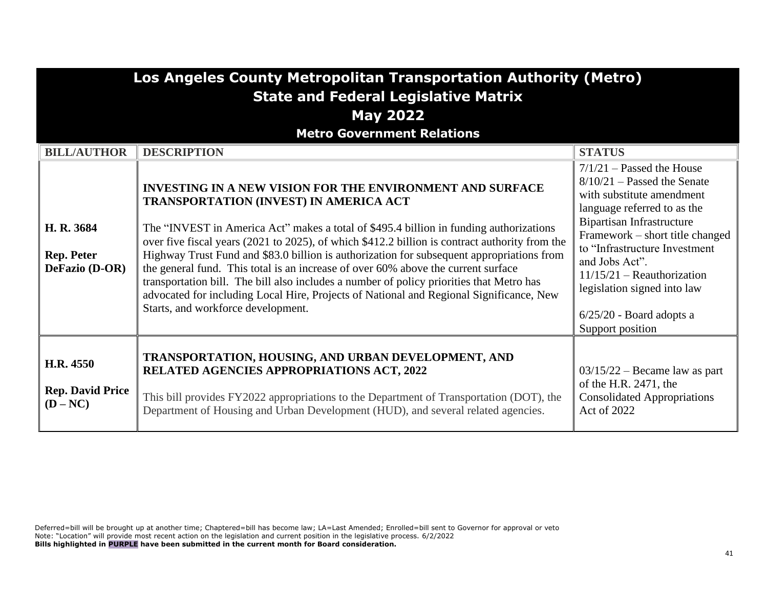# Los Angeles County Metropolitan Transportation Authority (Metro)

## State and Federal Legislative Matrix

## May 2022

### Metro Government Relations

| BILL/AUTHOR | DESCRIPTION | STATUS |
|---|---|---|
| **H. R. 3684**<br><br>**Rep. Peter DeFazio (D-OR)** | **INVESTING IN A NEW VISION FOR THE ENVIRONMENT AND SURFACE TRANSPORTATION (INVEST) IN AMERICA ACT**<br><br>The "INVEST in America Act" makes a total of $495.4 billion in funding authorizations over five fiscal years (2021 to 2025), of which $412.2 billion is contract authority from the Highway Trust Fund and $83.0 billion is authorization for subsequent appropriations from the general fund. This total is an increase of over 60% above the current surface transportation bill. The bill also includes a number of policy priorities that Metro has advocated for including Local Hire, Projects of National and Regional Significance, New Starts, and workforce development. | 7/1/21 – Passed the House<br>8/10/21 – Passed the Senate with substitute amendment language referred to as the Bipartisan Infrastructure Framework – short title changed to "Infrastructure Investment and Jobs Act".<br>11/15/21 – Reauthorization legislation signed into law<br><br>6/25/20 - Board adopts a Support position |
| **H.R. 4550**<br><br>**Rep. David Price (D – NC)** | **TRANSPORTATION, HOUSING, AND URBAN DEVELOPMENT, AND RELATED AGENCIES APPROPRIATIONS ACT, 2022**<br><br>This bill provides FY2022 appropriations to the Department of Transportation (DOT), the Department of Housing and Urban Development (HUD), and several related agencies. | 03/15/22 – Became law as part of the H.R. 2471, the Consolidated Appropriations Act of 2022 |

Deferred=bill will be brought up at another time; Chaptered=bill has become law; LA=Last Amended; Enrolled=bill sent to Governor for approval or veto
Note: "Location" will provide most recent action on the legislation and current position in the legislative process. 6/2/2022
**Bills highlighted in PURPLE have been submitted in the current month for Board consideration.**